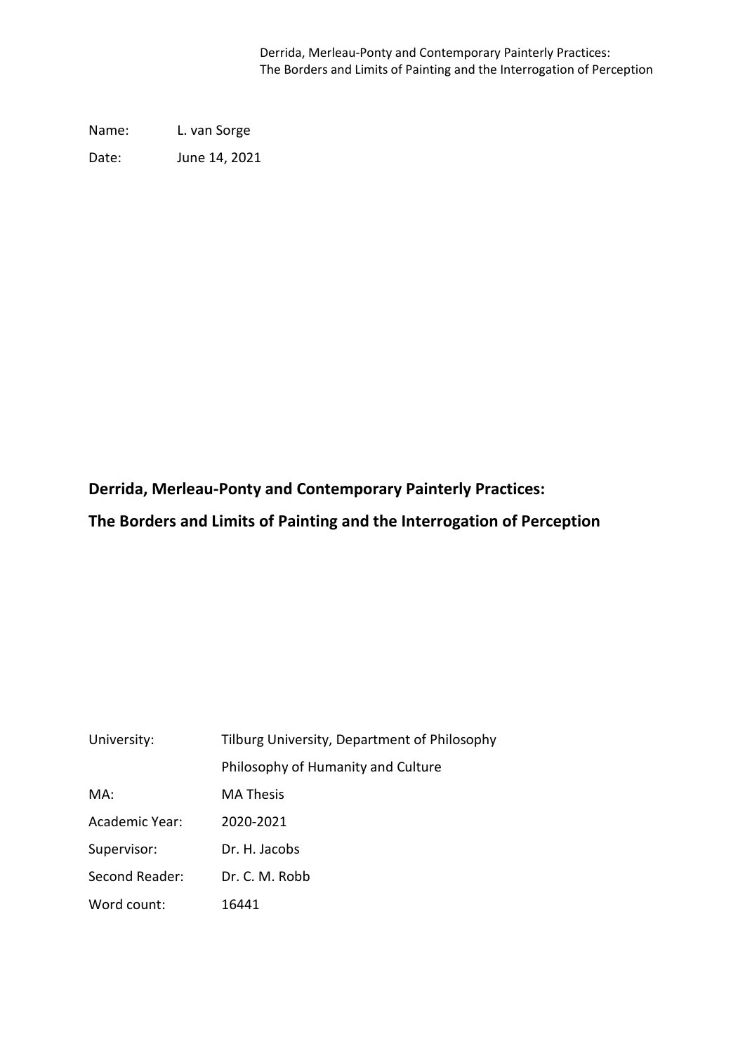Name: L. van Sorge

Date: June 14, 2021

# Derrida, Merleau-Ponty and Contemporary Painterly Practices:

# The Borders and Limits of Painting and the Interrogation of Perception

| | |
|---|---|
| University: | Tilburg University, Department of Philosophy |
| | Philosophy of Humanity and Culture |
| MA: | MA Thesis |
| Academic Year: | 2020-2021 |
| Supervisor: | Dr. H. Jacobs |
| Second Reader: | Dr. C. M. Robb |
| Word count: | 16441 |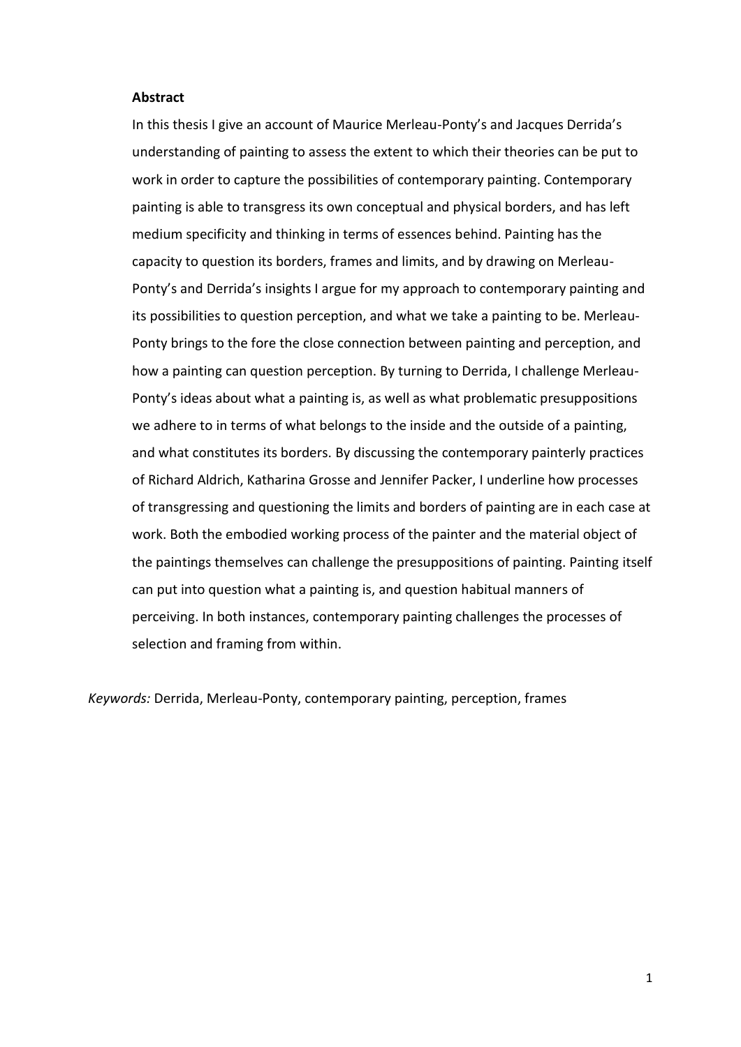**Abstract**

In this thesis I give an account of Maurice Merleau-Ponty's and Jacques Derrida's understanding of painting to assess the extent to which their theories can be put to work in order to capture the possibilities of contemporary painting. Contemporary painting is able to transgress its own conceptual and physical borders, and has left medium specificity and thinking in terms of essences behind. Painting has the capacity to question its borders, frames and limits, and by drawing on Merleau-Ponty's and Derrida's insights I argue for my approach to contemporary painting and its possibilities to question perception, and what we take a painting to be. Merleau-Ponty brings to the fore the close connection between painting and perception, and how a painting can question perception. By turning to Derrida, I challenge Merleau-Ponty's ideas about what a painting is, as well as what problematic presuppositions we adhere to in terms of what belongs to the inside and the outside of a painting, and what constitutes its borders. By discussing the contemporary painterly practices of Richard Aldrich, Katharina Grosse and Jennifer Packer, I underline how processes of transgressing and questioning the limits and borders of painting are in each case at work. Both the embodied working process of the painter and the material object of the paintings themselves can challenge the presuppositions of painting. Painting itself can put into question what a painting is, and question habitual manners of perceiving. In both instances, contemporary painting challenges the processes of selection and framing from within.

*Keywords:* Derrida, Merleau-Ponty, contemporary painting, perception, frames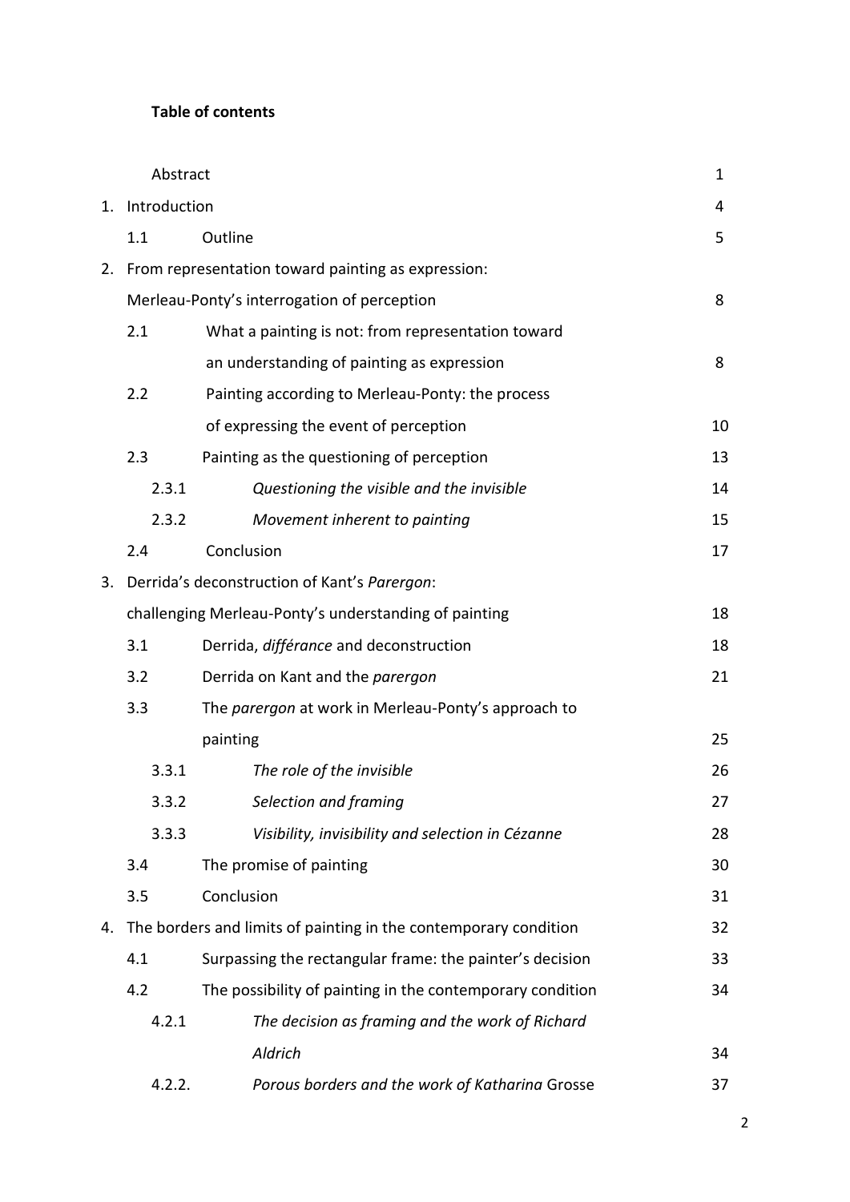**Table of contents**

| | | |
|---|---|---|
| | Abstract | 1 |
| 1. | Introduction | 4 |
| | 1.1 Outline | 5 |
| 2. | From representation toward painting as expression: Merleau-Ponty's interrogation of perception | 8 |
| | 2.1 What a painting is not: from representation toward an understanding of painting as expression | 8 |
| | 2.2 Painting according to Merleau-Ponty: the process of expressing the event of perception | 10 |
| | 2.3 Painting as the questioning of perception | 13 |
| | 2.3.1 *Questioning the visible and the invisible* | 14 |
| | 2.3.2 *Movement inherent to painting* | 15 |
| | 2.4 Conclusion | 17 |
| 3. | Derrida's deconstruction of Kant's *Parergon*: challenging Merleau-Ponty's understanding of painting | 18 |
| | 3.1 Derrida, *différance* and deconstruction | 18 |
| | 3.2 Derrida on Kant and the *parergon* | 21 |
| | 3.3 The *parergon* at work in Merleau-Ponty's approach to painting | 25 |
| | 3.3.1 *The role of the invisible* | 26 |
| | 3.3.2 *Selection and framing* | 27 |
| | 3.3.3 *Visibility, invisibility and selection in Cézanne* | 28 |
| | 3.4 The promise of painting | 30 |
| | 3.5 Conclusion | 31 |
| 4. | The borders and limits of painting in the contemporary condition | 32 |
| | 4.1 Surpassing the rectangular frame: the painter's decision | 33 |
| | 4.2 The possibility of painting in the contemporary condition | 34 |
| | 4.2.1 *The decision as framing and the work of Richard Aldrich* | 34 |
| | 4.2.2. *Porous borders and the work of Katharina* Grosse | 37 |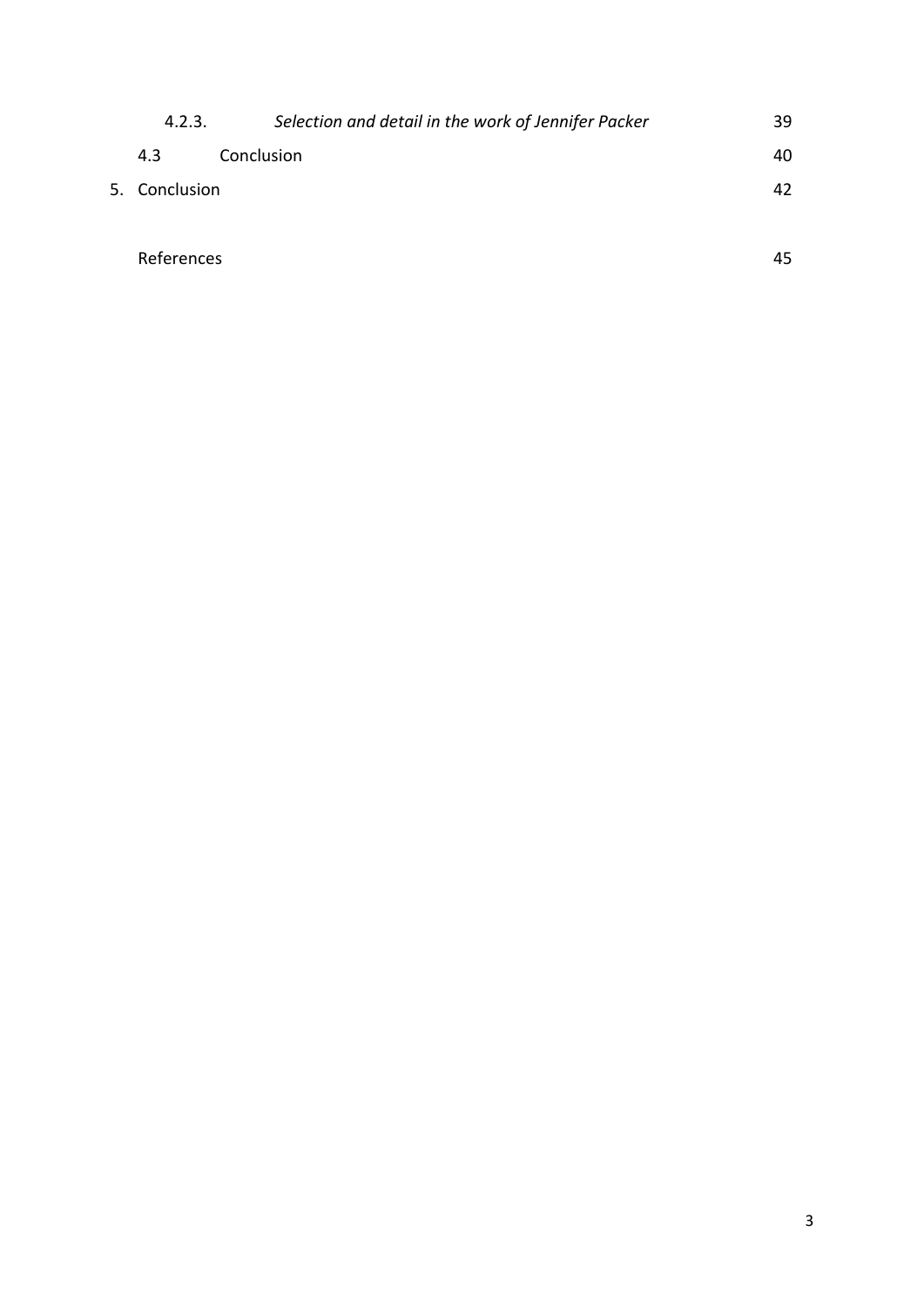| | | |
|---|---|---|
| 4.2.3. | *Selection and detail in the work of Jennifer Packer* | 39 |
| 4.3 | Conclusion | 40 |
| 5. | Conclusion | 42 |
| | References | 45 |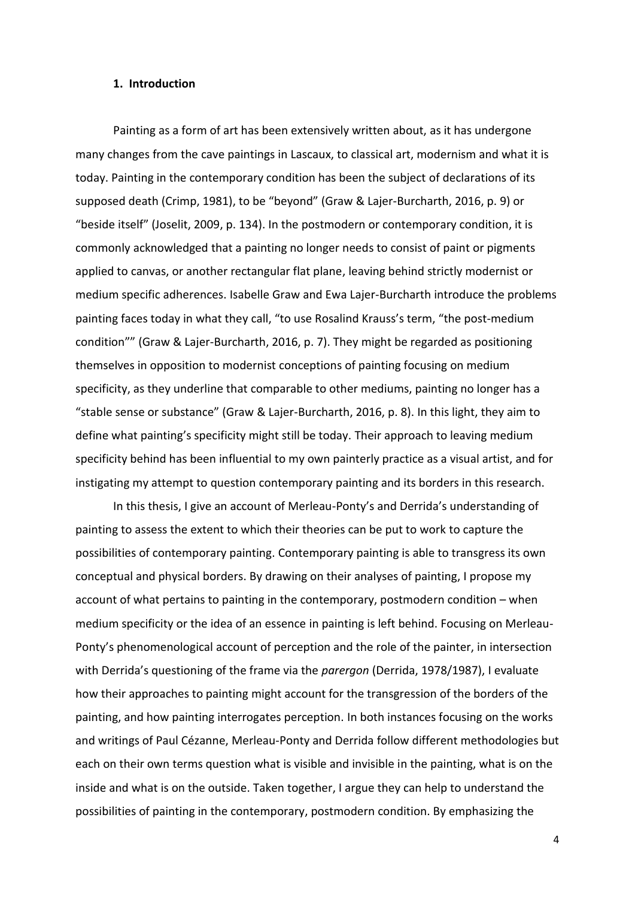## 1. Introduction

Painting as a form of art has been extensively written about, as it has undergone many changes from the cave paintings in Lascaux, to classical art, modernism and what it is today. Painting in the contemporary condition has been the subject of declarations of its supposed death (Crimp, 1981), to be "beyond" (Graw & Lajer-Burcharth, 2016, p. 9) or "beside itself" (Joselit, 2009, p. 134). In the postmodern or contemporary condition, it is commonly acknowledged that a painting no longer needs to consist of paint or pigments applied to canvas, or another rectangular flat plane, leaving behind strictly modernist or medium specific adherences. Isabelle Graw and Ewa Lajer-Burcharth introduce the problems painting faces today in what they call, "to use Rosalind Krauss's term, "the post-medium condition"" (Graw & Lajer-Burcharth, 2016, p. 7). They might be regarded as positioning themselves in opposition to modernist conceptions of painting focusing on medium specificity, as they underline that comparable to other mediums, painting no longer has a "stable sense or substance" (Graw & Lajer-Burcharth, 2016, p. 8). In this light, they aim to define what painting's specificity might still be today. Their approach to leaving medium specificity behind has been influential to my own painterly practice as a visual artist, and for instigating my attempt to question contemporary painting and its borders in this research.

In this thesis, I give an account of Merleau-Ponty's and Derrida's understanding of painting to assess the extent to which their theories can be put to work to capture the possibilities of contemporary painting. Contemporary painting is able to transgress its own conceptual and physical borders. By drawing on their analyses of painting, I propose my account of what pertains to painting in the contemporary, postmodern condition – when medium specificity or the idea of an essence in painting is left behind. Focusing on Merleau-Ponty's phenomenological account of perception and the role of the painter, in intersection with Derrida's questioning of the frame via the *parergon* (Derrida, 1978/1987), I evaluate how their approaches to painting might account for the transgression of the borders of the painting, and how painting interrogates perception. In both instances focusing on the works and writings of Paul Cézanne, Merleau-Ponty and Derrida follow different methodologies but each on their own terms question what is visible and invisible in the painting, what is on the inside and what is on the outside. Taken together, I argue they can help to understand the possibilities of painting in the contemporary, postmodern condition. By emphasizing the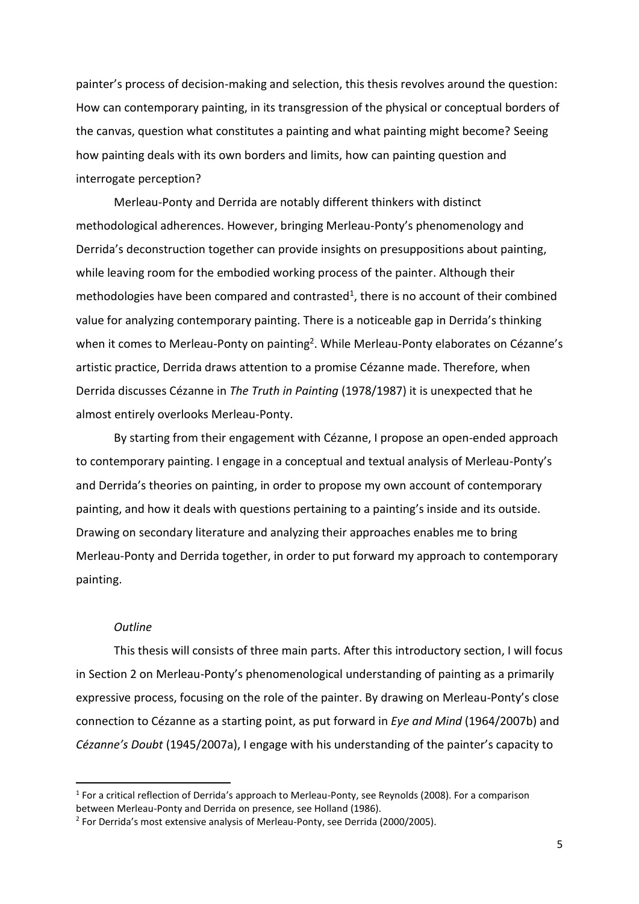painter's process of decision-making and selection, this thesis revolves around the question: How can contemporary painting, in its transgression of the physical or conceptual borders of the canvas, question what constitutes a painting and what painting might become? Seeing how painting deals with its own borders and limits, how can painting question and interrogate perception?

Merleau-Ponty and Derrida are notably different thinkers with distinct methodological adherences. However, bringing Merleau-Ponty's phenomenology and Derrida's deconstruction together can provide insights on presuppositions about painting, while leaving room for the embodied working process of the painter. Although their methodologies have been compared and contrasted[1], there is no account of their combined value for analyzing contemporary painting. There is a noticeable gap in Derrida's thinking when it comes to Merleau-Ponty on painting[2]. While Merleau-Ponty elaborates on Cézanne's artistic practice, Derrida draws attention to a promise Cézanne made. Therefore, when Derrida discusses Cézanne in *The Truth in Painting* (1978/1987) it is unexpected that he almost entirely overlooks Merleau-Ponty.

By starting from their engagement with Cézanne, I propose an open-ended approach to contemporary painting. I engage in a conceptual and textual analysis of Merleau-Ponty's and Derrida's theories on painting, in order to propose my own account of contemporary painting, and how it deals with questions pertaining to a painting's inside and its outside. Drawing on secondary literature and analyzing their approaches enables me to bring Merleau-Ponty and Derrida together, in order to put forward my approach to contemporary painting.

*Outline*

This thesis will consists of three main parts. After this introductory section, I will focus in Section 2 on Merleau-Ponty's phenomenological understanding of painting as a primarily expressive process, focusing on the role of the painter. By drawing on Merleau-Ponty's close connection to Cézanne as a starting point, as put forward in *Eye and Mind* (1964/2007b) and *Cézanne's Doubt* (1945/2007a), I engage with his understanding of the painter's capacity to

[1] For a critical reflection of Derrida's approach to Merleau-Ponty, see Reynolds (2008). For a comparison between Merleau-Ponty and Derrida on presence, see Holland (1986).

[2] For Derrida's most extensive analysis of Merleau-Ponty, see Derrida (2000/2005).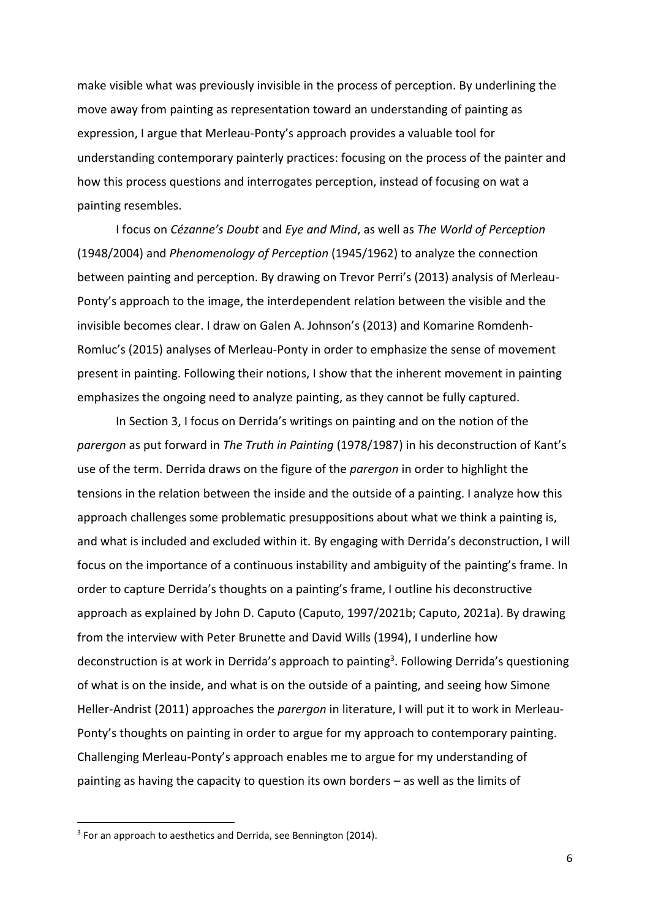make visible what was previously invisible in the process of perception. By underlining the move away from painting as representation toward an understanding of painting as expression, I argue that Merleau-Ponty's approach provides a valuable tool for understanding contemporary painterly practices: focusing on the process of the painter and how this process questions and interrogates perception, instead of focusing on wat a painting resembles.

I focus on *Cézanne's Doubt* and *Eye and Mind*, as well as *The World of Perception* (1948/2004) and *Phenomenology of Perception* (1945/1962) to analyze the connection between painting and perception. By drawing on Trevor Perri's (2013) analysis of Merleau-Ponty's approach to the image, the interdependent relation between the visible and the invisible becomes clear. I draw on Galen A. Johnson's (2013) and Komarine Romdenh-Romluc's (2015) analyses of Merleau-Ponty in order to emphasize the sense of movement present in painting. Following their notions, I show that the inherent movement in painting emphasizes the ongoing need to analyze painting, as they cannot be fully captured.

In Section 3, I focus on Derrida's writings on painting and on the notion of the *parergon* as put forward in *The Truth in Painting* (1978/1987) in his deconstruction of Kant's use of the term. Derrida draws on the figure of the *parergon* in order to highlight the tensions in the relation between the inside and the outside of a painting. I analyze how this approach challenges some problematic presuppositions about what we think a painting is, and what is included and excluded within it. By engaging with Derrida's deconstruction, I will focus on the importance of a continuous instability and ambiguity of the painting's frame. In order to capture Derrida's thoughts on a painting's frame, I outline his deconstructive approach as explained by John D. Caputo (Caputo, 1997/2021b; Caputo, 2021a). By drawing from the interview with Peter Brunette and David Wills (1994), I underline how deconstruction is at work in Derrida's approach to painting[3]. Following Derrida's questioning of what is on the inside, and what is on the outside of a painting, and seeing how Simone Heller-Andrist (2011) approaches the *parergon* in literature, I will put it to work in Merleau-Ponty's thoughts on painting in order to argue for my approach to contemporary painting. Challenging Merleau-Ponty's approach enables me to argue for my understanding of painting as having the capacity to question its own borders – as well as the limits of

[3] For an approach to aesthetics and Derrida, see Bennington (2014).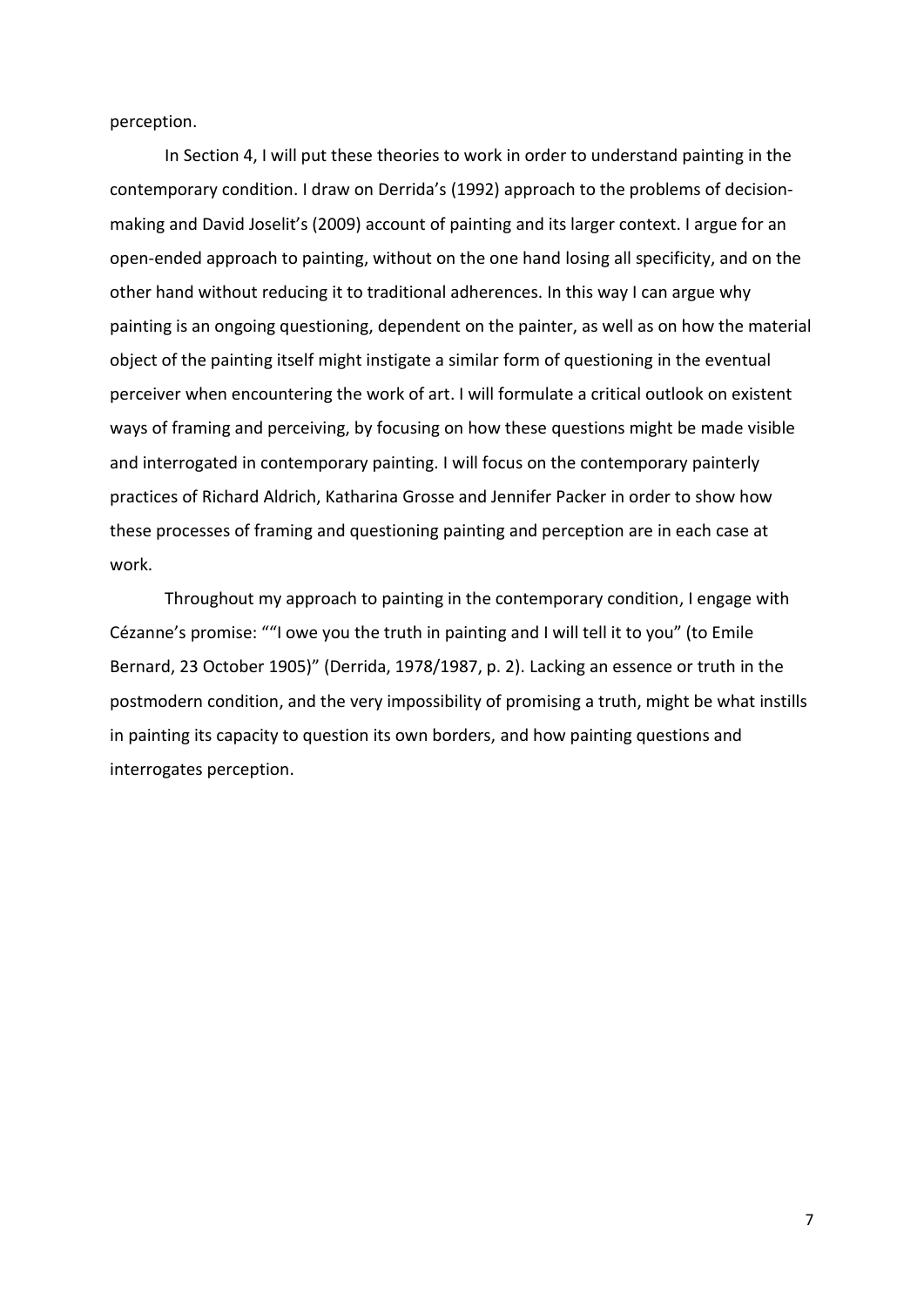perception.

In Section 4, I will put these theories to work in order to understand painting in the contemporary condition. I draw on Derrida's (1992) approach to the problems of decision-making and David Joselit's (2009) account of painting and its larger context. I argue for an open-ended approach to painting, without on the one hand losing all specificity, and on the other hand without reducing it to traditional adherences. In this way I can argue why painting is an ongoing questioning, dependent on the painter, as well as on how the material object of the painting itself might instigate a similar form of questioning in the eventual perceiver when encountering the work of art. I will formulate a critical outlook on existent ways of framing and perceiving, by focusing on how these questions might be made visible and interrogated in contemporary painting. I will focus on the contemporary painterly practices of Richard Aldrich, Katharina Grosse and Jennifer Packer in order to show how these processes of framing and questioning painting and perception are in each case at work.

Throughout my approach to painting in the contemporary condition, I engage with Cézanne's promise: ""I owe you the truth in painting and I will tell it to you" (to Emile Bernard, 23 October 1905)" (Derrida, 1978/1987, p. 2). Lacking an essence or truth in the postmodern condition, and the very impossibility of promising a truth, might be what instills in painting its capacity to question its own borders, and how painting questions and interrogates perception.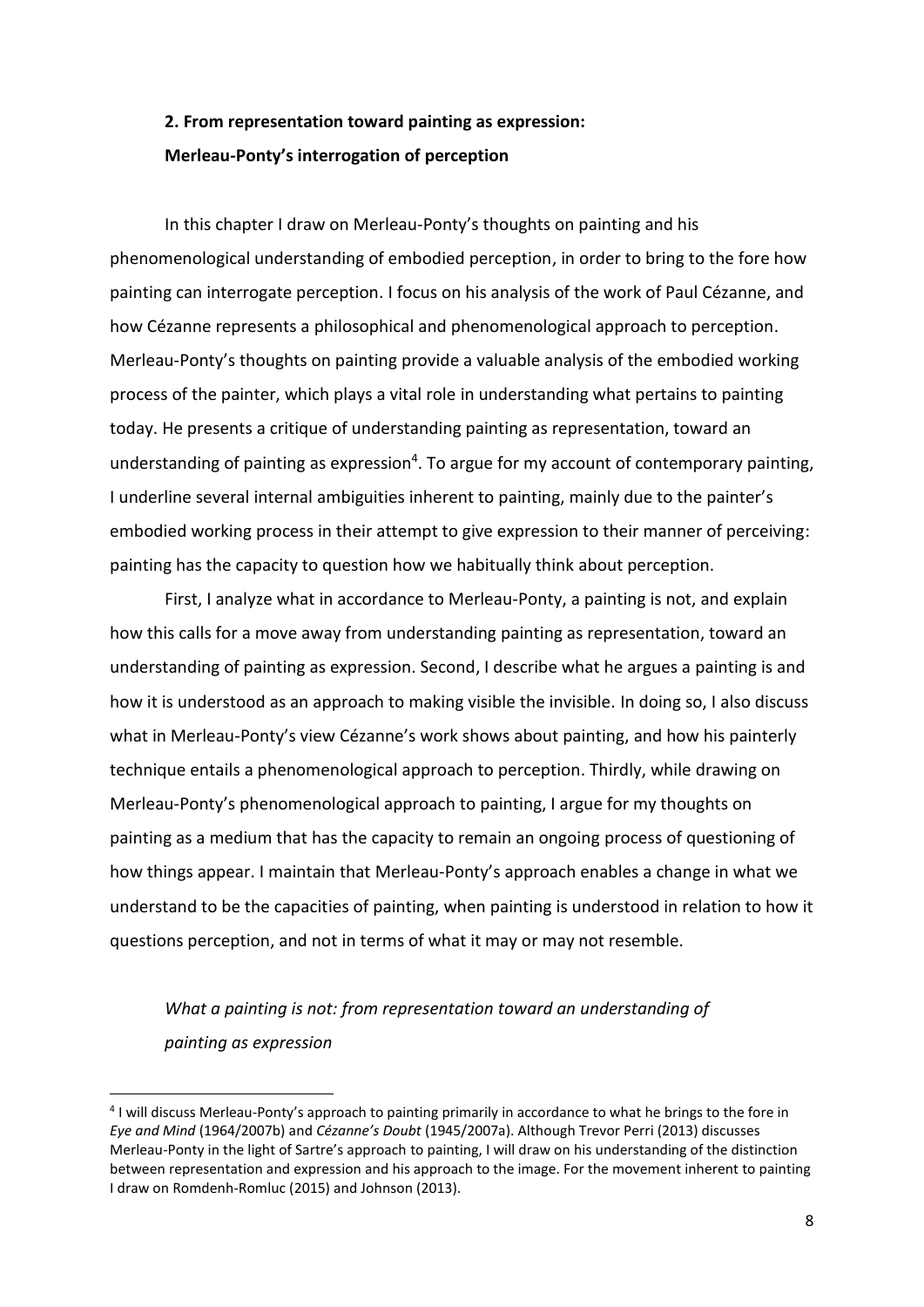## 2. From representation toward painting as expression: Merleau-Ponty's interrogation of perception

In this chapter I draw on Merleau-Ponty's thoughts on painting and his phenomenological understanding of embodied perception, in order to bring to the fore how painting can interrogate perception. I focus on his analysis of the work of Paul Cézanne, and how Cézanne represents a philosophical and phenomenological approach to perception. Merleau-Ponty's thoughts on painting provide a valuable analysis of the embodied working process of the painter, which plays a vital role in understanding what pertains to painting today. He presents a critique of understanding painting as representation, toward an understanding of painting as expression[4]. To argue for my account of contemporary painting, I underline several internal ambiguities inherent to painting, mainly due to the painter's embodied working process in their attempt to give expression to their manner of perceiving: painting has the capacity to question how we habitually think about perception.

First, I analyze what in accordance to Merleau-Ponty, a painting is not, and explain how this calls for a move away from understanding painting as representation, toward an understanding of painting as expression. Second, I describe what he argues a painting is and how it is understood as an approach to making visible the invisible. In doing so, I also discuss what in Merleau-Ponty's view Cézanne's work shows about painting, and how his painterly technique entails a phenomenological approach to perception. Thirdly, while drawing on Merleau-Ponty's phenomenological approach to painting, I argue for my thoughts on painting as a medium that has the capacity to remain an ongoing process of questioning of how things appear. I maintain that Merleau-Ponty's approach enables a change in what we understand to be the capacities of painting, when painting is understood in relation to how it questions perception, and not in terms of what it may or may not resemble.

### *What a painting is not: from representation toward an understanding of painting as expression*

---

[4] I will discuss Merleau-Ponty's approach to painting primarily in accordance to what he brings to the fore in *Eye and Mind* (1964/2007b) and *Cézanne's Doubt* (1945/2007a). Although Trevor Perri (2013) discusses Merleau-Ponty in the light of Sartre's approach to painting, I will draw on his understanding of the distinction between representation and expression and his approach to the image. For the movement inherent to painting I draw on Romdenh-Romluc (2015) and Johnson (2013).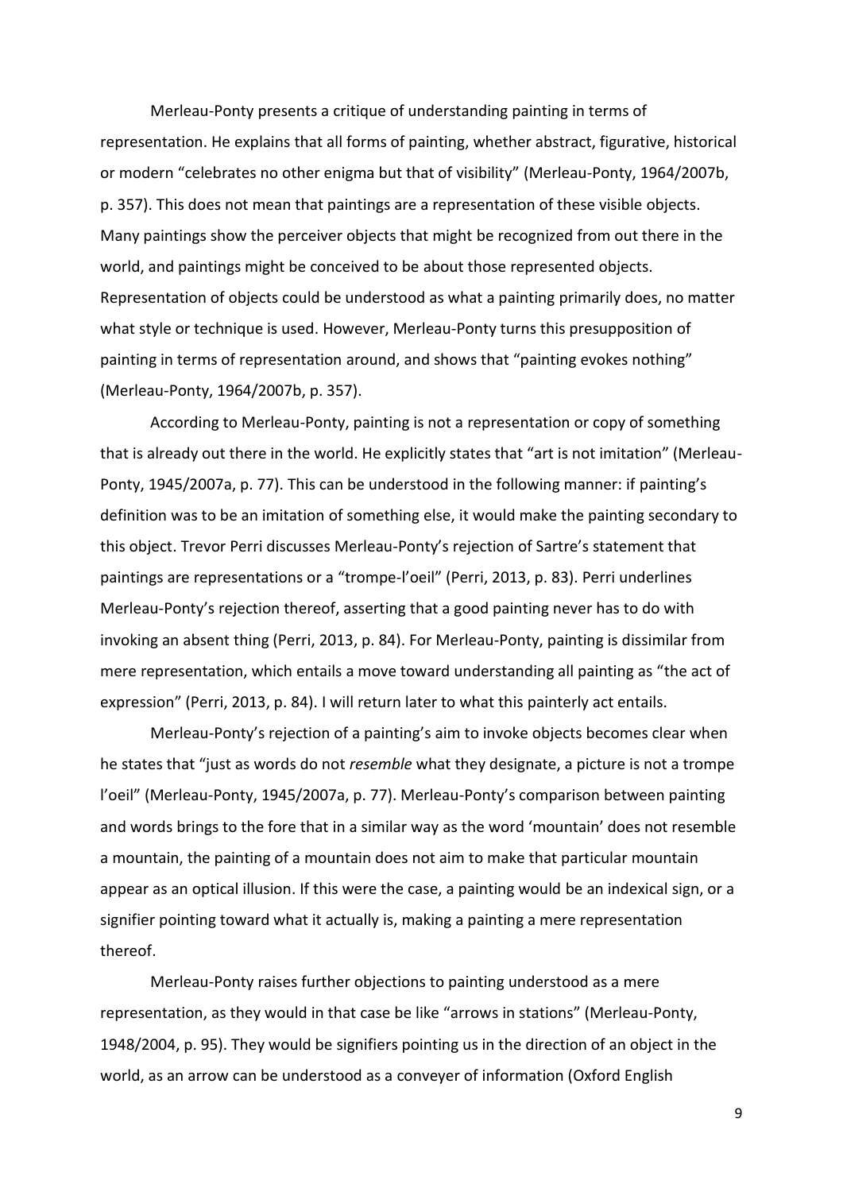Merleau-Ponty presents a critique of understanding painting in terms of representation. He explains that all forms of painting, whether abstract, figurative, historical or modern "celebrates no other enigma but that of visibility" (Merleau-Ponty, 1964/2007b, p. 357). This does not mean that paintings are a representation of these visible objects. Many paintings show the perceiver objects that might be recognized from out there in the world, and paintings might be conceived to be about those represented objects. Representation of objects could be understood as what a painting primarily does, no matter what style or technique is used. However, Merleau-Ponty turns this presupposition of painting in terms of representation around, and shows that "painting evokes nothing" (Merleau-Ponty, 1964/2007b, p. 357).

According to Merleau-Ponty, painting is not a representation or copy of something that is already out there in the world. He explicitly states that "art is not imitation" (Merleau-Ponty, 1945/2007a, p. 77). This can be understood in the following manner: if painting's definition was to be an imitation of something else, it would make the painting secondary to this object. Trevor Perri discusses Merleau-Ponty's rejection of Sartre's statement that paintings are representations or a "trompe-l'oeil" (Perri, 2013, p. 83). Perri underlines Merleau-Ponty's rejection thereof, asserting that a good painting never has to do with invoking an absent thing (Perri, 2013, p. 84). For Merleau-Ponty, painting is dissimilar from mere representation, which entails a move toward understanding all painting as "the act of expression" (Perri, 2013, p. 84). I will return later to what this painterly act entails.

Merleau-Ponty's rejection of a painting's aim to invoke objects becomes clear when he states that "just as words do not *resemble* what they designate, a picture is not a trompe l'oeil" (Merleau-Ponty, 1945/2007a, p. 77). Merleau-Ponty's comparison between painting and words brings to the fore that in a similar way as the word 'mountain' does not resemble a mountain, the painting of a mountain does not aim to make that particular mountain appear as an optical illusion. If this were the case, a painting would be an indexical sign, or a signifier pointing toward what it actually is, making a painting a mere representation thereof.

Merleau-Ponty raises further objections to painting understood as a mere representation, as they would in that case be like "arrows in stations" (Merleau-Ponty, 1948/2004, p. 95). They would be signifiers pointing us in the direction of an object in the world, as an arrow can be understood as a conveyer of information (Oxford English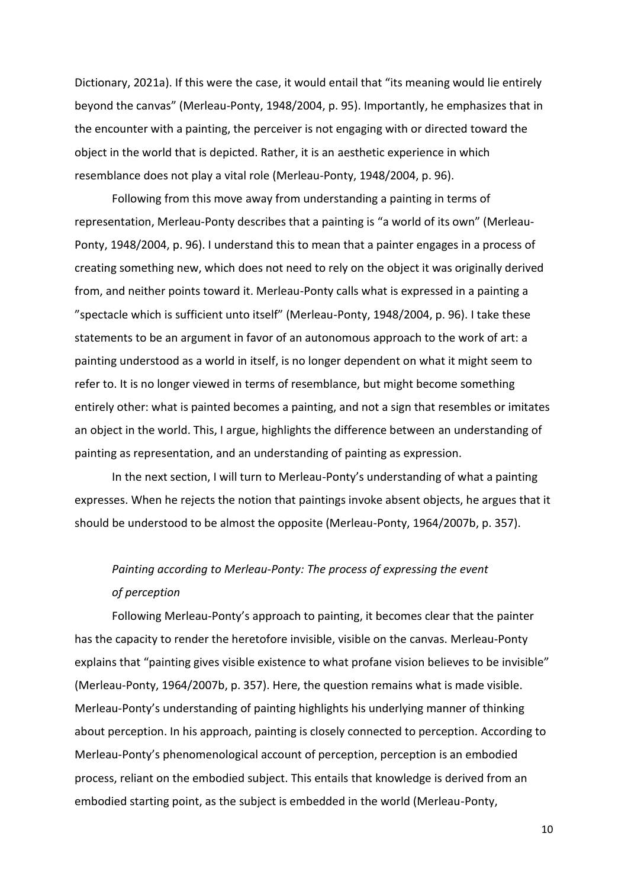Dictionary, 2021a). If this were the case, it would entail that "its meaning would lie entirely beyond the canvas" (Merleau-Ponty, 1948/2004, p. 95). Importantly, he emphasizes that in the encounter with a painting, the perceiver is not engaging with or directed toward the object in the world that is depicted. Rather, it is an aesthetic experience in which resemblance does not play a vital role (Merleau-Ponty, 1948/2004, p. 96).

Following from this move away from understanding a painting in terms of representation, Merleau-Ponty describes that a painting is "a world of its own" (Merleau-Ponty, 1948/2004, p. 96). I understand this to mean that a painter engages in a process of creating something new, which does not need to rely on the object it was originally derived from, and neither points toward it. Merleau-Ponty calls what is expressed in a painting a "spectacle which is sufficient unto itself" (Merleau-Ponty, 1948/2004, p. 96). I take these statements to be an argument in favor of an autonomous approach to the work of art: a painting understood as a world in itself, is no longer dependent on what it might seem to refer to. It is no longer viewed in terms of resemblance, but might become something entirely other: what is painted becomes a painting, and not a sign that resembles or imitates an object in the world. This, I argue, highlights the difference between an understanding of painting as representation, and an understanding of painting as expression.

In the next section, I will turn to Merleau-Ponty's understanding of what a painting expresses. When he rejects the notion that paintings invoke absent objects, he argues that it should be understood to be almost the opposite (Merleau-Ponty, 1964/2007b, p. 357).

### *Painting according to Merleau-Ponty: The process of expressing the event of perception*

Following Merleau-Ponty's approach to painting, it becomes clear that the painter has the capacity to render the heretofore invisible, visible on the canvas. Merleau-Ponty explains that "painting gives visible existence to what profane vision believes to be invisible" (Merleau-Ponty, 1964/2007b, p. 357). Here, the question remains what is made visible. Merleau-Ponty's understanding of painting highlights his underlying manner of thinking about perception. In his approach, painting is closely connected to perception. According to Merleau-Ponty's phenomenological account of perception, perception is an embodied process, reliant on the embodied subject. This entails that knowledge is derived from an embodied starting point, as the subject is embedded in the world (Merleau-Ponty,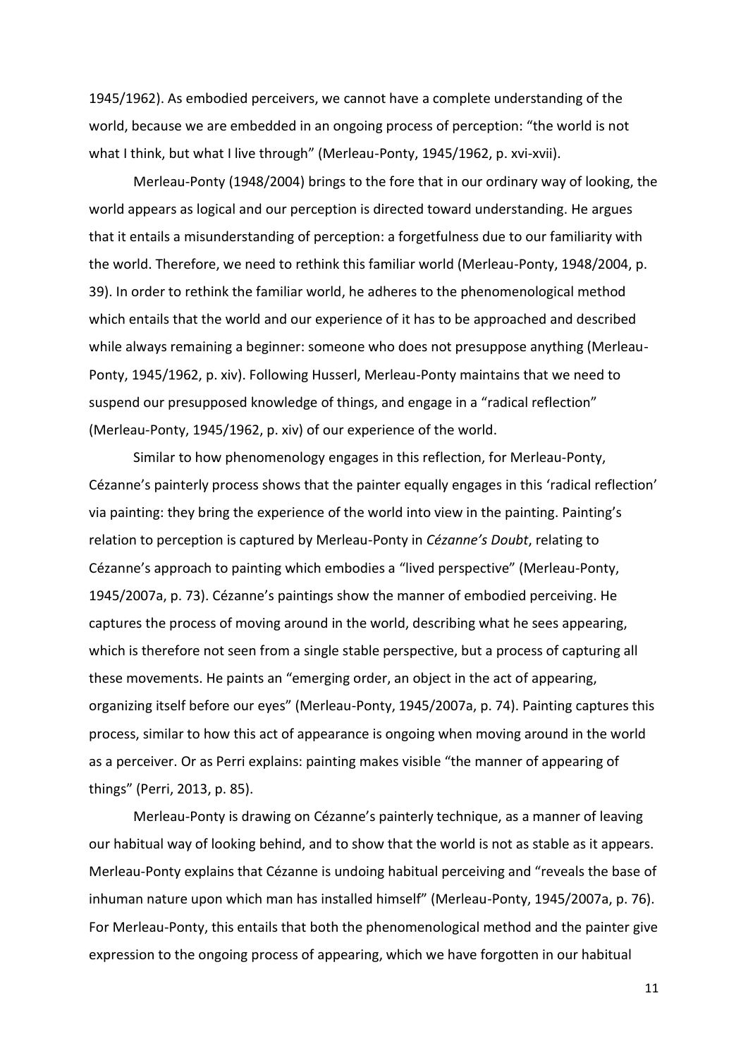1945/1962). As embodied perceivers, we cannot have a complete understanding of the world, because we are embedded in an ongoing process of perception: "the world is not what I think, but what I live through" (Merleau-Ponty, 1945/1962, p. xvi-xvii).

Merleau-Ponty (1948/2004) brings to the fore that in our ordinary way of looking, the world appears as logical and our perception is directed toward understanding. He argues that it entails a misunderstanding of perception: a forgetfulness due to our familiarity with the world. Therefore, we need to rethink this familiar world (Merleau-Ponty, 1948/2004, p. 39). In order to rethink the familiar world, he adheres to the phenomenological method which entails that the world and our experience of it has to be approached and described while always remaining a beginner: someone who does not presuppose anything (Merleau-Ponty, 1945/1962, p. xiv). Following Husserl, Merleau-Ponty maintains that we need to suspend our presupposed knowledge of things, and engage in a "radical reflection" (Merleau-Ponty, 1945/1962, p. xiv) of our experience of the world.

Similar to how phenomenology engages in this reflection, for Merleau-Ponty, Cézanne's painterly process shows that the painter equally engages in this 'radical reflection' via painting: they bring the experience of the world into view in the painting. Painting's relation to perception is captured by Merleau-Ponty in *Cézanne's Doubt*, relating to Cézanne's approach to painting which embodies a "lived perspective" (Merleau-Ponty, 1945/2007a, p. 73). Cézanne's paintings show the manner of embodied perceiving. He captures the process of moving around in the world, describing what he sees appearing, which is therefore not seen from a single stable perspective, but a process of capturing all these movements. He paints an "emerging order, an object in the act of appearing, organizing itself before our eyes" (Merleau-Ponty, 1945/2007a, p. 74). Painting captures this process, similar to how this act of appearance is ongoing when moving around in the world as a perceiver. Or as Perri explains: painting makes visible "the manner of appearing of things" (Perri, 2013, p. 85).

Merleau-Ponty is drawing on Cézanne's painterly technique, as a manner of leaving our habitual way of looking behind, and to show that the world is not as stable as it appears. Merleau-Ponty explains that Cézanne is undoing habitual perceiving and "reveals the base of inhuman nature upon which man has installed himself" (Merleau-Ponty, 1945/2007a, p. 76). For Merleau-Ponty, this entails that both the phenomenological method and the painter give expression to the ongoing process of appearing, which we have forgotten in our habitual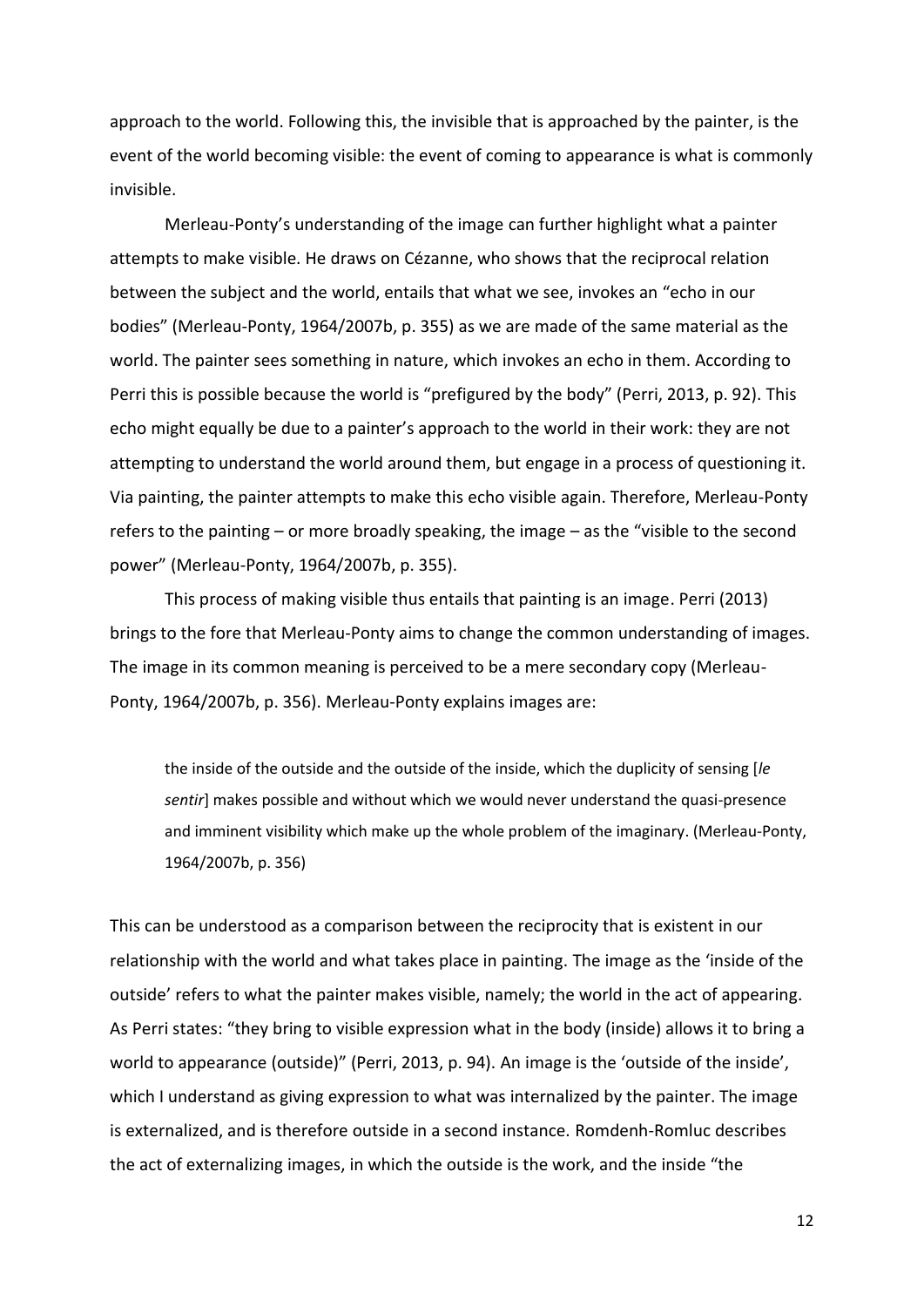approach to the world. Following this, the invisible that is approached by the painter, is the event of the world becoming visible: the event of coming to appearance is what is commonly invisible.

Merleau-Ponty's understanding of the image can further highlight what a painter attempts to make visible. He draws on Cézanne, who shows that the reciprocal relation between the subject and the world, entails that what we see, invokes an "echo in our bodies" (Merleau-Ponty, 1964/2007b, p. 355) as we are made of the same material as the world. The painter sees something in nature, which invokes an echo in them. According to Perri this is possible because the world is "prefigured by the body" (Perri, 2013, p. 92). This echo might equally be due to a painter's approach to the world in their work: they are not attempting to understand the world around them, but engage in a process of questioning it. Via painting, the painter attempts to make this echo visible again. Therefore, Merleau-Ponty refers to the painting – or more broadly speaking, the image – as the "visible to the second power" (Merleau-Ponty, 1964/2007b, p. 355).

This process of making visible thus entails that painting is an image. Perri (2013) brings to the fore that Merleau-Ponty aims to change the common understanding of images. The image in its common meaning is perceived to be a mere secondary copy (Merleau-Ponty, 1964/2007b, p. 356). Merleau-Ponty explains images are:

> the inside of the outside and the outside of the inside, which the duplicity of sensing [*le sentir*] makes possible and without which we would never understand the quasi-presence and imminent visibility which make up the whole problem of the imaginary. (Merleau-Ponty, 1964/2007b, p. 356)

This can be understood as a comparison between the reciprocity that is existent in our relationship with the world and what takes place in painting. The image as the 'inside of the outside' refers to what the painter makes visible, namely; the world in the act of appearing. As Perri states: "they bring to visible expression what in the body (inside) allows it to bring a world to appearance (outside)" (Perri, 2013, p. 94). An image is the 'outside of the inside', which I understand as giving expression to what was internalized by the painter. The image is externalized, and is therefore outside in a second instance. Romdenh-Romluc describes the act of externalizing images, in which the outside is the work, and the inside "the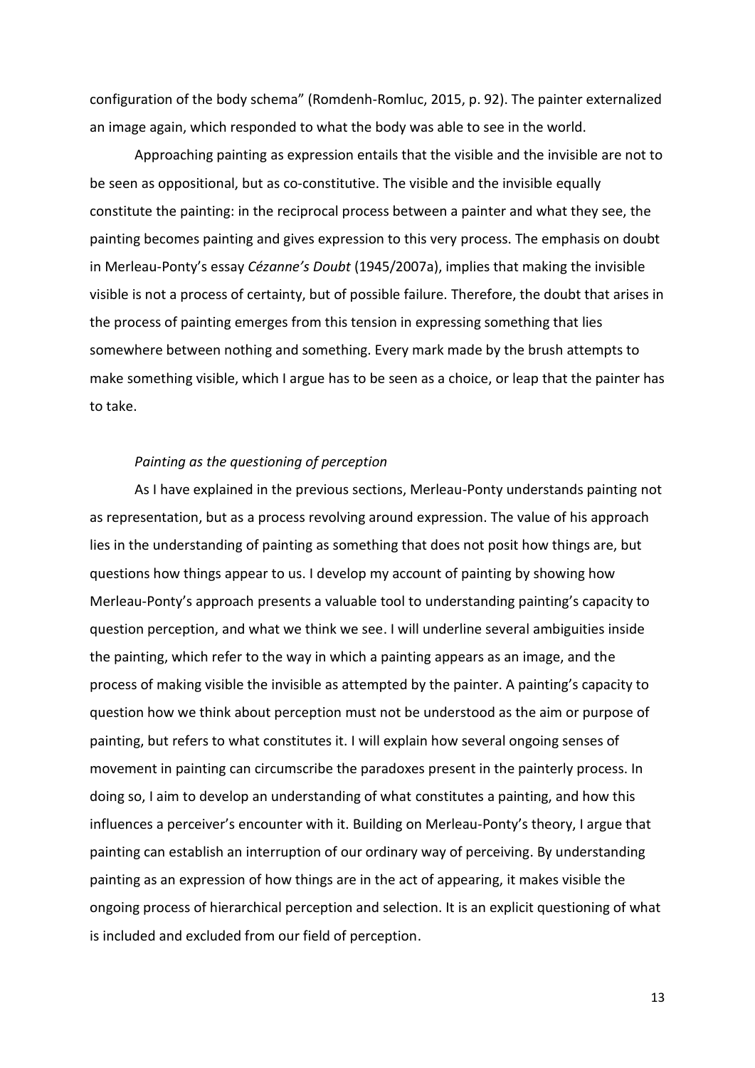configuration of the body schema" (Romdenh-Romluc, 2015, p. 92). The painter externalized an image again, which responded to what the body was able to see in the world.

Approaching painting as expression entails that the visible and the invisible are not to be seen as oppositional, but as co-constitutive. The visible and the invisible equally constitute the painting: in the reciprocal process between a painter and what they see, the painting becomes painting and gives expression to this very process. The emphasis on doubt in Merleau-Ponty's essay *Cézanne's Doubt* (1945/2007a), implies that making the invisible visible is not a process of certainty, but of possible failure. Therefore, the doubt that arises in the process of painting emerges from this tension in expressing something that lies somewhere between nothing and something. Every mark made by the brush attempts to make something visible, which I argue has to be seen as a choice, or leap that the painter has to take.

### *Painting as the questioning of perception*

As I have explained in the previous sections, Merleau-Ponty understands painting not as representation, but as a process revolving around expression. The value of his approach lies in the understanding of painting as something that does not posit how things are, but questions how things appear to us. I develop my account of painting by showing how Merleau-Ponty's approach presents a valuable tool to understanding painting's capacity to question perception, and what we think we see. I will underline several ambiguities inside the painting, which refer to the way in which a painting appears as an image, and the process of making visible the invisible as attempted by the painter. A painting's capacity to question how we think about perception must not be understood as the aim or purpose of painting, but refers to what constitutes it. I will explain how several ongoing senses of movement in painting can circumscribe the paradoxes present in the painterly process. In doing so, I aim to develop an understanding of what constitutes a painting, and how this influences a perceiver's encounter with it. Building on Merleau-Ponty's theory, I argue that painting can establish an interruption of our ordinary way of perceiving. By understanding painting as an expression of how things are in the act of appearing, it makes visible the ongoing process of hierarchical perception and selection. It is an explicit questioning of what is included and excluded from our field of perception.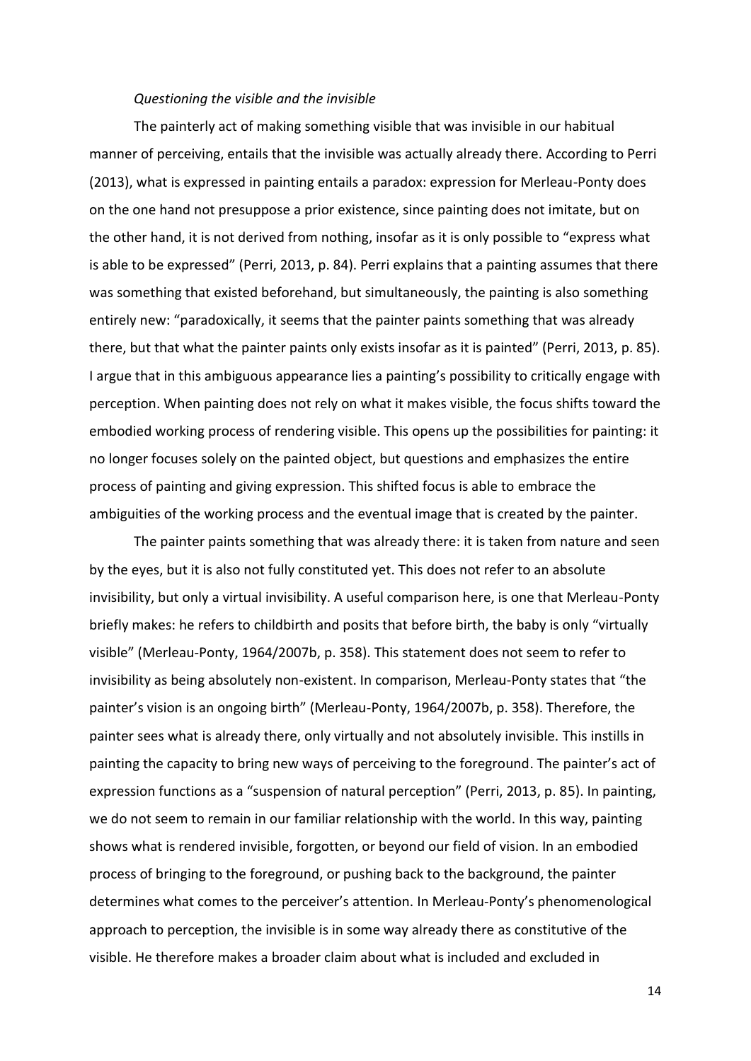*Questioning the visible and the invisible*

The painterly act of making something visible that was invisible in our habitual manner of perceiving, entails that the invisible was actually already there. According to Perri (2013), what is expressed in painting entails a paradox: expression for Merleau-Ponty does on the one hand not presuppose a prior existence, since painting does not imitate, but on the other hand, it is not derived from nothing, insofar as it is only possible to "express what is able to be expressed" (Perri, 2013, p. 84). Perri explains that a painting assumes that there was something that existed beforehand, but simultaneously, the painting is also something entirely new: "paradoxically, it seems that the painter paints something that was already there, but that what the painter paints only exists insofar as it is painted" (Perri, 2013, p. 85). I argue that in this ambiguous appearance lies a painting's possibility to critically engage with perception. When painting does not rely on what it makes visible, the focus shifts toward the embodied working process of rendering visible. This opens up the possibilities for painting: it no longer focuses solely on the painted object, but questions and emphasizes the entire process of painting and giving expression. This shifted focus is able to embrace the ambiguities of the working process and the eventual image that is created by the painter.

The painter paints something that was already there: it is taken from nature and seen by the eyes, but it is also not fully constituted yet. This does not refer to an absolute invisibility, but only a virtual invisibility. A useful comparison here, is one that Merleau-Ponty briefly makes: he refers to childbirth and posits that before birth, the baby is only "virtually visible" (Merleau-Ponty, 1964/2007b, p. 358). This statement does not seem to refer to invisibility as being absolutely non-existent. In comparison, Merleau-Ponty states that "the painter's vision is an ongoing birth" (Merleau-Ponty, 1964/2007b, p. 358). Therefore, the painter sees what is already there, only virtually and not absolutely invisible. This instills in painting the capacity to bring new ways of perceiving to the foreground. The painter's act of expression functions as a "suspension of natural perception" (Perri, 2013, p. 85). In painting, we do not seem to remain in our familiar relationship with the world. In this way, painting shows what is rendered invisible, forgotten, or beyond our field of vision. In an embodied process of bringing to the foreground, or pushing back to the background, the painter determines what comes to the perceiver's attention. In Merleau-Ponty's phenomenological approach to perception, the invisible is in some way already there as constitutive of the visible. He therefore makes a broader claim about what is included and excluded in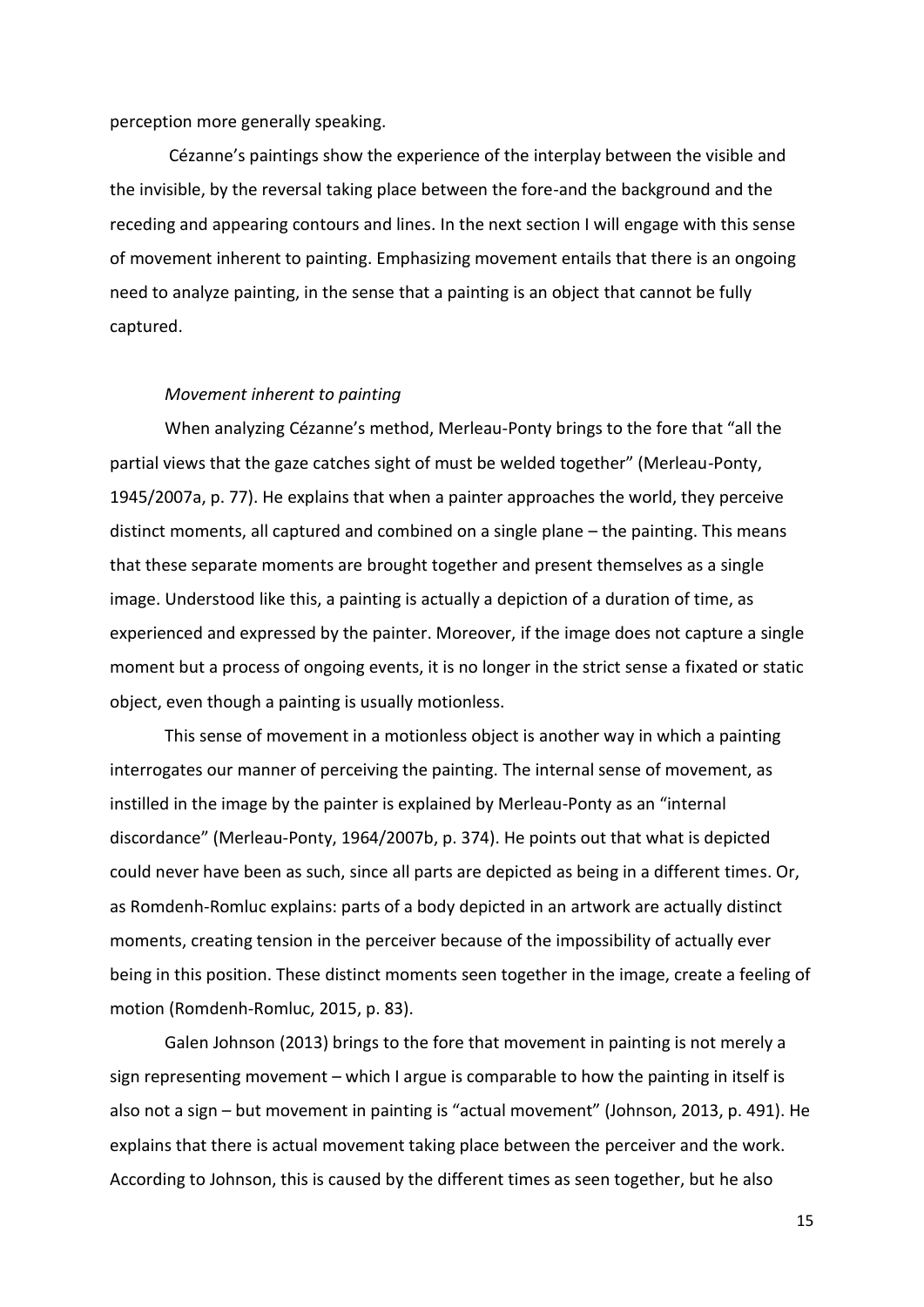perception more generally speaking.

Cézanne's paintings show the experience of the interplay between the visible and the invisible, by the reversal taking place between the fore-and the background and the receding and appearing contours and lines. In the next section I will engage with this sense of movement inherent to painting. Emphasizing movement entails that there is an ongoing need to analyze painting, in the sense that a painting is an object that cannot be fully captured.

*Movement inherent to painting*

When analyzing Cézanne's method, Merleau-Ponty brings to the fore that "all the partial views that the gaze catches sight of must be welded together" (Merleau-Ponty, 1945/2007a, p. 77). He explains that when a painter approaches the world, they perceive distinct moments, all captured and combined on a single plane – the painting. This means that these separate moments are brought together and present themselves as a single image. Understood like this, a painting is actually a depiction of a duration of time, as experienced and expressed by the painter. Moreover, if the image does not capture a single moment but a process of ongoing events, it is no longer in the strict sense a fixated or static object, even though a painting is usually motionless.

This sense of movement in a motionless object is another way in which a painting interrogates our manner of perceiving the painting. The internal sense of movement, as instilled in the image by the painter is explained by Merleau-Ponty as an "internal discordance" (Merleau-Ponty, 1964/2007b, p. 374). He points out that what is depicted could never have been as such, since all parts are depicted as being in a different times. Or, as Romdenh-Romluc explains: parts of a body depicted in an artwork are actually distinct moments, creating tension in the perceiver because of the impossibility of actually ever being in this position. These distinct moments seen together in the image, create a feeling of motion (Romdenh-Romluc, 2015, p. 83).

Galen Johnson (2013) brings to the fore that movement in painting is not merely a sign representing movement – which I argue is comparable to how the painting in itself is also not a sign – but movement in painting is "actual movement" (Johnson, 2013, p. 491). He explains that there is actual movement taking place between the perceiver and the work. According to Johnson, this is caused by the different times as seen together, but he also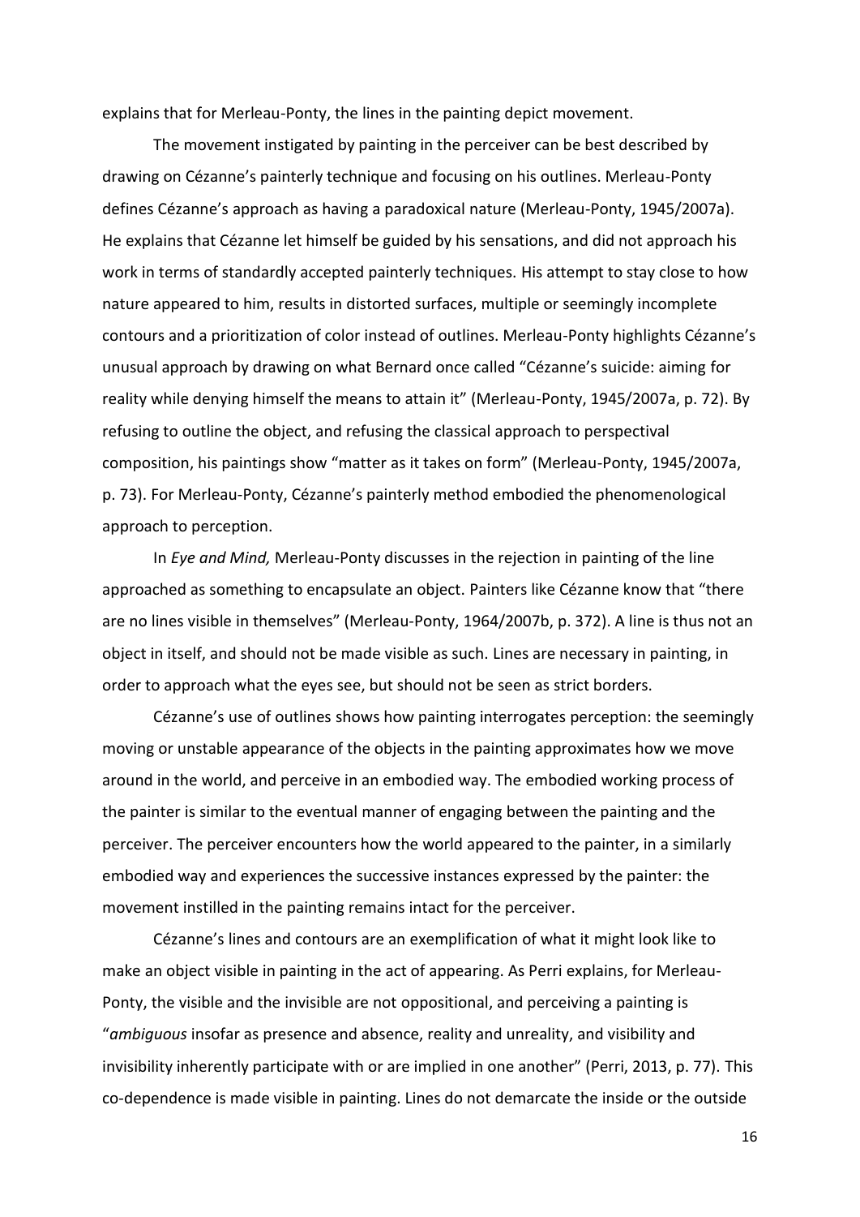explains that for Merleau-Ponty, the lines in the painting depict movement.

The movement instigated by painting in the perceiver can be best described by drawing on Cézanne's painterly technique and focusing on his outlines. Merleau-Ponty defines Cézanne's approach as having a paradoxical nature (Merleau-Ponty, 1945/2007a). He explains that Cézanne let himself be guided by his sensations, and did not approach his work in terms of standardly accepted painterly techniques. His attempt to stay close to how nature appeared to him, results in distorted surfaces, multiple or seemingly incomplete contours and a prioritization of color instead of outlines. Merleau-Ponty highlights Cézanne's unusual approach by drawing on what Bernard once called "Cézanne's suicide: aiming for reality while denying himself the means to attain it" (Merleau-Ponty, 1945/2007a, p. 72). By refusing to outline the object, and refusing the classical approach to perspectival composition, his paintings show "matter as it takes on form" (Merleau-Ponty, 1945/2007a, p. 73). For Merleau-Ponty, Cézanne's painterly method embodied the phenomenological approach to perception.

In *Eye and Mind,* Merleau-Ponty discusses in the rejection in painting of the line approached as something to encapsulate an object. Painters like Cézanne know that "there are no lines visible in themselves" (Merleau-Ponty, 1964/2007b, p. 372). A line is thus not an object in itself, and should not be made visible as such. Lines are necessary in painting, in order to approach what the eyes see, but should not be seen as strict borders.

Cézanne's use of outlines shows how painting interrogates perception: the seemingly moving or unstable appearance of the objects in the painting approximates how we move around in the world, and perceive in an embodied way. The embodied working process of the painter is similar to the eventual manner of engaging between the painting and the perceiver. The perceiver encounters how the world appeared to the painter, in a similarly embodied way and experiences the successive instances expressed by the painter: the movement instilled in the painting remains intact for the perceiver.

Cézanne's lines and contours are an exemplification of what it might look like to make an object visible in painting in the act of appearing. As Perri explains, for Merleau-Ponty, the visible and the invisible are not oppositional, and perceiving a painting is "*ambiguous* insofar as presence and absence, reality and unreality, and visibility and invisibility inherently participate with or are implied in one another" (Perri, 2013, p. 77). This co-dependence is made visible in painting. Lines do not demarcate the inside or the outside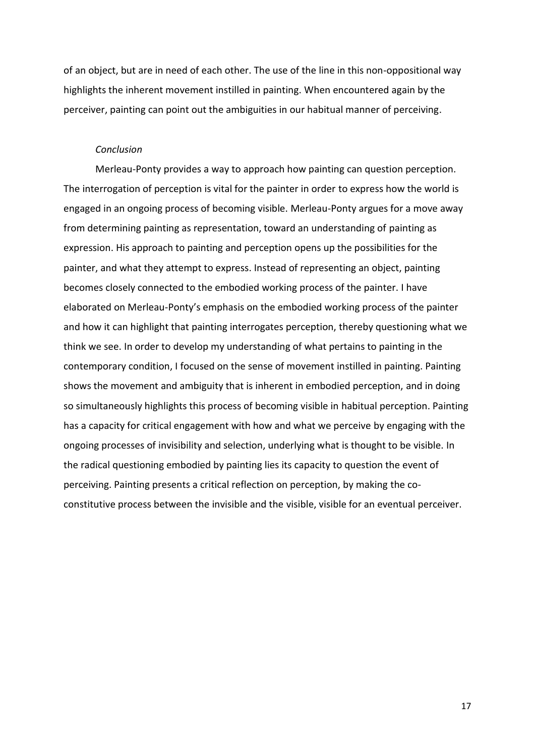of an object, but are in need of each other. The use of the line in this non-oppositional way highlights the inherent movement instilled in painting. When encountered again by the perceiver, painting can point out the ambiguities in our habitual manner of perceiving.

*Conclusion*

Merleau-Ponty provides a way to approach how painting can question perception. The interrogation of perception is vital for the painter in order to express how the world is engaged in an ongoing process of becoming visible. Merleau-Ponty argues for a move away from determining painting as representation, toward an understanding of painting as expression. His approach to painting and perception opens up the possibilities for the painter, and what they attempt to express. Instead of representing an object, painting becomes closely connected to the embodied working process of the painter. I have elaborated on Merleau-Ponty's emphasis on the embodied working process of the painter and how it can highlight that painting interrogates perception, thereby questioning what we think we see. In order to develop my understanding of what pertains to painting in the contemporary condition, I focused on the sense of movement instilled in painting. Painting shows the movement and ambiguity that is inherent in embodied perception, and in doing so simultaneously highlights this process of becoming visible in habitual perception. Painting has a capacity for critical engagement with how and what we perceive by engaging with the ongoing processes of invisibility and selection, underlying what is thought to be visible. In the radical questioning embodied by painting lies its capacity to question the event of perceiving. Painting presents a critical reflection on perception, by making the co-constitutive process between the invisible and the visible, visible for an eventual perceiver.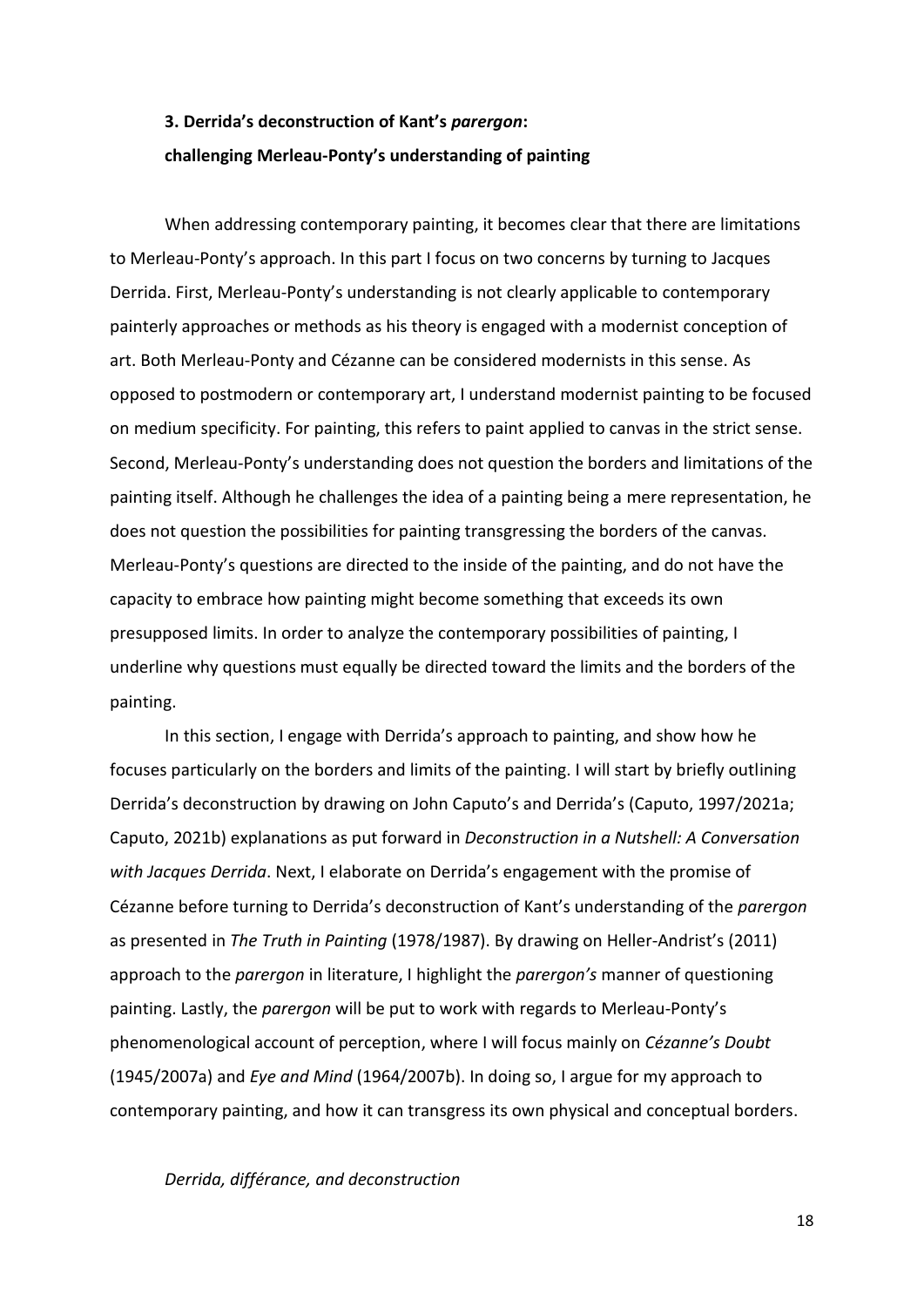### 3. Derrida's deconstruction of Kant's *parergon*: challenging Merleau-Ponty's understanding of painting

When addressing contemporary painting, it becomes clear that there are limitations to Merleau-Ponty's approach. In this part I focus on two concerns by turning to Jacques Derrida. First, Merleau-Ponty's understanding is not clearly applicable to contemporary painterly approaches or methods as his theory is engaged with a modernist conception of art. Both Merleau-Ponty and Cézanne can be considered modernists in this sense. As opposed to postmodern or contemporary art, I understand modernist painting to be focused on medium specificity. For painting, this refers to paint applied to canvas in the strict sense. Second, Merleau-Ponty's understanding does not question the borders and limitations of the painting itself. Although he challenges the idea of a painting being a mere representation, he does not question the possibilities for painting transgressing the borders of the canvas. Merleau-Ponty's questions are directed to the inside of the painting, and do not have the capacity to embrace how painting might become something that exceeds its own presupposed limits. In order to analyze the contemporary possibilities of painting, I underline why questions must equally be directed toward the limits and the borders of the painting.

In this section, I engage with Derrida's approach to painting, and show how he focuses particularly on the borders and limits of the painting. I will start by briefly outlining Derrida's deconstruction by drawing on John Caputo's and Derrida's (Caputo, 1997/2021a; Caputo, 2021b) explanations as put forward in *Deconstruction in a Nutshell: A Conversation with Jacques Derrida*. Next, I elaborate on Derrida's engagement with the promise of Cézanne before turning to Derrida's deconstruction of Kant's understanding of the *parergon* as presented in *The Truth in Painting* (1978/1987). By drawing on Heller-Andrist's (2011) approach to the *parergon* in literature, I highlight the *parergon's* manner of questioning painting. Lastly, the *parergon* will be put to work with regards to Merleau-Ponty's phenomenological account of perception, where I will focus mainly on *Cézanne's Doubt* (1945/2007a) and *Eye and Mind* (1964/2007b). In doing so, I argue for my approach to contemporary painting, and how it can transgress its own physical and conceptual borders.

#### *Derrida, différance, and deconstruction*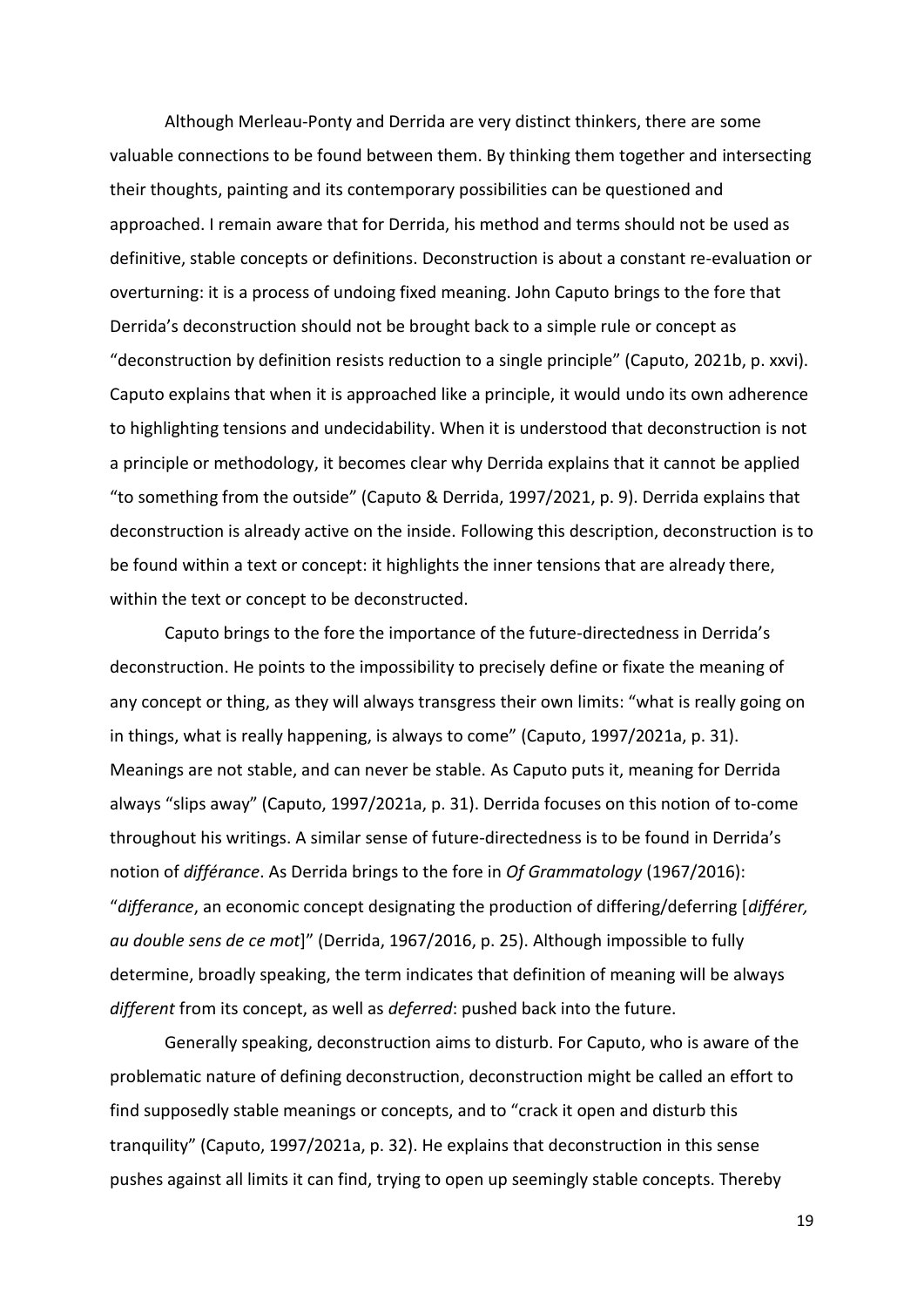Although Merleau-Ponty and Derrida are very distinct thinkers, there are some valuable connections to be found between them. By thinking them together and intersecting their thoughts, painting and its contemporary possibilities can be questioned and approached. I remain aware that for Derrida, his method and terms should not be used as definitive, stable concepts or definitions. Deconstruction is about a constant re-evaluation or overturning: it is a process of undoing fixed meaning. John Caputo brings to the fore that Derrida's deconstruction should not be brought back to a simple rule or concept as "deconstruction by definition resists reduction to a single principle" (Caputo, 2021b, p. xxvi). Caputo explains that when it is approached like a principle, it would undo its own adherence to highlighting tensions and undecidability. When it is understood that deconstruction is not a principle or methodology, it becomes clear why Derrida explains that it cannot be applied "to something from the outside" (Caputo & Derrida, 1997/2021, p. 9). Derrida explains that deconstruction is already active on the inside. Following this description, deconstruction is to be found within a text or concept: it highlights the inner tensions that are already there, within the text or concept to be deconstructed.

Caputo brings to the fore the importance of the future-directedness in Derrida's deconstruction. He points to the impossibility to precisely define or fixate the meaning of any concept or thing, as they will always transgress their own limits: "what is really going on in things, what is really happening, is always to come" (Caputo, 1997/2021a, p. 31). Meanings are not stable, and can never be stable. As Caputo puts it, meaning for Derrida always "slips away" (Caputo, 1997/2021a, p. 31). Derrida focuses on this notion of to-come throughout his writings. A similar sense of future-directedness is to be found in Derrida's notion of *différance*. As Derrida brings to the fore in *Of Grammatology* (1967/2016): "*differance*, an economic concept designating the production of differing/deferring [*différer, au double sens de ce mot*]" (Derrida, 1967/2016, p. 25). Although impossible to fully determine, broadly speaking, the term indicates that definition of meaning will be always *different* from its concept, as well as *deferred*: pushed back into the future.

Generally speaking, deconstruction aims to disturb. For Caputo, who is aware of the problematic nature of defining deconstruction, deconstruction might be called an effort to find supposedly stable meanings or concepts, and to "crack it open and disturb this tranquility" (Caputo, 1997/2021a, p. 32). He explains that deconstruction in this sense pushes against all limits it can find, trying to open up seemingly stable concepts. Thereby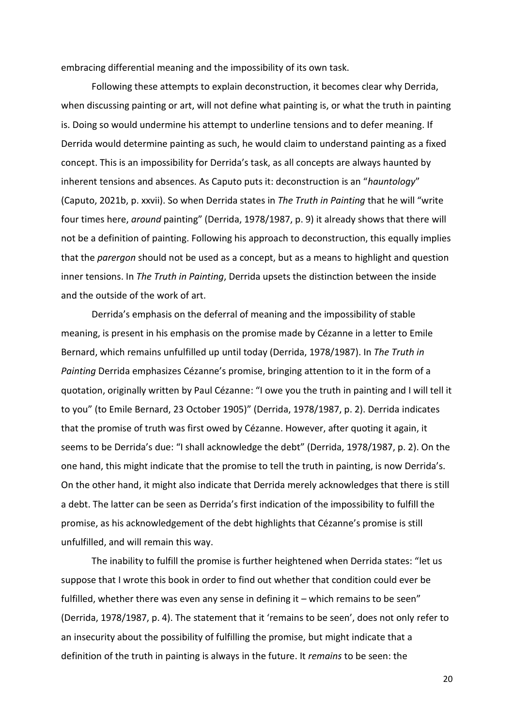embracing differential meaning and the impossibility of its own task.

Following these attempts to explain deconstruction, it becomes clear why Derrida, when discussing painting or art, will not define what painting is, or what the truth in painting is. Doing so would undermine his attempt to underline tensions and to defer meaning. If Derrida would determine painting as such, he would claim to understand painting as a fixed concept. This is an impossibility for Derrida's task, as all concepts are always haunted by inherent tensions and absences. As Caputo puts it: deconstruction is an "*hauntology*" (Caputo, 2021b, p. xxvii). So when Derrida states in *The Truth in Painting* that he will "write four times here, *around* painting" (Derrida, 1978/1987, p. 9) it already shows that there will not be a definition of painting. Following his approach to deconstruction, this equally implies that the *parergon* should not be used as a concept, but as a means to highlight and question inner tensions. In *The Truth in Painting*, Derrida upsets the distinction between the inside and the outside of the work of art.

Derrida's emphasis on the deferral of meaning and the impossibility of stable meaning, is present in his emphasis on the promise made by Cézanne in a letter to Emile Bernard, which remains unfulfilled up until today (Derrida, 1978/1987). In *The Truth in Painting* Derrida emphasizes Cézanne's promise, bringing attention to it in the form of a quotation, originally written by Paul Cézanne: "I owe you the truth in painting and I will tell it to you" (to Emile Bernard, 23 October 1905)" (Derrida, 1978/1987, p. 2). Derrida indicates that the promise of truth was first owed by Cézanne. However, after quoting it again, it seems to be Derrida's due: "I shall acknowledge the debt" (Derrida, 1978/1987, p. 2). On the one hand, this might indicate that the promise to tell the truth in painting, is now Derrida's. On the other hand, it might also indicate that Derrida merely acknowledges that there is still a debt. The latter can be seen as Derrida's first indication of the impossibility to fulfill the promise, as his acknowledgement of the debt highlights that Cézanne's promise is still unfulfilled, and will remain this way.

The inability to fulfill the promise is further heightened when Derrida states: "let us suppose that I wrote this book in order to find out whether that condition could ever be fulfilled, whether there was even any sense in defining it – which remains to be seen" (Derrida, 1978/1987, p. 4). The statement that it 'remains to be seen', does not only refer to an insecurity about the possibility of fulfilling the promise, but might indicate that a definition of the truth in painting is always in the future. It *remains* to be seen: the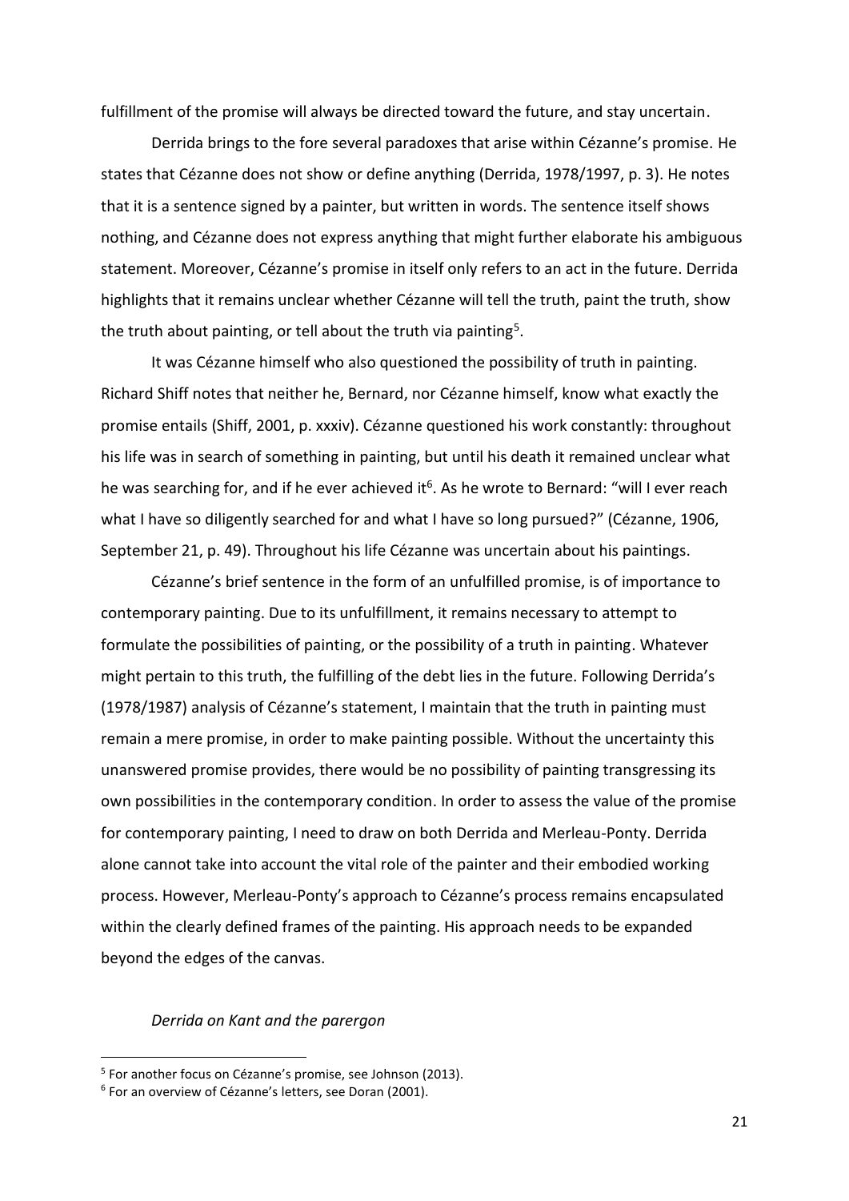fulfillment of the promise will always be directed toward the future, and stay uncertain.

Derrida brings to the fore several paradoxes that arise within Cézanne's promise. He states that Cézanne does not show or define anything (Derrida, 1978/1997, p. 3). He notes that it is a sentence signed by a painter, but written in words. The sentence itself shows nothing, and Cézanne does not express anything that might further elaborate his ambiguous statement. Moreover, Cézanne's promise in itself only refers to an act in the future. Derrida highlights that it remains unclear whether Cézanne will tell the truth, paint the truth, show the truth about painting, or tell about the truth via painting[5].

It was Cézanne himself who also questioned the possibility of truth in painting. Richard Shiff notes that neither he, Bernard, nor Cézanne himself, know what exactly the promise entails (Shiff, 2001, p. xxxiv). Cézanne questioned his work constantly: throughout his life was in search of something in painting, but until his death it remained unclear what he was searching for, and if he ever achieved it[6]. As he wrote to Bernard: "will I ever reach what I have so diligently searched for and what I have so long pursued?" (Cézanne, 1906, September 21, p. 49). Throughout his life Cézanne was uncertain about his paintings.

Cézanne's brief sentence in the form of an unfulfilled promise, is of importance to contemporary painting. Due to its unfulfillment, it remains necessary to attempt to formulate the possibilities of painting, or the possibility of a truth in painting. Whatever might pertain to this truth, the fulfilling of the debt lies in the future. Following Derrida's (1978/1987) analysis of Cézanne's statement, I maintain that the truth in painting must remain a mere promise, in order to make painting possible. Without the uncertainty this unanswered promise provides, there would be no possibility of painting transgressing its own possibilities in the contemporary condition. In order to assess the value of the promise for contemporary painting, I need to draw on both Derrida and Merleau-Ponty. Derrida alone cannot take into account the vital role of the painter and their embodied working process. However, Merleau-Ponty's approach to Cézanne's process remains encapsulated within the clearly defined frames of the painting. His approach needs to be expanded beyond the edges of the canvas.

### *Derrida on Kant and the parergon*

---

[5] For another focus on Cézanne's promise, see Johnson (2013).

[6] For an overview of Cézanne's letters, see Doran (2001).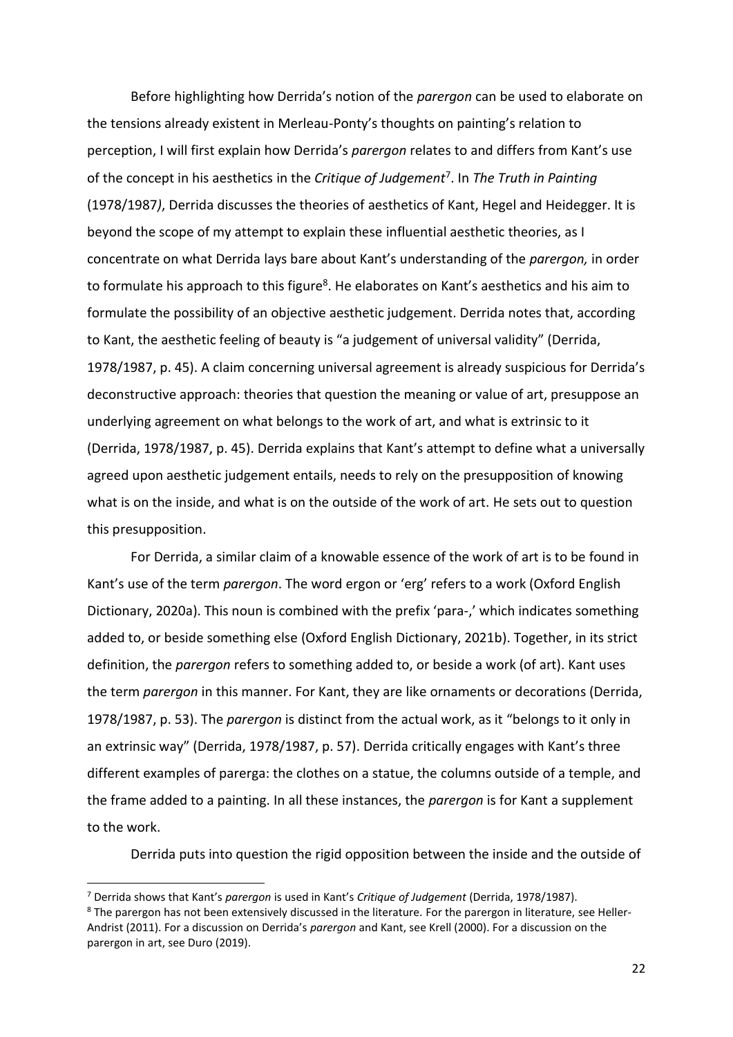Before highlighting how Derrida's notion of the *parergon* can be used to elaborate on the tensions already existent in Merleau-Ponty's thoughts on painting's relation to perception, I will first explain how Derrida's *parergon* relates to and differs from Kant's use of the concept in his aesthetics in the *Critique of Judgement*[7]. In *The Truth in Painting* (1978/1987*)*, Derrida discusses the theories of aesthetics of Kant, Hegel and Heidegger. It is beyond the scope of my attempt to explain these influential aesthetic theories, as I concentrate on what Derrida lays bare about Kant's understanding of the *parergon,* in order to formulate his approach to this figure[8]. He elaborates on Kant's aesthetics and his aim to formulate the possibility of an objective aesthetic judgement. Derrida notes that, according to Kant, the aesthetic feeling of beauty is "a judgement of universal validity" (Derrida, 1978/1987, p. 45). A claim concerning universal agreement is already suspicious for Derrida's deconstructive approach: theories that question the meaning or value of art, presuppose an underlying agreement on what belongs to the work of art, and what is extrinsic to it (Derrida, 1978/1987, p. 45). Derrida explains that Kant's attempt to define what a universally agreed upon aesthetic judgement entails, needs to rely on the presupposition of knowing what is on the inside, and what is on the outside of the work of art. He sets out to question this presupposition.

For Derrida, a similar claim of a knowable essence of the work of art is to be found in Kant's use of the term *parergon*. The word ergon or 'erg' refers to a work (Oxford English Dictionary, 2020a). This noun is combined with the prefix 'para-,' which indicates something added to, or beside something else (Oxford English Dictionary, 2021b). Together, in its strict definition, the *parergon* refers to something added to, or beside a work (of art). Kant uses the term *parergon* in this manner. For Kant, they are like ornaments or decorations (Derrida, 1978/1987, p. 53). The *parergon* is distinct from the actual work, as it "belongs to it only in an extrinsic way" (Derrida, 1978/1987, p. 57). Derrida critically engages with Kant's three different examples of parerga: the clothes on a statue, the columns outside of a temple, and the frame added to a painting. In all these instances, the *parergon* is for Kant a supplement to the work.

Derrida puts into question the rigid opposition between the inside and the outside of

---

[7] Derrida shows that Kant's *parergon* is used in Kant's *Critique of Judgement* (Derrida, 1978/1987).

[8] The parergon has not been extensively discussed in the literature. For the parergon in literature, see Heller-Andrist (2011). For a discussion on Derrida's *parergon* and Kant, see Krell (2000). For a discussion on the parergon in art, see Duro (2019).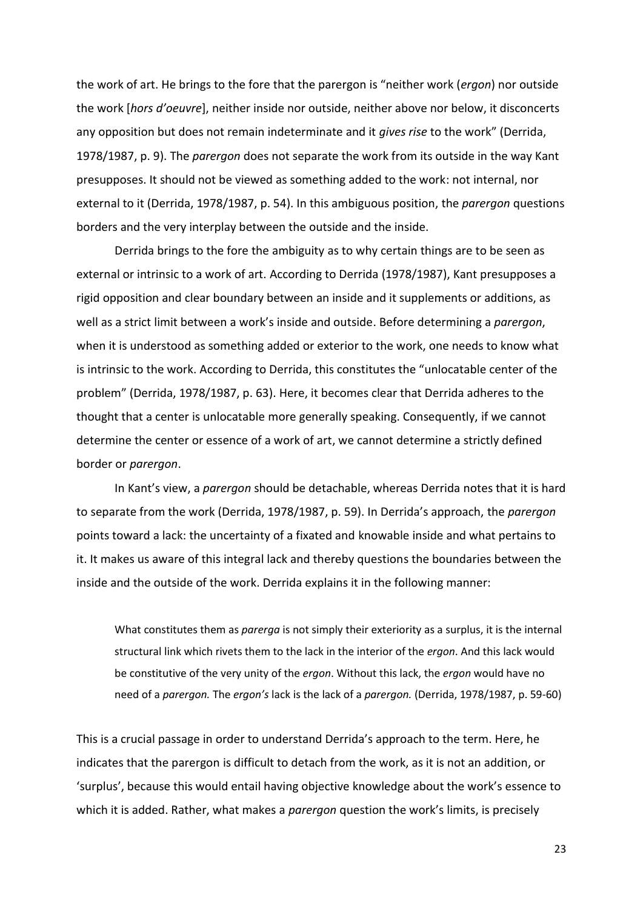the work of art. He brings to the fore that the parergon is "neither work (*ergon*) nor outside the work [*hors d'oeuvre*], neither inside nor outside, neither above nor below, it disconcerts any opposition but does not remain indeterminate and it *gives rise* to the work" (Derrida, 1978/1987, p. 9). The *parergon* does not separate the work from its outside in the way Kant presupposes. It should not be viewed as something added to the work: not internal, nor external to it (Derrida, 1978/1987, p. 54). In this ambiguous position, the *parergon* questions borders and the very interplay between the outside and the inside.

Derrida brings to the fore the ambiguity as to why certain things are to be seen as external or intrinsic to a work of art. According to Derrida (1978/1987), Kant presupposes a rigid opposition and clear boundary between an inside and it supplements or additions, as well as a strict limit between a work's inside and outside. Before determining a *parergon*, when it is understood as something added or exterior to the work, one needs to know what is intrinsic to the work. According to Derrida, this constitutes the "unlocatable center of the problem" (Derrida, 1978/1987, p. 63). Here, it becomes clear that Derrida adheres to the thought that a center is unlocatable more generally speaking. Consequently, if we cannot determine the center or essence of a work of art, we cannot determine a strictly defined border or *parergon*.

In Kant's view, a *parergon* should be detachable, whereas Derrida notes that it is hard to separate from the work (Derrida, 1978/1987, p. 59). In Derrida's approach, the *parergon* points toward a lack: the uncertainty of a fixated and knowable inside and what pertains to it. It makes us aware of this integral lack and thereby questions the boundaries between the inside and the outside of the work. Derrida explains it in the following manner:

> What constitutes them as *parerga* is not simply their exteriority as a surplus, it is the internal structural link which rivets them to the lack in the interior of the *ergon*. And this lack would be constitutive of the very unity of the *ergon*. Without this lack, the *ergon* would have no need of a *parergon.* The *ergon's* lack is the lack of a *parergon.* (Derrida, 1978/1987, p. 59-60)

This is a crucial passage in order to understand Derrida's approach to the term. Here, he indicates that the parergon is difficult to detach from the work, as it is not an addition, or 'surplus', because this would entail having objective knowledge about the work's essence to which it is added. Rather, what makes a *parergon* question the work's limits, is precisely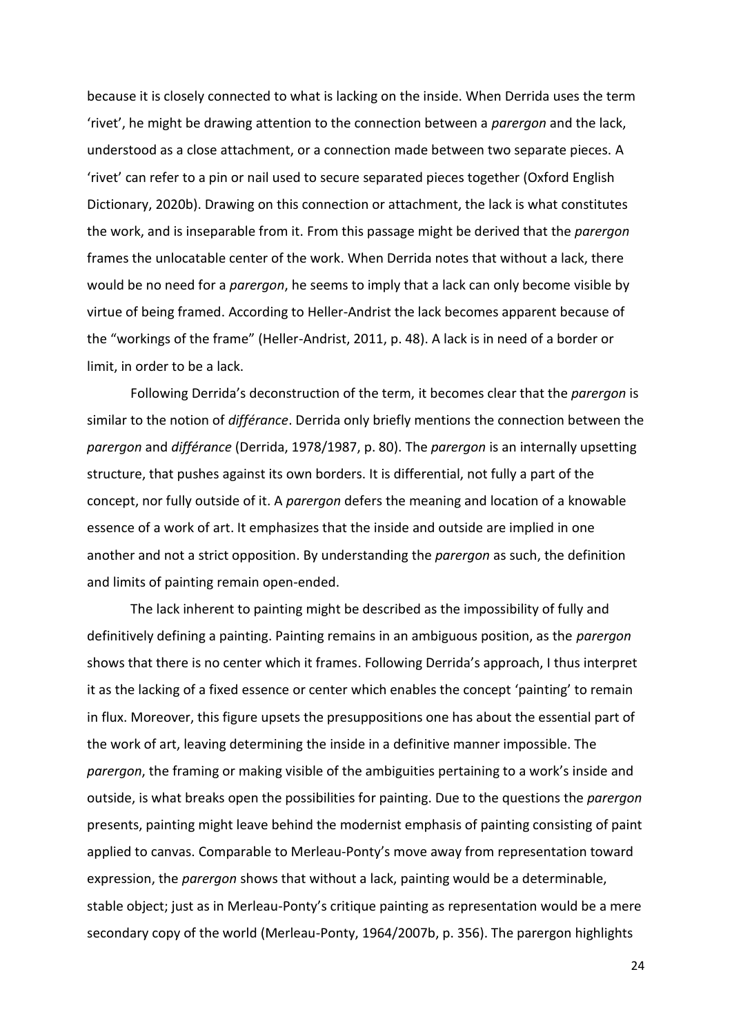because it is closely connected to what is lacking on the inside. When Derrida uses the term 'rivet', he might be drawing attention to the connection between a *parergon* and the lack, understood as a close attachment, or a connection made between two separate pieces. A 'rivet' can refer to a pin or nail used to secure separated pieces together (Oxford English Dictionary, 2020b). Drawing on this connection or attachment, the lack is what constitutes the work, and is inseparable from it. From this passage might be derived that the *parergon* frames the unlocatable center of the work. When Derrida notes that without a lack, there would be no need for a *parergon*, he seems to imply that a lack can only become visible by virtue of being framed. According to Heller-Andrist the lack becomes apparent because of the "workings of the frame" (Heller-Andrist, 2011, p. 48). A lack is in need of a border or limit, in order to be a lack.

Following Derrida's deconstruction of the term, it becomes clear that the *parergon* is similar to the notion of *différance*. Derrida only briefly mentions the connection between the *parergon* and *différance* (Derrida, 1978/1987, p. 80). The *parergon* is an internally upsetting structure, that pushes against its own borders. It is differential, not fully a part of the concept, nor fully outside of it. A *parergon* defers the meaning and location of a knowable essence of a work of art. It emphasizes that the inside and outside are implied in one another and not a strict opposition. By understanding the *parergon* as such, the definition and limits of painting remain open-ended.

The lack inherent to painting might be described as the impossibility of fully and definitively defining a painting. Painting remains in an ambiguous position, as the *parergon* shows that there is no center which it frames. Following Derrida's approach, I thus interpret it as the lacking of a fixed essence or center which enables the concept 'painting' to remain in flux. Moreover, this figure upsets the presuppositions one has about the essential part of the work of art, leaving determining the inside in a definitive manner impossible. The *parergon*, the framing or making visible of the ambiguities pertaining to a work's inside and outside, is what breaks open the possibilities for painting. Due to the questions the *parergon* presents, painting might leave behind the modernist emphasis of painting consisting of paint applied to canvas. Comparable to Merleau-Ponty's move away from representation toward expression, the *parergon* shows that without a lack, painting would be a determinable, stable object; just as in Merleau-Ponty's critique painting as representation would be a mere secondary copy of the world (Merleau-Ponty, 1964/2007b, p. 356). The parergon highlights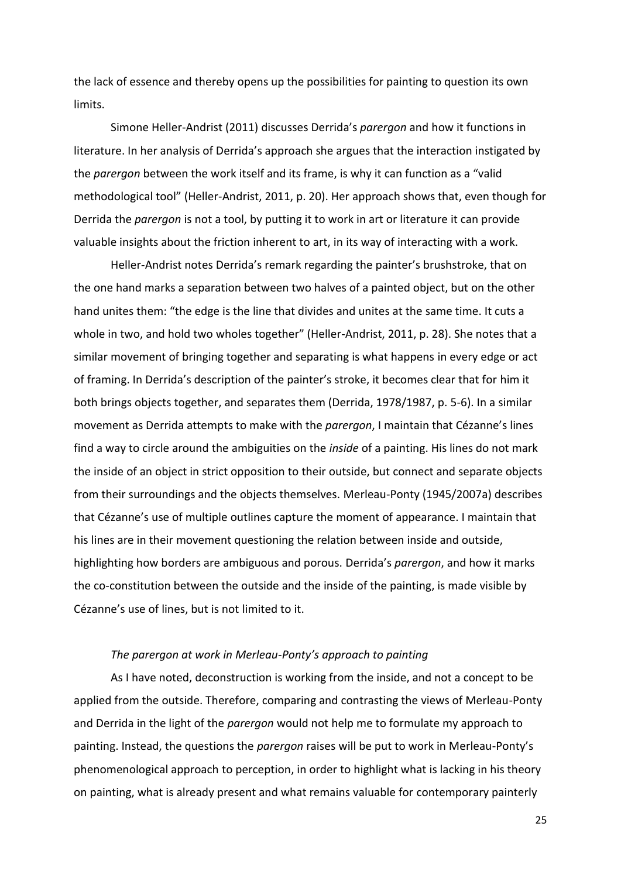the lack of essence and thereby opens up the possibilities for painting to question its own limits.

Simone Heller-Andrist (2011) discusses Derrida's *parergon* and how it functions in literature. In her analysis of Derrida's approach she argues that the interaction instigated by the *parergon* between the work itself and its frame, is why it can function as a "valid methodological tool" (Heller-Andrist, 2011, p. 20). Her approach shows that, even though for Derrida the *parergon* is not a tool, by putting it to work in art or literature it can provide valuable insights about the friction inherent to art, in its way of interacting with a work.

Heller-Andrist notes Derrida's remark regarding the painter's brushstroke, that on the one hand marks a separation between two halves of a painted object, but on the other hand unites them: "the edge is the line that divides and unites at the same time. It cuts a whole in two, and hold two wholes together" (Heller-Andrist, 2011, p. 28). She notes that a similar movement of bringing together and separating is what happens in every edge or act of framing. In Derrida's description of the painter's stroke, it becomes clear that for him it both brings objects together, and separates them (Derrida, 1978/1987, p. 5-6). In a similar movement as Derrida attempts to make with the *parergon*, I maintain that Cézanne's lines find a way to circle around the ambiguities on the *inside* of a painting. His lines do not mark the inside of an object in strict opposition to their outside, but connect and separate objects from their surroundings and the objects themselves. Merleau-Ponty (1945/2007a) describes that Cézanne's use of multiple outlines capture the moment of appearance. I maintain that his lines are in their movement questioning the relation between inside and outside, highlighting how borders are ambiguous and porous. Derrida's *parergon*, and how it marks the co-constitution between the outside and the inside of the painting, is made visible by Cézanne's use of lines, but is not limited to it.

### *The parergon at work in Merleau-Ponty's approach to painting*

As I have noted, deconstruction is working from the inside, and not a concept to be applied from the outside. Therefore, comparing and contrasting the views of Merleau-Ponty and Derrida in the light of the *parergon* would not help me to formulate my approach to painting. Instead, the questions the *parergon* raises will be put to work in Merleau-Ponty's phenomenological approach to perception, in order to highlight what is lacking in his theory on painting, what is already present and what remains valuable for contemporary painterly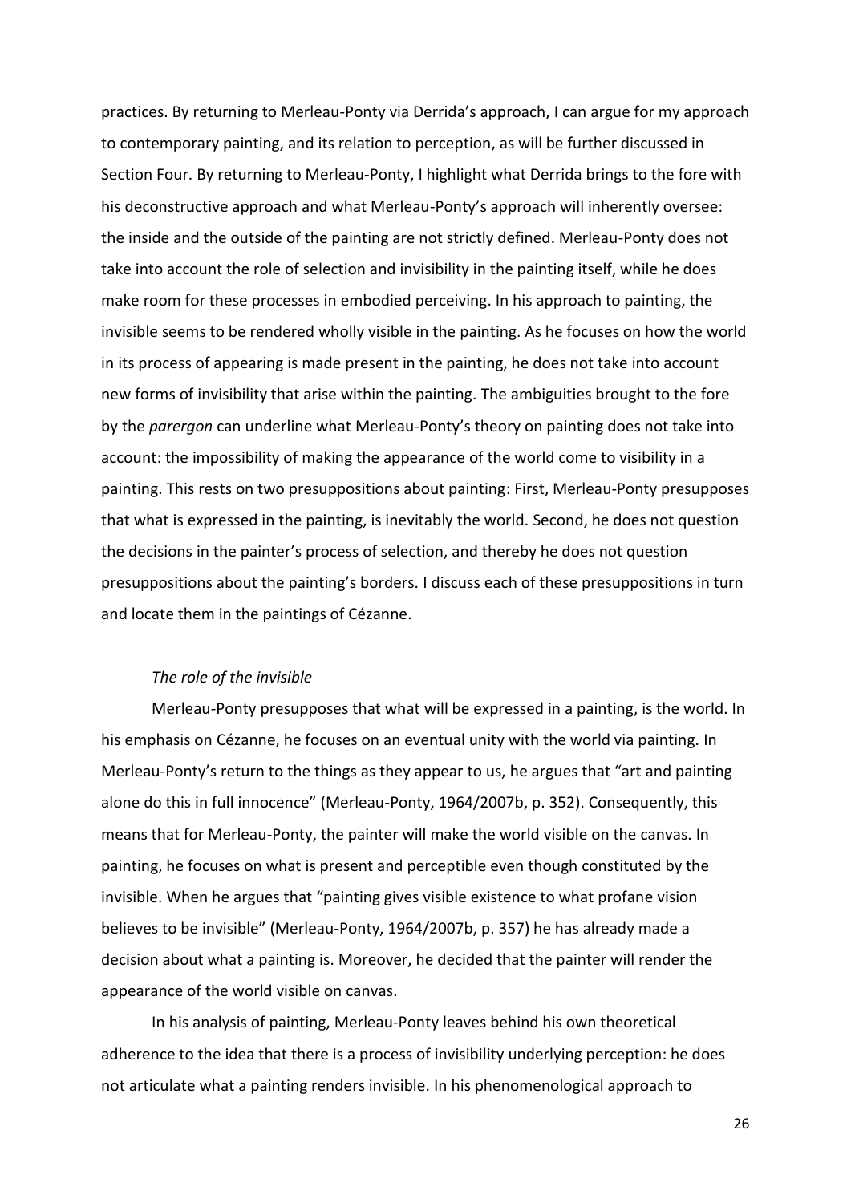practices. By returning to Merleau-Ponty via Derrida's approach, I can argue for my approach to contemporary painting, and its relation to perception, as will be further discussed in Section Four. By returning to Merleau-Ponty, I highlight what Derrida brings to the fore with his deconstructive approach and what Merleau-Ponty's approach will inherently oversee: the inside and the outside of the painting are not strictly defined. Merleau-Ponty does not take into account the role of selection and invisibility in the painting itself, while he does make room for these processes in embodied perceiving. In his approach to painting, the invisible seems to be rendered wholly visible in the painting. As he focuses on how the world in its process of appearing is made present in the painting, he does not take into account new forms of invisibility that arise within the painting. The ambiguities brought to the fore by the *parergon* can underline what Merleau-Ponty's theory on painting does not take into account: the impossibility of making the appearance of the world come to visibility in a painting. This rests on two presuppositions about painting: First, Merleau-Ponty presupposes that what is expressed in the painting, is inevitably the world. Second, he does not question the decisions in the painter's process of selection, and thereby he does not question presuppositions about the painting's borders. I discuss each of these presuppositions in turn and locate them in the paintings of Cézanne.

*The role of the invisible*

Merleau-Ponty presupposes that what will be expressed in a painting, is the world. In his emphasis on Cézanne, he focuses on an eventual unity with the world via painting. In Merleau-Ponty's return to the things as they appear to us, he argues that "art and painting alone do this in full innocence" (Merleau-Ponty, 1964/2007b, p. 352). Consequently, this means that for Merleau-Ponty, the painter will make the world visible on the canvas. In painting, he focuses on what is present and perceptible even though constituted by the invisible. When he argues that "painting gives visible existence to what profane vision believes to be invisible" (Merleau-Ponty, 1964/2007b, p. 357) he has already made a decision about what a painting is. Moreover, he decided that the painter will render the appearance of the world visible on canvas.

In his analysis of painting, Merleau-Ponty leaves behind his own theoretical adherence to the idea that there is a process of invisibility underlying perception: he does not articulate what a painting renders invisible. In his phenomenological approach to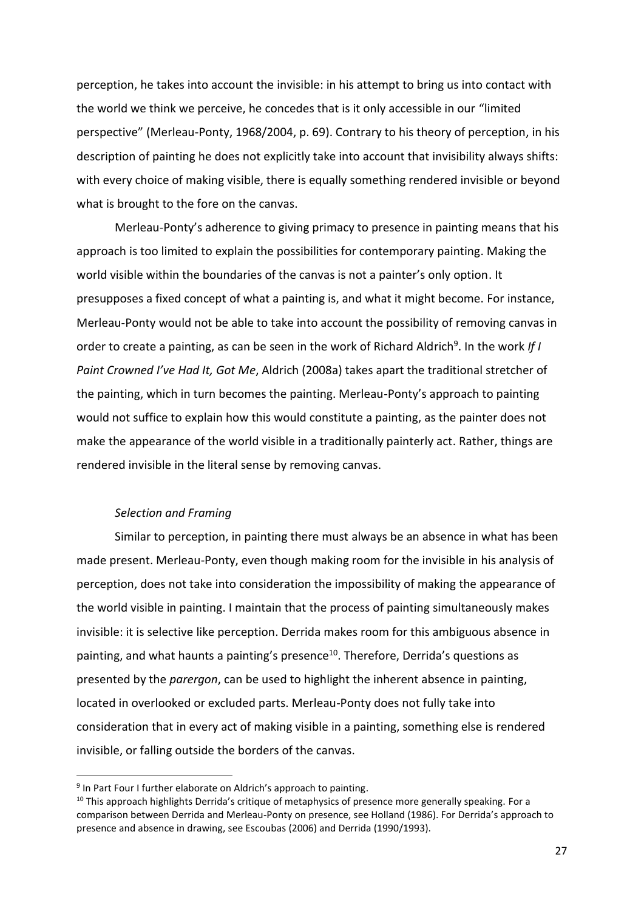perception, he takes into account the invisible: in his attempt to bring us into contact with the world we think we perceive, he concedes that is it only accessible in our "limited perspective" (Merleau-Ponty, 1968/2004, p. 69). Contrary to his theory of perception, in his description of painting he does not explicitly take into account that invisibility always shifts: with every choice of making visible, there is equally something rendered invisible or beyond what is brought to the fore on the canvas.

Merleau-Ponty's adherence to giving primacy to presence in painting means that his approach is too limited to explain the possibilities for contemporary painting. Making the world visible within the boundaries of the canvas is not a painter's only option. It presupposes a fixed concept of what a painting is, and what it might become. For instance, Merleau-Ponty would not be able to take into account the possibility of removing canvas in order to create a painting, as can be seen in the work of Richard Aldrich[9]. In the work *If I Paint Crowned I've Had It, Got Me*, Aldrich (2008a) takes apart the traditional stretcher of the painting, which in turn becomes the painting. Merleau-Ponty's approach to painting would not suffice to explain how this would constitute a painting, as the painter does not make the appearance of the world visible in a traditionally painterly act. Rather, things are rendered invisible in the literal sense by removing canvas.

### *Selection and Framing*

Similar to perception, in painting there must always be an absence in what has been made present. Merleau-Ponty, even though making room for the invisible in his analysis of perception, does not take into consideration the impossibility of making the appearance of the world visible in painting. I maintain that the process of painting simultaneously makes invisible: it is selective like perception. Derrida makes room for this ambiguous absence in painting, and what haunts a painting's presence[10]. Therefore, Derrida's questions as presented by the *parergon*, can be used to highlight the inherent absence in painting, located in overlooked or excluded parts. Merleau-Ponty does not fully take into consideration that in every act of making visible in a painting, something else is rendered invisible, or falling outside the borders of the canvas.

---

[9] In Part Four I further elaborate on Aldrich's approach to painting.

[10] This approach highlights Derrida's critique of metaphysics of presence more generally speaking. For a comparison between Derrida and Merleau-Ponty on presence, see Holland (1986). For Derrida's approach to presence and absence in drawing, see Escoubas (2006) and Derrida (1990/1993).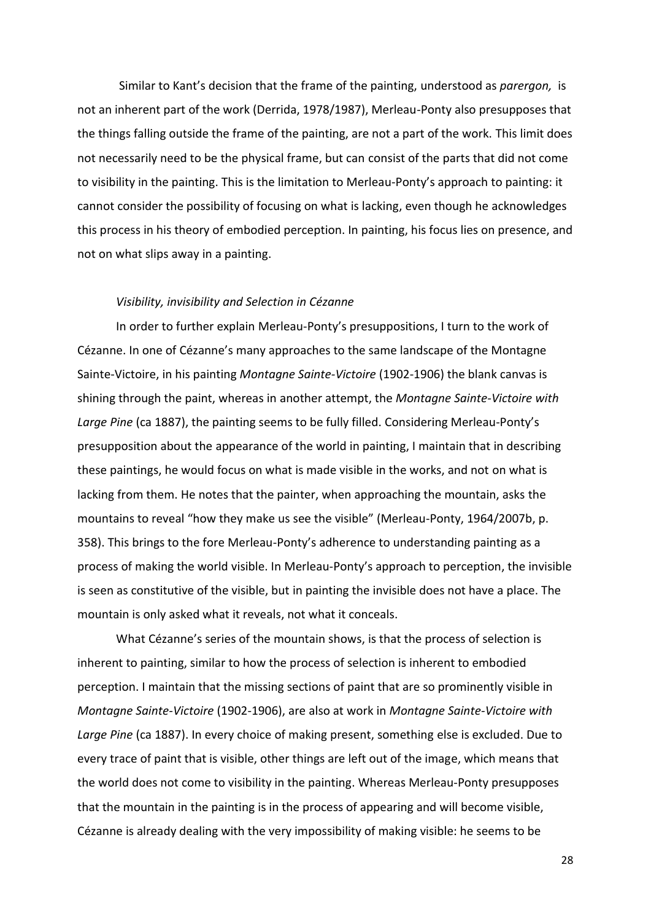Similar to Kant's decision that the frame of the painting, understood as *parergon,* is not an inherent part of the work (Derrida, 1978/1987), Merleau-Ponty also presupposes that the things falling outside the frame of the painting, are not a part of the work. This limit does not necessarily need to be the physical frame, but can consist of the parts that did not come to visibility in the painting. This is the limitation to Merleau-Ponty's approach to painting: it cannot consider the possibility of focusing on what is lacking, even though he acknowledges this process in his theory of embodied perception. In painting, his focus lies on presence, and not on what slips away in a painting.

### *Visibility, invisibility and Selection in Cézanne*

In order to further explain Merleau-Ponty's presuppositions, I turn to the work of Cézanne. In one of Cézanne's many approaches to the same landscape of the Montagne Sainte-Victoire, in his painting *Montagne Sainte-Victoire* (1902-1906) the blank canvas is shining through the paint, whereas in another attempt, the *Montagne Sainte-Victoire with Large Pine* (ca 1887), the painting seems to be fully filled. Considering Merleau-Ponty's presupposition about the appearance of the world in painting, I maintain that in describing these paintings, he would focus on what is made visible in the works, and not on what is lacking from them. He notes that the painter, when approaching the mountain, asks the mountains to reveal "how they make us see the visible" (Merleau-Ponty, 1964/2007b, p. 358). This brings to the fore Merleau-Ponty's adherence to understanding painting as a process of making the world visible. In Merleau-Ponty's approach to perception, the invisible is seen as constitutive of the visible, but in painting the invisible does not have a place. The mountain is only asked what it reveals, not what it conceals.

What Cézanne's series of the mountain shows, is that the process of selection is inherent to painting, similar to how the process of selection is inherent to embodied perception. I maintain that the missing sections of paint that are so prominently visible in *Montagne Sainte-Victoire* (1902-1906), are also at work in *Montagne Sainte-Victoire with Large Pine* (ca 1887). In every choice of making present, something else is excluded. Due to every trace of paint that is visible, other things are left out of the image, which means that the world does not come to visibility in the painting. Whereas Merleau-Ponty presupposes that the mountain in the painting is in the process of appearing and will become visible, Cézanne is already dealing with the very impossibility of making visible: he seems to be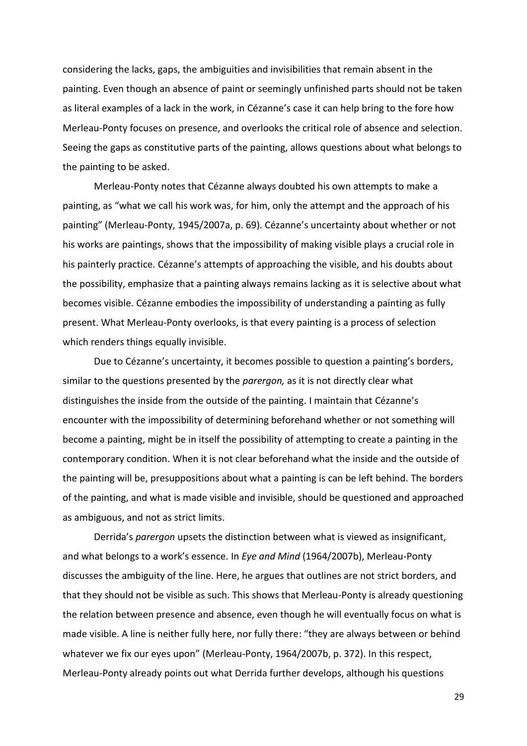considering the lacks, gaps, the ambiguities and invisibilities that remain absent in the painting. Even though an absence of paint or seemingly unfinished parts should not be taken as literal examples of a lack in the work, in Cézanne's case it can help bring to the fore how Merleau-Ponty focuses on presence, and overlooks the critical role of absence and selection. Seeing the gaps as constitutive parts of the painting, allows questions about what belongs to the painting to be asked.

Merleau-Ponty notes that Cézanne always doubted his own attempts to make a painting, as "what we call his work was, for him, only the attempt and the approach of his painting" (Merleau-Ponty, 1945/2007a, p. 69). Cézanne's uncertainty about whether or not his works are paintings, shows that the impossibility of making visible plays a crucial role in his painterly practice. Cézanne's attempts of approaching the visible, and his doubts about the possibility, emphasize that a painting always remains lacking as it is selective about what becomes visible. Cézanne embodies the impossibility of understanding a painting as fully present. What Merleau-Ponty overlooks, is that every painting is a process of selection which renders things equally invisible.

Due to Cézanne's uncertainty, it becomes possible to question a painting's borders, similar to the questions presented by the *parergon,* as it is not directly clear what distinguishes the inside from the outside of the painting. I maintain that Cézanne's encounter with the impossibility of determining beforehand whether or not something will become a painting, might be in itself the possibility of attempting to create a painting in the contemporary condition. When it is not clear beforehand what the inside and the outside of the painting will be, presuppositions about what a painting is can be left behind. The borders of the painting, and what is made visible and invisible, should be questioned and approached as ambiguous, and not as strict limits.

Derrida's *parergon* upsets the distinction between what is viewed as insignificant, and what belongs to a work's essence. In *Eye and Mind* (1964/2007b), Merleau-Ponty discusses the ambiguity of the line. Here, he argues that outlines are not strict borders, and that they should not be visible as such. This shows that Merleau-Ponty is already questioning the relation between presence and absence, even though he will eventually focus on what is made visible. A line is neither fully here, nor fully there: "they are always between or behind whatever we fix our eyes upon" (Merleau-Ponty, 1964/2007b, p. 372). In this respect, Merleau-Ponty already points out what Derrida further develops, although his questions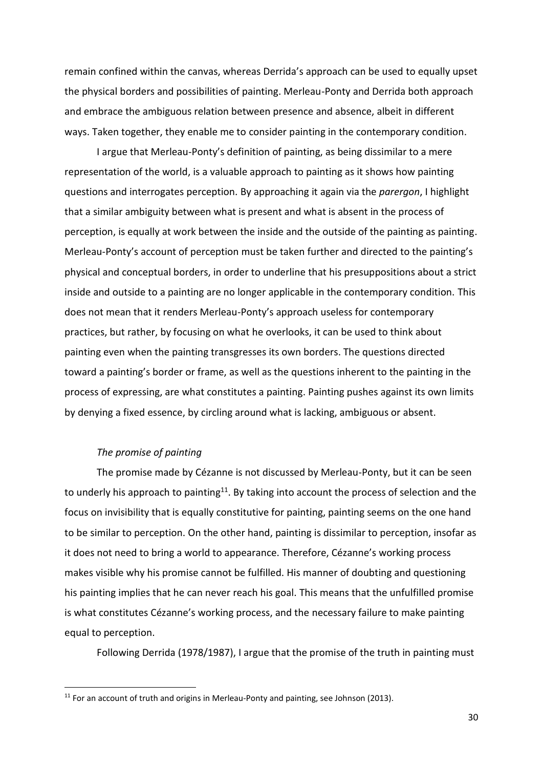remain confined within the canvas, whereas Derrida's approach can be used to equally upset the physical borders and possibilities of painting. Merleau-Ponty and Derrida both approach and embrace the ambiguous relation between presence and absence, albeit in different ways. Taken together, they enable me to consider painting in the contemporary condition.

I argue that Merleau-Ponty's definition of painting, as being dissimilar to a mere representation of the world, is a valuable approach to painting as it shows how painting questions and interrogates perception. By approaching it again via the *parergon*, I highlight that a similar ambiguity between what is present and what is absent in the process of perception, is equally at work between the inside and the outside of the painting as painting. Merleau-Ponty's account of perception must be taken further and directed to the painting's physical and conceptual borders, in order to underline that his presuppositions about a strict inside and outside to a painting are no longer applicable in the contemporary condition. This does not mean that it renders Merleau-Ponty's approach useless for contemporary practices, but rather, by focusing on what he overlooks, it can be used to think about painting even when the painting transgresses its own borders. The questions directed toward a painting's border or frame, as well as the questions inherent to the painting in the process of expressing, are what constitutes a painting. Painting pushes against its own limits by denying a fixed essence, by circling around what is lacking, ambiguous or absent.

### *The promise of painting*

The promise made by Cézanne is not discussed by Merleau-Ponty, but it can be seen to underly his approach to painting[11]. By taking into account the process of selection and the focus on invisibility that is equally constitutive for painting, painting seems on the one hand to be similar to perception. On the other hand, painting is dissimilar to perception, insofar as it does not need to bring a world to appearance. Therefore, Cézanne's working process makes visible why his promise cannot be fulfilled. His manner of doubting and questioning his painting implies that he can never reach his goal. This means that the unfulfilled promise is what constitutes Cézanne's working process, and the necessary failure to make painting equal to perception.

Following Derrida (1978/1987), I argue that the promise of the truth in painting must

[11] For an account of truth and origins in Merleau-Ponty and painting, see Johnson (2013).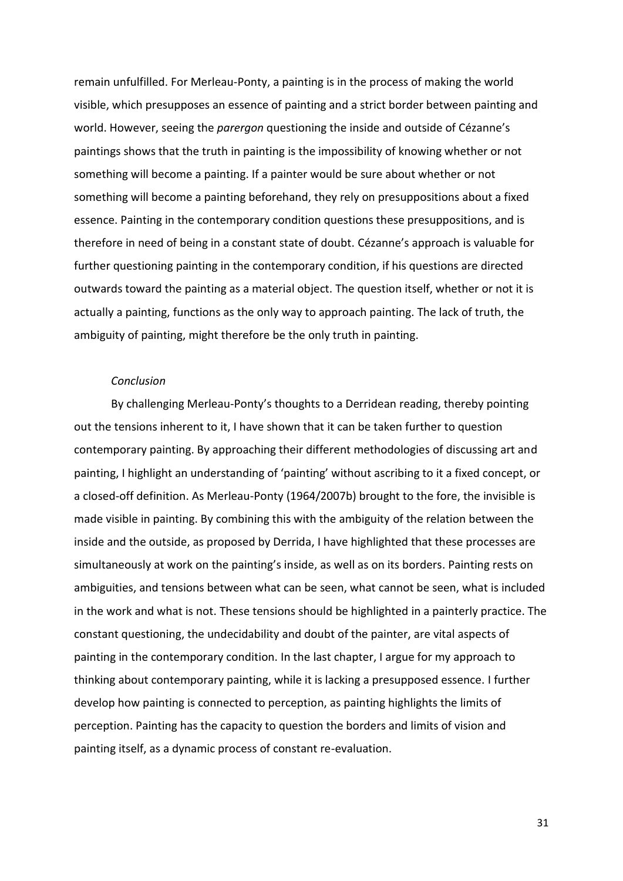remain unfulfilled. For Merleau-Ponty, a painting is in the process of making the world visible, which presupposes an essence of painting and a strict border between painting and world. However, seeing the *parergon* questioning the inside and outside of Cézanne's paintings shows that the truth in painting is the impossibility of knowing whether or not something will become a painting. If a painter would be sure about whether or not something will become a painting beforehand, they rely on presuppositions about a fixed essence. Painting in the contemporary condition questions these presuppositions, and is therefore in need of being in a constant state of doubt. Cézanne's approach is valuable for further questioning painting in the contemporary condition, if his questions are directed outwards toward the painting as a material object. The question itself, whether or not it is actually a painting, functions as the only way to approach painting. The lack of truth, the ambiguity of painting, might therefore be the only truth in painting.

### *Conclusion*

By challenging Merleau-Ponty's thoughts to a Derridean reading, thereby pointing out the tensions inherent to it, I have shown that it can be taken further to question contemporary painting. By approaching their different methodologies of discussing art and painting, I highlight an understanding of 'painting' without ascribing to it a fixed concept, or a closed-off definition. As Merleau-Ponty (1964/2007b) brought to the fore, the invisible is made visible in painting. By combining this with the ambiguity of the relation between the inside and the outside, as proposed by Derrida, I have highlighted that these processes are simultaneously at work on the painting's inside, as well as on its borders. Painting rests on ambiguities, and tensions between what can be seen, what cannot be seen, what is included in the work and what is not. These tensions should be highlighted in a painterly practice. The constant questioning, the undecidability and doubt of the painter, are vital aspects of painting in the contemporary condition. In the last chapter, I argue for my approach to thinking about contemporary painting, while it is lacking a presupposed essence. I further develop how painting is connected to perception, as painting highlights the limits of perception. Painting has the capacity to question the borders and limits of vision and painting itself, as a dynamic process of constant re-evaluation.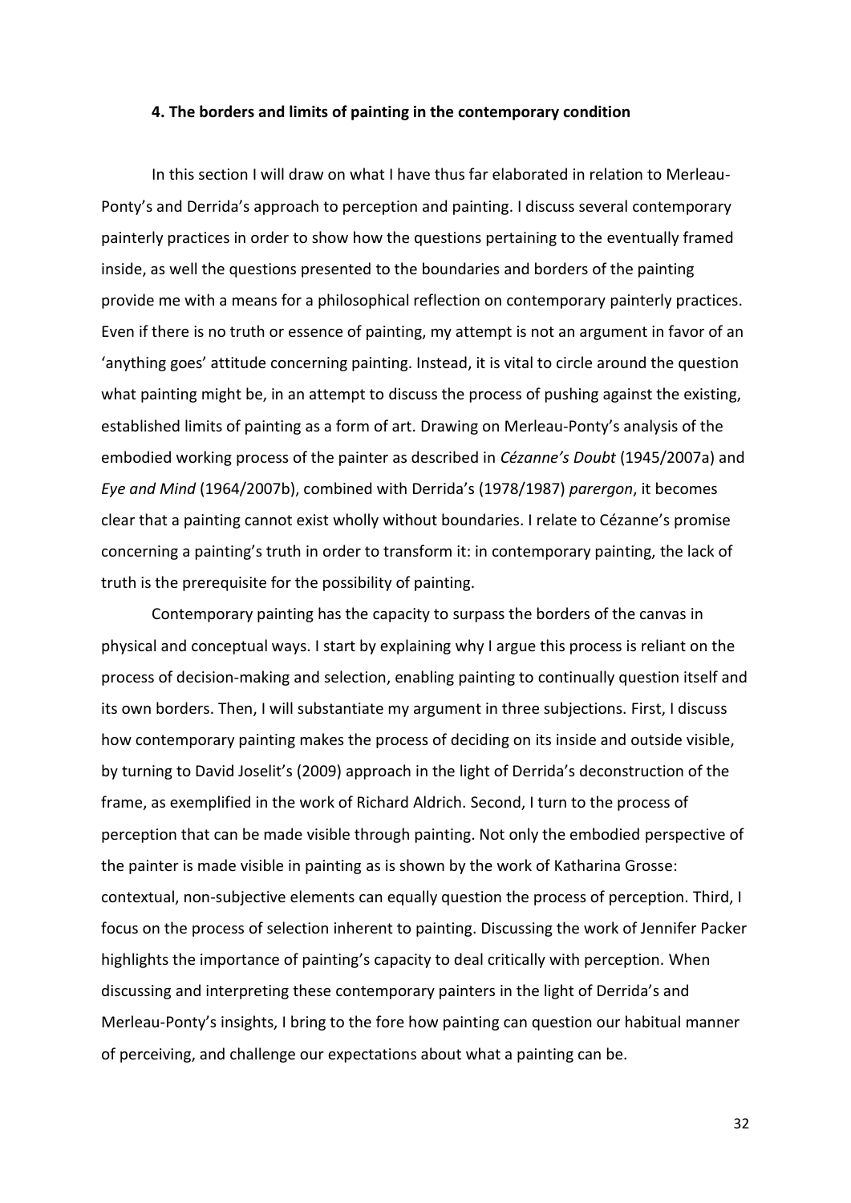## 4. The borders and limits of painting in the contemporary condition

In this section I will draw on what I have thus far elaborated in relation to Merleau-Ponty's and Derrida's approach to perception and painting. I discuss several contemporary painterly practices in order to show how the questions pertaining to the eventually framed inside, as well the questions presented to the boundaries and borders of the painting provide me with a means for a philosophical reflection on contemporary painterly practices. Even if there is no truth or essence of painting, my attempt is not an argument in favor of an 'anything goes' attitude concerning painting. Instead, it is vital to circle around the question what painting might be, in an attempt to discuss the process of pushing against the existing, established limits of painting as a form of art. Drawing on Merleau-Ponty's analysis of the embodied working process of the painter as described in *Cézanne's Doubt* (1945/2007a) and *Eye and Mind* (1964/2007b), combined with Derrida's (1978/1987) *parergon*, it becomes clear that a painting cannot exist wholly without boundaries. I relate to Cézanne's promise concerning a painting's truth in order to transform it: in contemporary painting, the lack of truth is the prerequisite for the possibility of painting.

Contemporary painting has the capacity to surpass the borders of the canvas in physical and conceptual ways. I start by explaining why I argue this process is reliant on the process of decision-making and selection, enabling painting to continually question itself and its own borders. Then, I will substantiate my argument in three subjections. First, I discuss how contemporary painting makes the process of deciding on its inside and outside visible, by turning to David Joselit's (2009) approach in the light of Derrida's deconstruction of the frame, as exemplified in the work of Richard Aldrich. Second, I turn to the process of perception that can be made visible through painting. Not only the embodied perspective of the painter is made visible in painting as is shown by the work of Katharina Grosse: contextual, non-subjective elements can equally question the process of perception. Third, I focus on the process of selection inherent to painting. Discussing the work of Jennifer Packer highlights the importance of painting's capacity to deal critically with perception. When discussing and interpreting these contemporary painters in the light of Derrida's and Merleau-Ponty's insights, I bring to the fore how painting can question our habitual manner of perceiving, and challenge our expectations about what a painting can be.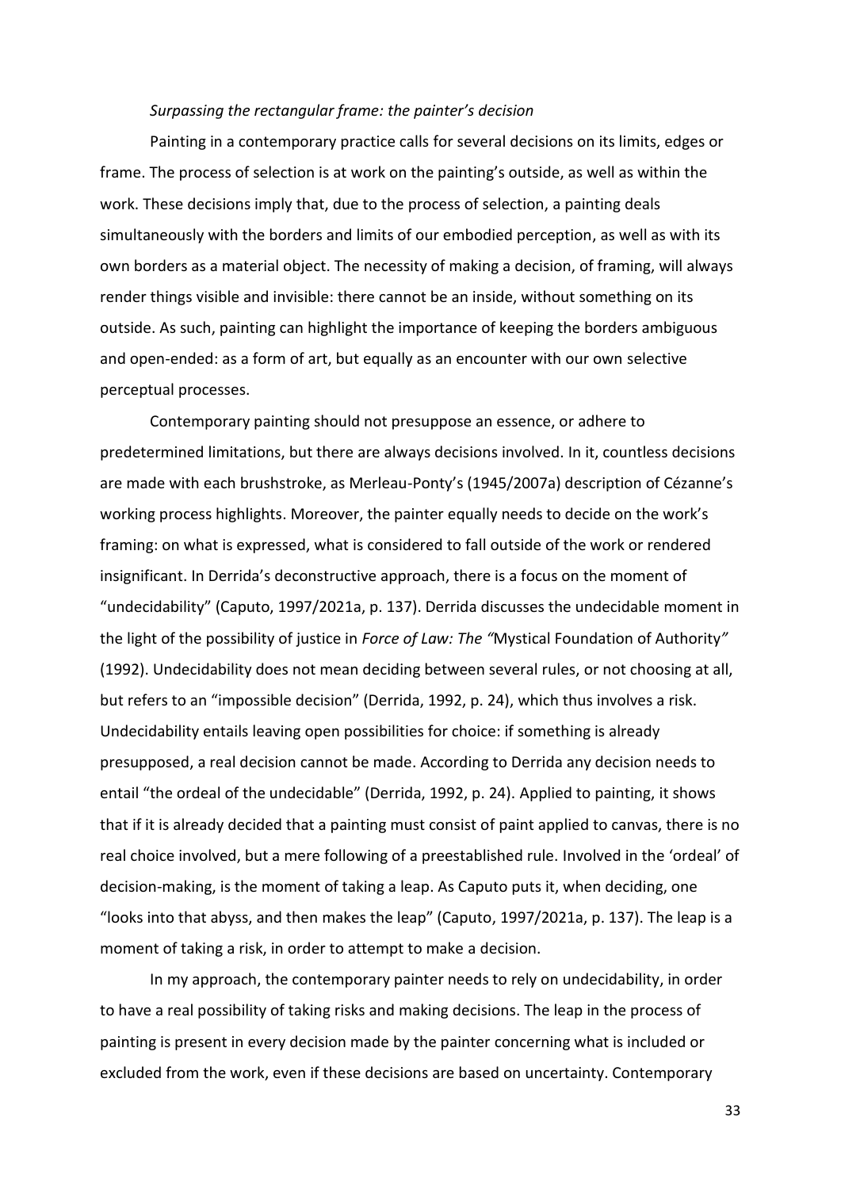*Surpassing the rectangular frame: the painter's decision*

Painting in a contemporary practice calls for several decisions on its limits, edges or frame. The process of selection is at work on the painting's outside, as well as within the work. These decisions imply that, due to the process of selection, a painting deals simultaneously with the borders and limits of our embodied perception, as well as with its own borders as a material object. The necessity of making a decision, of framing, will always render things visible and invisible: there cannot be an inside, without something on its outside. As such, painting can highlight the importance of keeping the borders ambiguous and open-ended: as a form of art, but equally as an encounter with our own selective perceptual processes.

Contemporary painting should not presuppose an essence, or adhere to predetermined limitations, but there are always decisions involved. In it, countless decisions are made with each brushstroke, as Merleau-Ponty's (1945/2007a) description of Cézanne's working process highlights. Moreover, the painter equally needs to decide on the work's framing: on what is expressed, what is considered to fall outside of the work or rendered insignificant. In Derrida's deconstructive approach, there is a focus on the moment of "undecidability" (Caputo, 1997/2021a, p. 137). Derrida discusses the undecidable moment in the light of the possibility of justice in *Force of Law: The "*Mystical Foundation of Authority*"* (1992). Undecidability does not mean deciding between several rules, or not choosing at all, but refers to an "impossible decision" (Derrida, 1992, p. 24), which thus involves a risk. Undecidability entails leaving open possibilities for choice: if something is already presupposed, a real decision cannot be made. According to Derrida any decision needs to entail "the ordeal of the undecidable" (Derrida, 1992, p. 24). Applied to painting, it shows that if it is already decided that a painting must consist of paint applied to canvas, there is no real choice involved, but a mere following of a preestablished rule. Involved in the 'ordeal' of decision-making, is the moment of taking a leap. As Caputo puts it, when deciding, one "looks into that abyss, and then makes the leap" (Caputo, 1997/2021a, p. 137). The leap is a moment of taking a risk, in order to attempt to make a decision.

In my approach, the contemporary painter needs to rely on undecidability, in order to have a real possibility of taking risks and making decisions. The leap in the process of painting is present in every decision made by the painter concerning what is included or excluded from the work, even if these decisions are based on uncertainty. Contemporary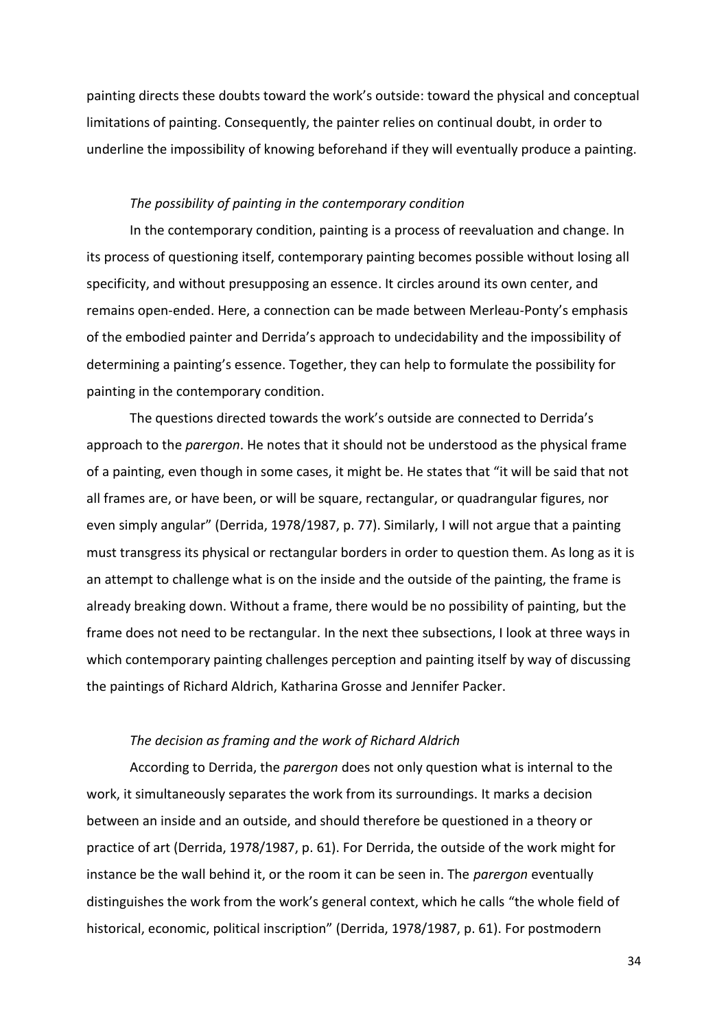painting directs these doubts toward the work's outside: toward the physical and conceptual limitations of painting. Consequently, the painter relies on continual doubt, in order to underline the impossibility of knowing beforehand if they will eventually produce a painting.

### *The possibility of painting in the contemporary condition*

In the contemporary condition, painting is a process of reevaluation and change. In its process of questioning itself, contemporary painting becomes possible without losing all specificity, and without presupposing an essence. It circles around its own center, and remains open-ended. Here, a connection can be made between Merleau-Ponty's emphasis of the embodied painter and Derrida's approach to undecidability and the impossibility of determining a painting's essence. Together, they can help to formulate the possibility for painting in the contemporary condition.

The questions directed towards the work's outside are connected to Derrida's approach to the *parergon*. He notes that it should not be understood as the physical frame of a painting, even though in some cases, it might be. He states that "it will be said that not all frames are, or have been, or will be square, rectangular, or quadrangular figures, nor even simply angular" (Derrida, 1978/1987, p. 77). Similarly, I will not argue that a painting must transgress its physical or rectangular borders in order to question them. As long as it is an attempt to challenge what is on the inside and the outside of the painting, the frame is already breaking down. Without a frame, there would be no possibility of painting, but the frame does not need to be rectangular. In the next thee subsections, I look at three ways in which contemporary painting challenges perception and painting itself by way of discussing the paintings of Richard Aldrich, Katharina Grosse and Jennifer Packer.

### *The decision as framing and the work of Richard Aldrich*

According to Derrida, the *parergon* does not only question what is internal to the work, it simultaneously separates the work from its surroundings. It marks a decision between an inside and an outside, and should therefore be questioned in a theory or practice of art (Derrida, 1978/1987, p. 61). For Derrida, the outside of the work might for instance be the wall behind it, or the room it can be seen in. The *parergon* eventually distinguishes the work from the work's general context, which he calls "the whole field of historical, economic, political inscription" (Derrida, 1978/1987, p. 61). For postmodern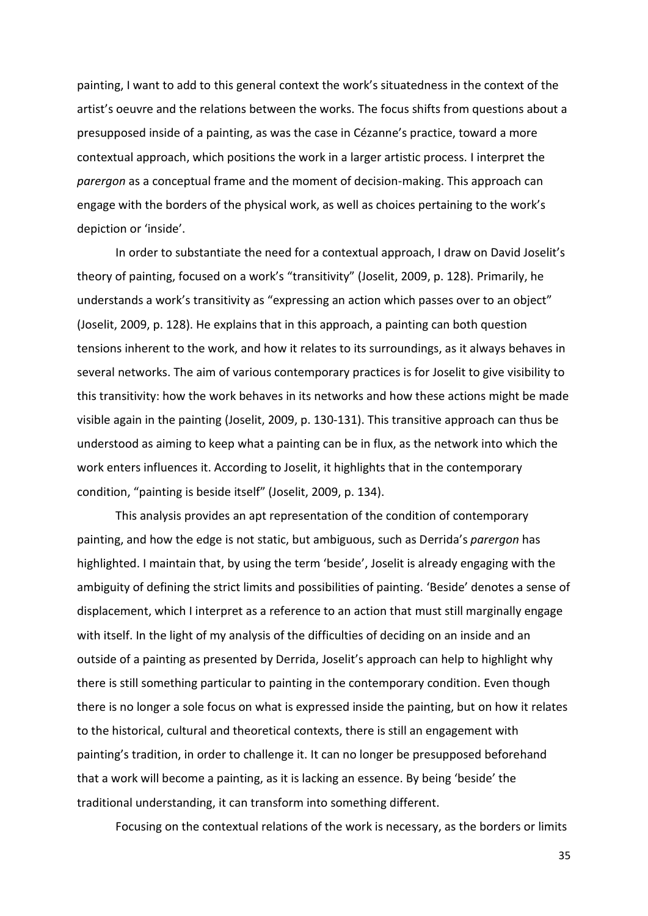painting, I want to add to this general context the work's situatedness in the context of the artist's oeuvre and the relations between the works. The focus shifts from questions about a presupposed inside of a painting, as was the case in Cézanne's practice, toward a more contextual approach, which positions the work in a larger artistic process. I interpret the *parergon* as a conceptual frame and the moment of decision-making. This approach can engage with the borders of the physical work, as well as choices pertaining to the work's depiction or 'inside'.

In order to substantiate the need for a contextual approach, I draw on David Joselit's theory of painting, focused on a work's "transitivity" (Joselit, 2009, p. 128). Primarily, he understands a work's transitivity as "expressing an action which passes over to an object" (Joselit, 2009, p. 128). He explains that in this approach, a painting can both question tensions inherent to the work, and how it relates to its surroundings, as it always behaves in several networks. The aim of various contemporary practices is for Joselit to give visibility to this transitivity: how the work behaves in its networks and how these actions might be made visible again in the painting (Joselit, 2009, p. 130-131). This transitive approach can thus be understood as aiming to keep what a painting can be in flux, as the network into which the work enters influences it. According to Joselit, it highlights that in the contemporary condition, "painting is beside itself" (Joselit, 2009, p. 134).

This analysis provides an apt representation of the condition of contemporary painting, and how the edge is not static, but ambiguous, such as Derrida's *parergon* has highlighted. I maintain that, by using the term 'beside', Joselit is already engaging with the ambiguity of defining the strict limits and possibilities of painting. 'Beside' denotes a sense of displacement, which I interpret as a reference to an action that must still marginally engage with itself. In the light of my analysis of the difficulties of deciding on an inside and an outside of a painting as presented by Derrida, Joselit's approach can help to highlight why there is still something particular to painting in the contemporary condition. Even though there is no longer a sole focus on what is expressed inside the painting, but on how it relates to the historical, cultural and theoretical contexts, there is still an engagement with painting's tradition, in order to challenge it. It can no longer be presupposed beforehand that a work will become a painting, as it is lacking an essence. By being 'beside' the traditional understanding, it can transform into something different.

Focusing on the contextual relations of the work is necessary, as the borders or limits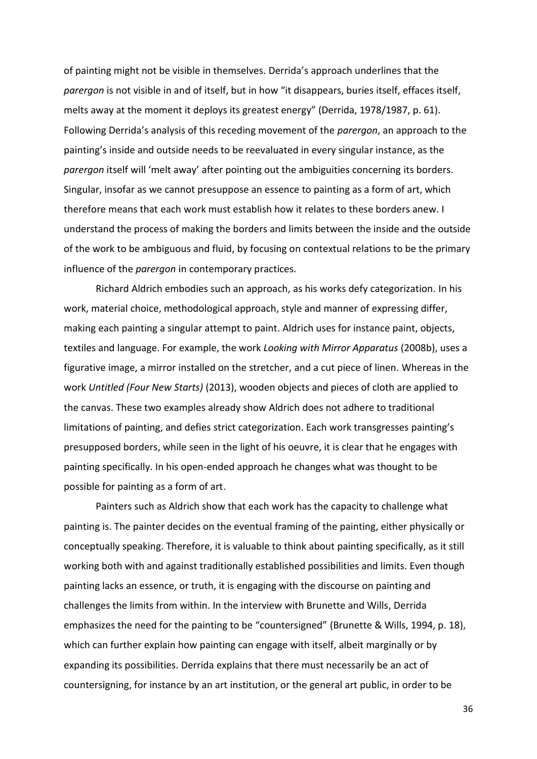of painting might not be visible in themselves. Derrida's approach underlines that the *parergon* is not visible in and of itself, but in how "it disappears, buries itself, effaces itself, melts away at the moment it deploys its greatest energy" (Derrida, 1978/1987, p. 61). Following Derrida's analysis of this receding movement of the *parergon*, an approach to the painting's inside and outside needs to be reevaluated in every singular instance, as the *parergon* itself will 'melt away' after pointing out the ambiguities concerning its borders. Singular, insofar as we cannot presuppose an essence to painting as a form of art, which therefore means that each work must establish how it relates to these borders anew. I understand the process of making the borders and limits between the inside and the outside of the work to be ambiguous and fluid, by focusing on contextual relations to be the primary influence of the *parergon* in contemporary practices.

Richard Aldrich embodies such an approach, as his works defy categorization. In his work, material choice, methodological approach, style and manner of expressing differ, making each painting a singular attempt to paint. Aldrich uses for instance paint, objects, textiles and language. For example, the work *Looking with Mirror Apparatus* (2008b), uses a figurative image, a mirror installed on the stretcher, and a cut piece of linen. Whereas in the work *Untitled (Four New Starts)* (2013), wooden objects and pieces of cloth are applied to the canvas. These two examples already show Aldrich does not adhere to traditional limitations of painting, and defies strict categorization. Each work transgresses painting's presupposed borders, while seen in the light of his oeuvre, it is clear that he engages with painting specifically. In his open-ended approach he changes what was thought to be possible for painting as a form of art.

Painters such as Aldrich show that each work has the capacity to challenge what painting is. The painter decides on the eventual framing of the painting, either physically or conceptually speaking. Therefore, it is valuable to think about painting specifically, as it still working both with and against traditionally established possibilities and limits. Even though painting lacks an essence, or truth, it is engaging with the discourse on painting and challenges the limits from within. In the interview with Brunette and Wills, Derrida emphasizes the need for the painting to be "countersigned" (Brunette & Wills, 1994, p. 18), which can further explain how painting can engage with itself, albeit marginally or by expanding its possibilities. Derrida explains that there must necessarily be an act of countersigning, for instance by an art institution, or the general art public, in order to be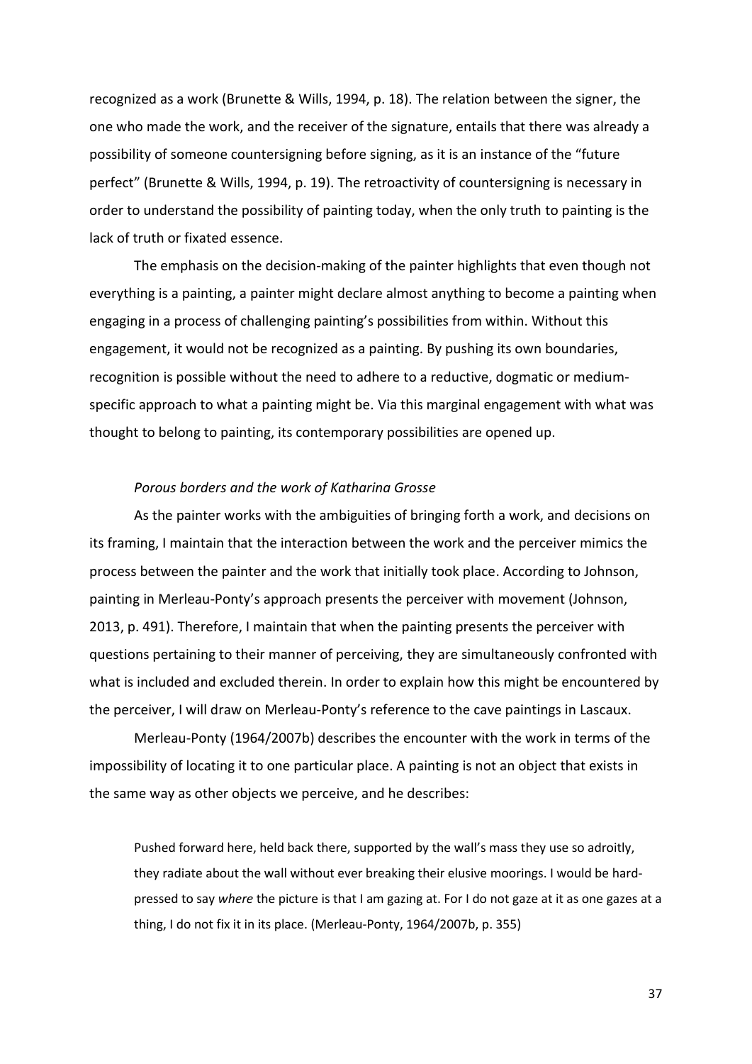recognized as a work (Brunette & Wills, 1994, p. 18). The relation between the signer, the one who made the work, and the receiver of the signature, entails that there was already a possibility of someone countersigning before signing, as it is an instance of the "future perfect" (Brunette & Wills, 1994, p. 19). The retroactivity of countersigning is necessary in order to understand the possibility of painting today, when the only truth to painting is the lack of truth or fixated essence.

The emphasis on the decision-making of the painter highlights that even though not everything is a painting, a painter might declare almost anything to become a painting when engaging in a process of challenging painting's possibilities from within. Without this engagement, it would not be recognized as a painting. By pushing its own boundaries, recognition is possible without the need to adhere to a reductive, dogmatic or medium-specific approach to what a painting might be. Via this marginal engagement with what was thought to belong to painting, its contemporary possibilities are opened up.

*Porous borders and the work of Katharina Grosse*

As the painter works with the ambiguities of bringing forth a work, and decisions on its framing, I maintain that the interaction between the work and the perceiver mimics the process between the painter and the work that initially took place. According to Johnson, painting in Merleau-Ponty's approach presents the perceiver with movement (Johnson, 2013, p. 491). Therefore, I maintain that when the painting presents the perceiver with questions pertaining to their manner of perceiving, they are simultaneously confronted with what is included and excluded therein. In order to explain how this might be encountered by the perceiver, I will draw on Merleau-Ponty's reference to the cave paintings in Lascaux.

Merleau-Ponty (1964/2007b) describes the encounter with the work in terms of the impossibility of locating it to one particular place. A painting is not an object that exists in the same way as other objects we perceive, and he describes:

> Pushed forward here, held back there, supported by the wall's mass they use so adroitly, they radiate about the wall without ever breaking their elusive moorings. I would be hard-pressed to say *where* the picture is that I am gazing at. For I do not gaze at it as one gazes at a thing, I do not fix it in its place. (Merleau-Ponty, 1964/2007b, p. 355)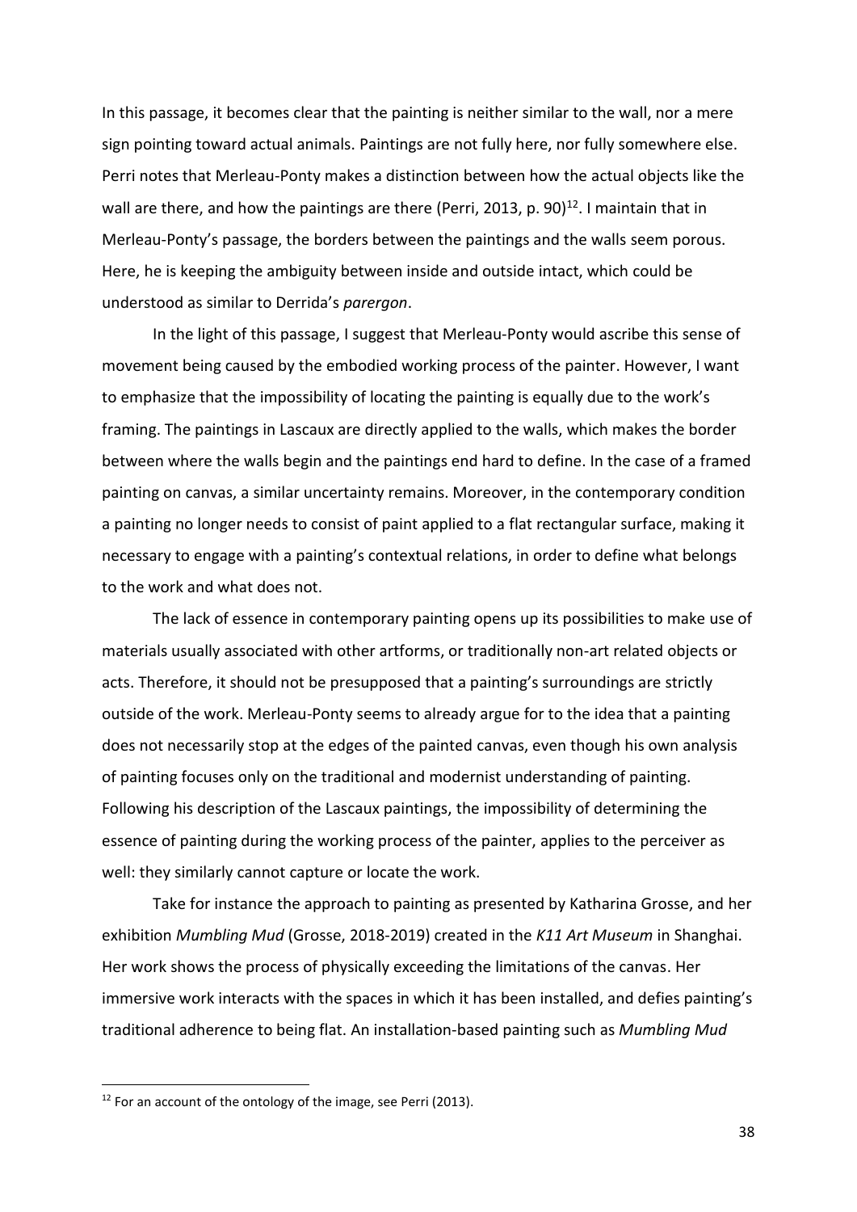In this passage, it becomes clear that the painting is neither similar to the wall, nor a mere sign pointing toward actual animals. Paintings are not fully here, nor fully somewhere else. Perri notes that Merleau-Ponty makes a distinction between how the actual objects like the wall are there, and how the paintings are there (Perri, 2013, p. 90)[12]. I maintain that in Merleau-Ponty's passage, the borders between the paintings and the walls seem porous. Here, he is keeping the ambiguity between inside and outside intact, which could be understood as similar to Derrida's *parergon*.

In the light of this passage, I suggest that Merleau-Ponty would ascribe this sense of movement being caused by the embodied working process of the painter. However, I want to emphasize that the impossibility of locating the painting is equally due to the work's framing. The paintings in Lascaux are directly applied to the walls, which makes the border between where the walls begin and the paintings end hard to define. In the case of a framed painting on canvas, a similar uncertainty remains. Moreover, in the contemporary condition a painting no longer needs to consist of paint applied to a flat rectangular surface, making it necessary to engage with a painting's contextual relations, in order to define what belongs to the work and what does not.

The lack of essence in contemporary painting opens up its possibilities to make use of materials usually associated with other artforms, or traditionally non-art related objects or acts. Therefore, it should not be presupposed that a painting's surroundings are strictly outside of the work. Merleau-Ponty seems to already argue for to the idea that a painting does not necessarily stop at the edges of the painted canvas, even though his own analysis of painting focuses only on the traditional and modernist understanding of painting. Following his description of the Lascaux paintings, the impossibility of determining the essence of painting during the working process of the painter, applies to the perceiver as well: they similarly cannot capture or locate the work.

Take for instance the approach to painting as presented by Katharina Grosse, and her exhibition *Mumbling Mud* (Grosse, 2018-2019) created in the *K11 Art Museum* in Shanghai. Her work shows the process of physically exceeding the limitations of the canvas. Her immersive work interacts with the spaces in which it has been installed, and defies painting's traditional adherence to being flat. An installation-based painting such as *Mumbling Mud*

[12] For an account of the ontology of the image, see Perri (2013).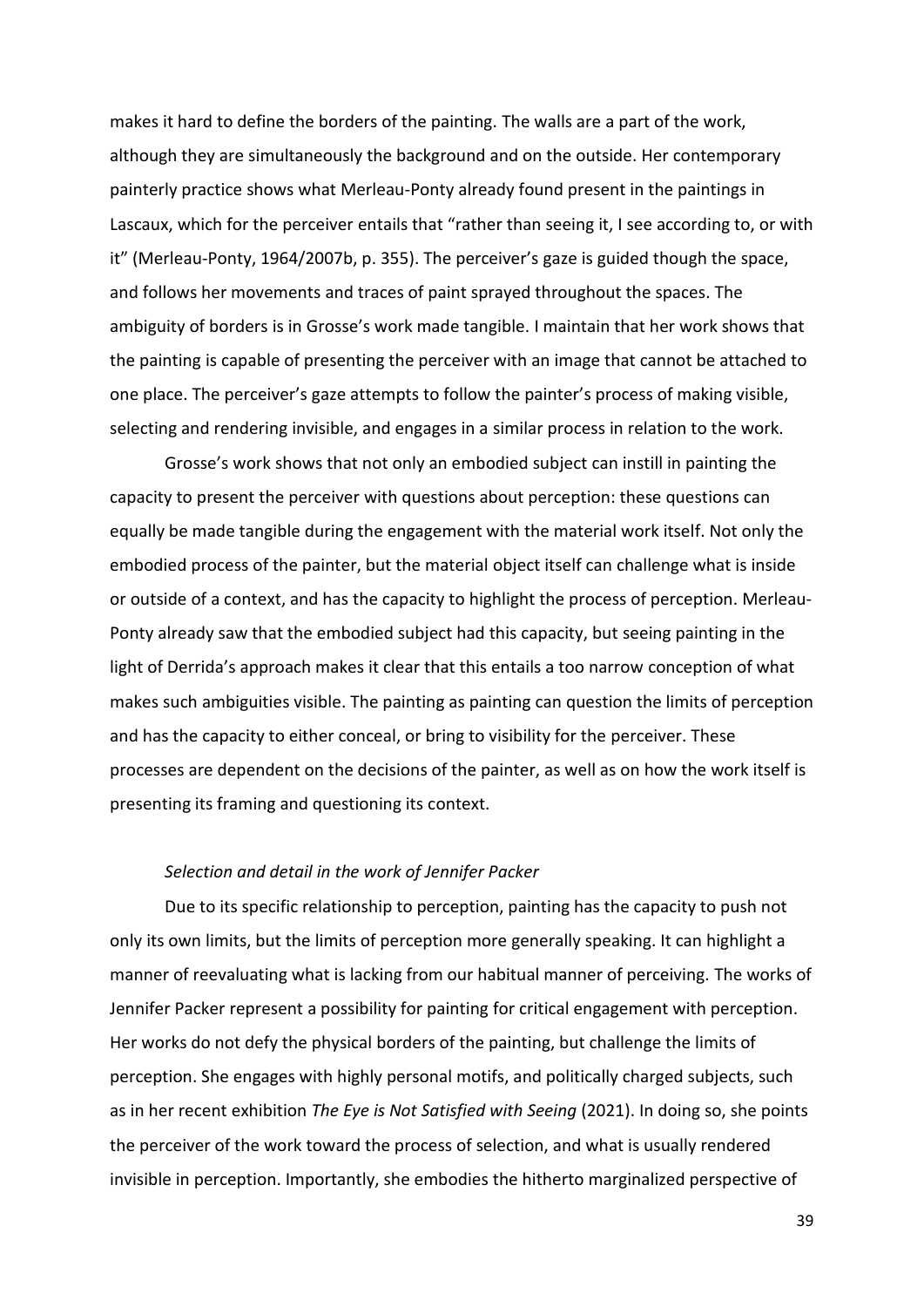makes it hard to define the borders of the painting. The walls are a part of the work, although they are simultaneously the background and on the outside. Her contemporary painterly practice shows what Merleau-Ponty already found present in the paintings in Lascaux, which for the perceiver entails that "rather than seeing it, I see according to, or with it" (Merleau-Ponty, 1964/2007b, p. 355). The perceiver's gaze is guided though the space, and follows her movements and traces of paint sprayed throughout the spaces. The ambiguity of borders is in Grosse's work made tangible. I maintain that her work shows that the painting is capable of presenting the perceiver with an image that cannot be attached to one place. The perceiver's gaze attempts to follow the painter's process of making visible, selecting and rendering invisible, and engages in a similar process in relation to the work.

Grosse's work shows that not only an embodied subject can instill in painting the capacity to present the perceiver with questions about perception: these questions can equally be made tangible during the engagement with the material work itself. Not only the embodied process of the painter, but the material object itself can challenge what is inside or outside of a context, and has the capacity to highlight the process of perception. Merleau-Ponty already saw that the embodied subject had this capacity, but seeing painting in the light of Derrida's approach makes it clear that this entails a too narrow conception of what makes such ambiguities visible. The painting as painting can question the limits of perception and has the capacity to either conceal, or bring to visibility for the perceiver. These processes are dependent on the decisions of the painter, as well as on how the work itself is presenting its framing and questioning its context.

*Selection and detail in the work of Jennifer Packer*

Due to its specific relationship to perception, painting has the capacity to push not only its own limits, but the limits of perception more generally speaking. It can highlight a manner of reevaluating what is lacking from our habitual manner of perceiving. The works of Jennifer Packer represent a possibility for painting for critical engagement with perception. Her works do not defy the physical borders of the painting, but challenge the limits of perception. She engages with highly personal motifs, and politically charged subjects, such as in her recent exhibition *The Eye is Not Satisfied with Seeing* (2021). In doing so, she points the perceiver of the work toward the process of selection, and what is usually rendered invisible in perception. Importantly, she embodies the hitherto marginalized perspective of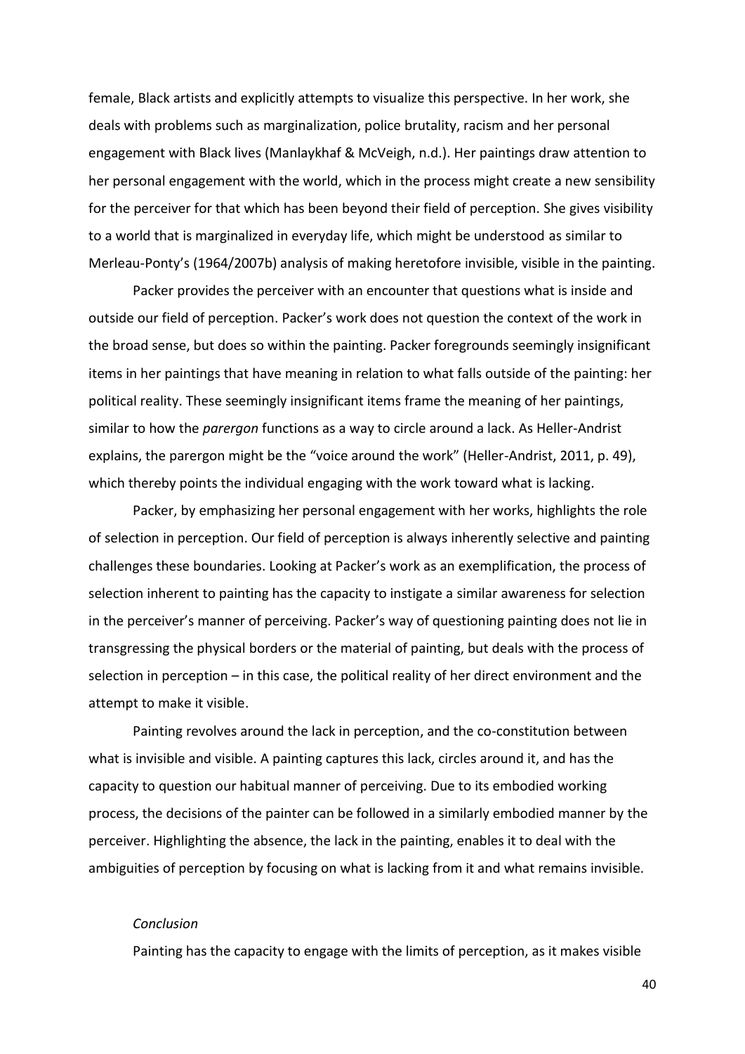female, Black artists and explicitly attempts to visualize this perspective. In her work, she deals with problems such as marginalization, police brutality, racism and her personal engagement with Black lives (Manlaykhaf & McVeigh, n.d.). Her paintings draw attention to her personal engagement with the world, which in the process might create a new sensibility for the perceiver for that which has been beyond their field of perception. She gives visibility to a world that is marginalized in everyday life, which might be understood as similar to Merleau-Ponty's (1964/2007b) analysis of making heretofore invisible, visible in the painting.

Packer provides the perceiver with an encounter that questions what is inside and outside our field of perception. Packer's work does not question the context of the work in the broad sense, but does so within the painting. Packer foregrounds seemingly insignificant items in her paintings that have meaning in relation to what falls outside of the painting: her political reality. These seemingly insignificant items frame the meaning of her paintings, similar to how the *parergon* functions as a way to circle around a lack. As Heller-Andrist explains, the parergon might be the "voice around the work" (Heller-Andrist, 2011, p. 49), which thereby points the individual engaging with the work toward what is lacking.

Packer, by emphasizing her personal engagement with her works, highlights the role of selection in perception. Our field of perception is always inherently selective and painting challenges these boundaries. Looking at Packer's work as an exemplification, the process of selection inherent to painting has the capacity to instigate a similar awareness for selection in the perceiver's manner of perceiving. Packer's way of questioning painting does not lie in transgressing the physical borders or the material of painting, but deals with the process of selection in perception – in this case, the political reality of her direct environment and the attempt to make it visible.

Painting revolves around the lack in perception, and the co-constitution between what is invisible and visible. A painting captures this lack, circles around it, and has the capacity to question our habitual manner of perceiving. Due to its embodied working process, the decisions of the painter can be followed in a similarly embodied manner by the perceiver. Highlighting the absence, the lack in the painting, enables it to deal with the ambiguities of perception by focusing on what is lacking from it and what remains invisible.

### *Conclusion*

Painting has the capacity to engage with the limits of perception, as it makes visible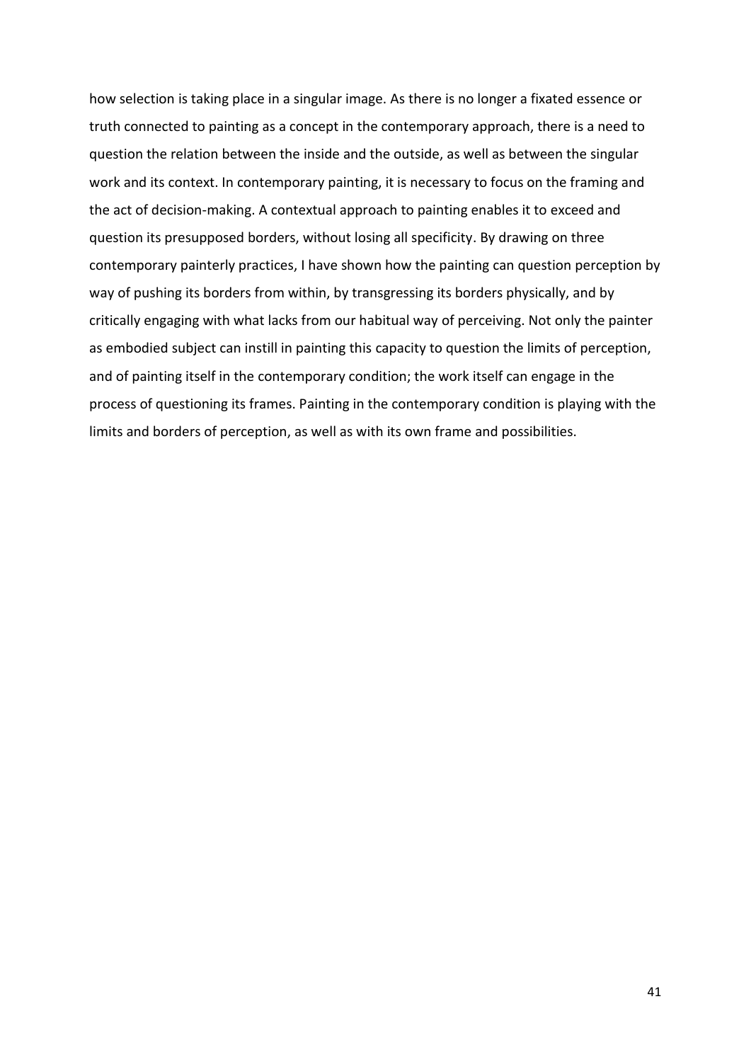how selection is taking place in a singular image. As there is no longer a fixated essence or truth connected to painting as a concept in the contemporary approach, there is a need to question the relation between the inside and the outside, as well as between the singular work and its context. In contemporary painting, it is necessary to focus on the framing and the act of decision-making. A contextual approach to painting enables it to exceed and question its presupposed borders, without losing all specificity. By drawing on three contemporary painterly practices, I have shown how the painting can question perception by way of pushing its borders from within, by transgressing its borders physically, and by critically engaging with what lacks from our habitual way of perceiving. Not only the painter as embodied subject can instill in painting this capacity to question the limits of perception, and of painting itself in the contemporary condition; the work itself can engage in the process of questioning its frames. Painting in the contemporary condition is playing with the limits and borders of perception, as well as with its own frame and possibilities.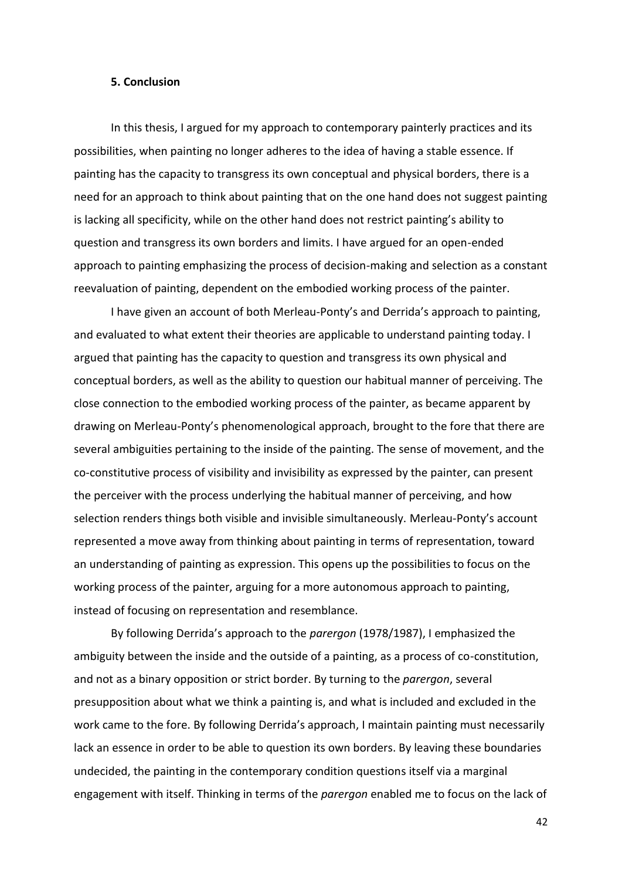### 5. Conclusion

In this thesis, I argued for my approach to contemporary painterly practices and its possibilities, when painting no longer adheres to the idea of having a stable essence. If painting has the capacity to transgress its own conceptual and physical borders, there is a need for an approach to think about painting that on the one hand does not suggest painting is lacking all specificity, while on the other hand does not restrict painting's ability to question and transgress its own borders and limits. I have argued for an open-ended approach to painting emphasizing the process of decision-making and selection as a constant reevaluation of painting, dependent on the embodied working process of the painter.

I have given an account of both Merleau-Ponty's and Derrida's approach to painting, and evaluated to what extent their theories are applicable to understand painting today. I argued that painting has the capacity to question and transgress its own physical and conceptual borders, as well as the ability to question our habitual manner of perceiving. The close connection to the embodied working process of the painter, as became apparent by drawing on Merleau-Ponty's phenomenological approach, brought to the fore that there are several ambiguities pertaining to the inside of the painting. The sense of movement, and the co-constitutive process of visibility and invisibility as expressed by the painter, can present the perceiver with the process underlying the habitual manner of perceiving, and how selection renders things both visible and invisible simultaneously. Merleau-Ponty's account represented a move away from thinking about painting in terms of representation, toward an understanding of painting as expression. This opens up the possibilities to focus on the working process of the painter, arguing for a more autonomous approach to painting, instead of focusing on representation and resemblance.

By following Derrida's approach to the *parergon* (1978/1987), I emphasized the ambiguity between the inside and the outside of a painting, as a process of co-constitution, and not as a binary opposition or strict border. By turning to the *parergon*, several presupposition about what we think a painting is, and what is included and excluded in the work came to the fore. By following Derrida's approach, I maintain painting must necessarily lack an essence in order to be able to question its own borders. By leaving these boundaries undecided, the painting in the contemporary condition questions itself via a marginal engagement with itself. Thinking in terms of the *parergon* enabled me to focus on the lack of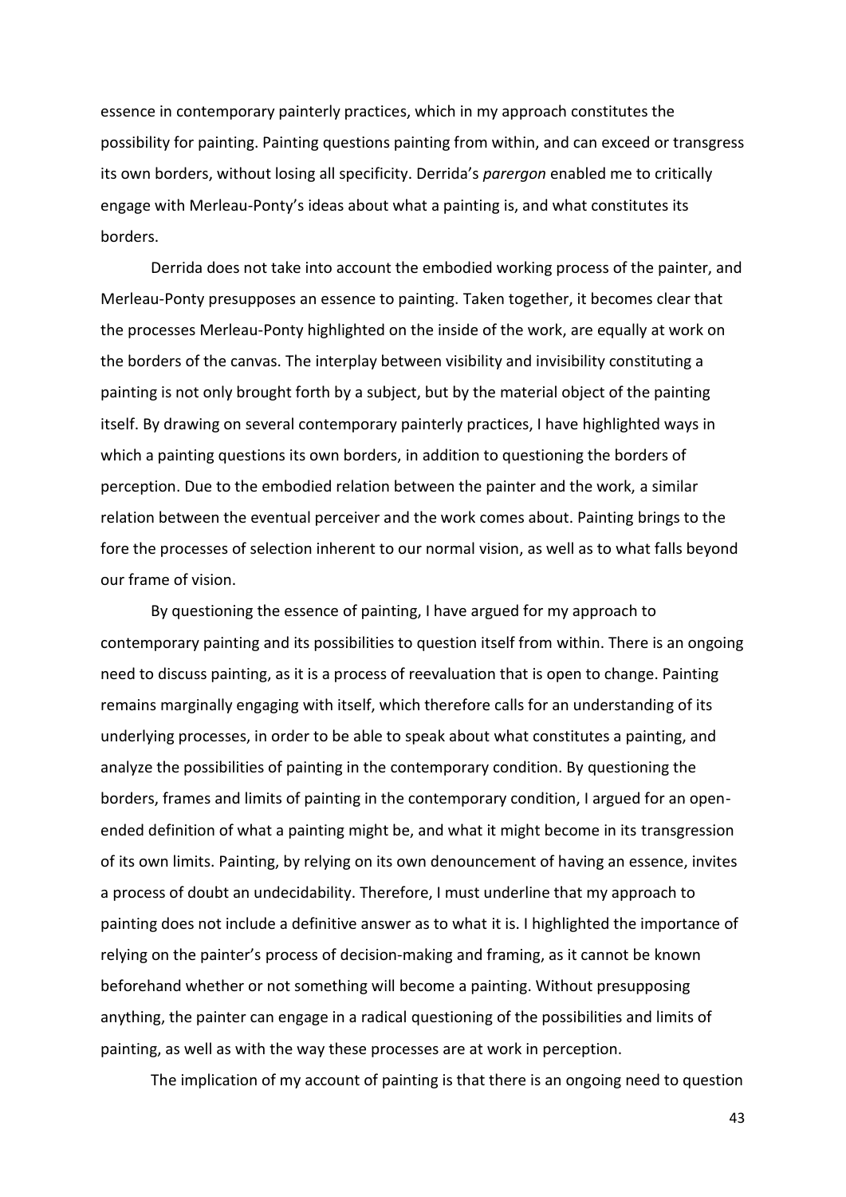essence in contemporary painterly practices, which in my approach constitutes the possibility for painting. Painting questions painting from within, and can exceed or transgress its own borders, without losing all specificity. Derrida's *parergon* enabled me to critically engage with Merleau-Ponty's ideas about what a painting is, and what constitutes its borders.

Derrida does not take into account the embodied working process of the painter, and Merleau-Ponty presupposes an essence to painting. Taken together, it becomes clear that the processes Merleau-Ponty highlighted on the inside of the work, are equally at work on the borders of the canvas. The interplay between visibility and invisibility constituting a painting is not only brought forth by a subject, but by the material object of the painting itself. By drawing on several contemporary painterly practices, I have highlighted ways in which a painting questions its own borders, in addition to questioning the borders of perception. Due to the embodied relation between the painter and the work, a similar relation between the eventual perceiver and the work comes about. Painting brings to the fore the processes of selection inherent to our normal vision, as well as to what falls beyond our frame of vision.

By questioning the essence of painting, I have argued for my approach to contemporary painting and its possibilities to question itself from within. There is an ongoing need to discuss painting, as it is a process of reevaluation that is open to change. Painting remains marginally engaging with itself, which therefore calls for an understanding of its underlying processes, in order to be able to speak about what constitutes a painting, and analyze the possibilities of painting in the contemporary condition. By questioning the borders, frames and limits of painting in the contemporary condition, I argued for an open-ended definition of what a painting might be, and what it might become in its transgression of its own limits. Painting, by relying on its own denouncement of having an essence, invites a process of doubt an undecidability. Therefore, I must underline that my approach to painting does not include a definitive answer as to what it is. I highlighted the importance of relying on the painter's process of decision-making and framing, as it cannot be known beforehand whether or not something will become a painting. Without presupposing anything, the painter can engage in a radical questioning of the possibilities and limits of painting, as well as with the way these processes are at work in perception.

The implication of my account of painting is that there is an ongoing need to question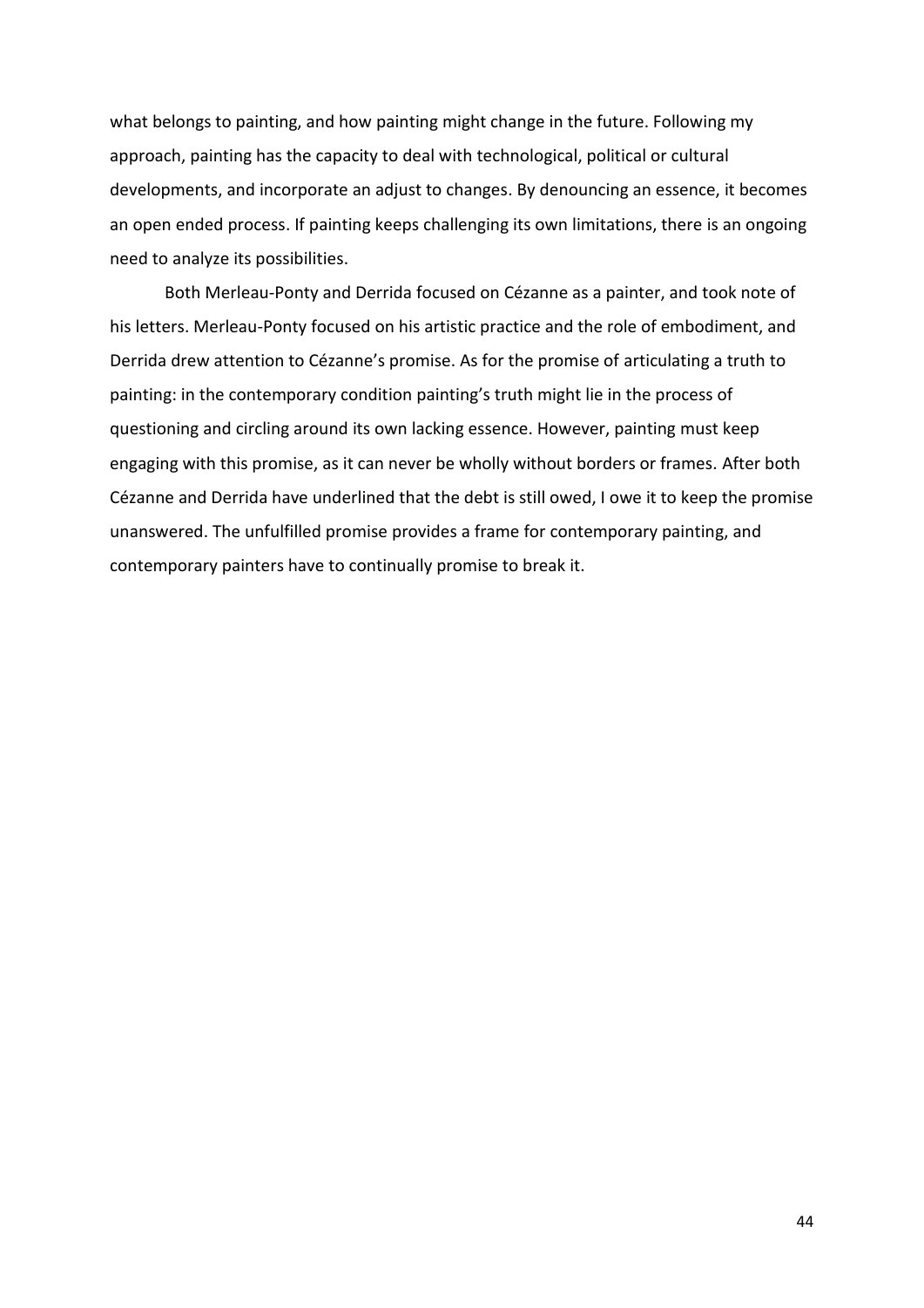what belongs to painting, and how painting might change in the future. Following my approach, painting has the capacity to deal with technological, political or cultural developments, and incorporate an adjust to changes. By denouncing an essence, it becomes an open ended process. If painting keeps challenging its own limitations, there is an ongoing need to analyze its possibilities.

Both Merleau-Ponty and Derrida focused on Cézanne as a painter, and took note of his letters. Merleau-Ponty focused on his artistic practice and the role of embodiment, and Derrida drew attention to Cézanne's promise. As for the promise of articulating a truth to painting: in the contemporary condition painting's truth might lie in the process of questioning and circling around its own lacking essence. However, painting must keep engaging with this promise, as it can never be wholly without borders or frames. After both Cézanne and Derrida have underlined that the debt is still owed, I owe it to keep the promise unanswered. The unfulfilled promise provides a frame for contemporary painting, and contemporary painters have to continually promise to break it.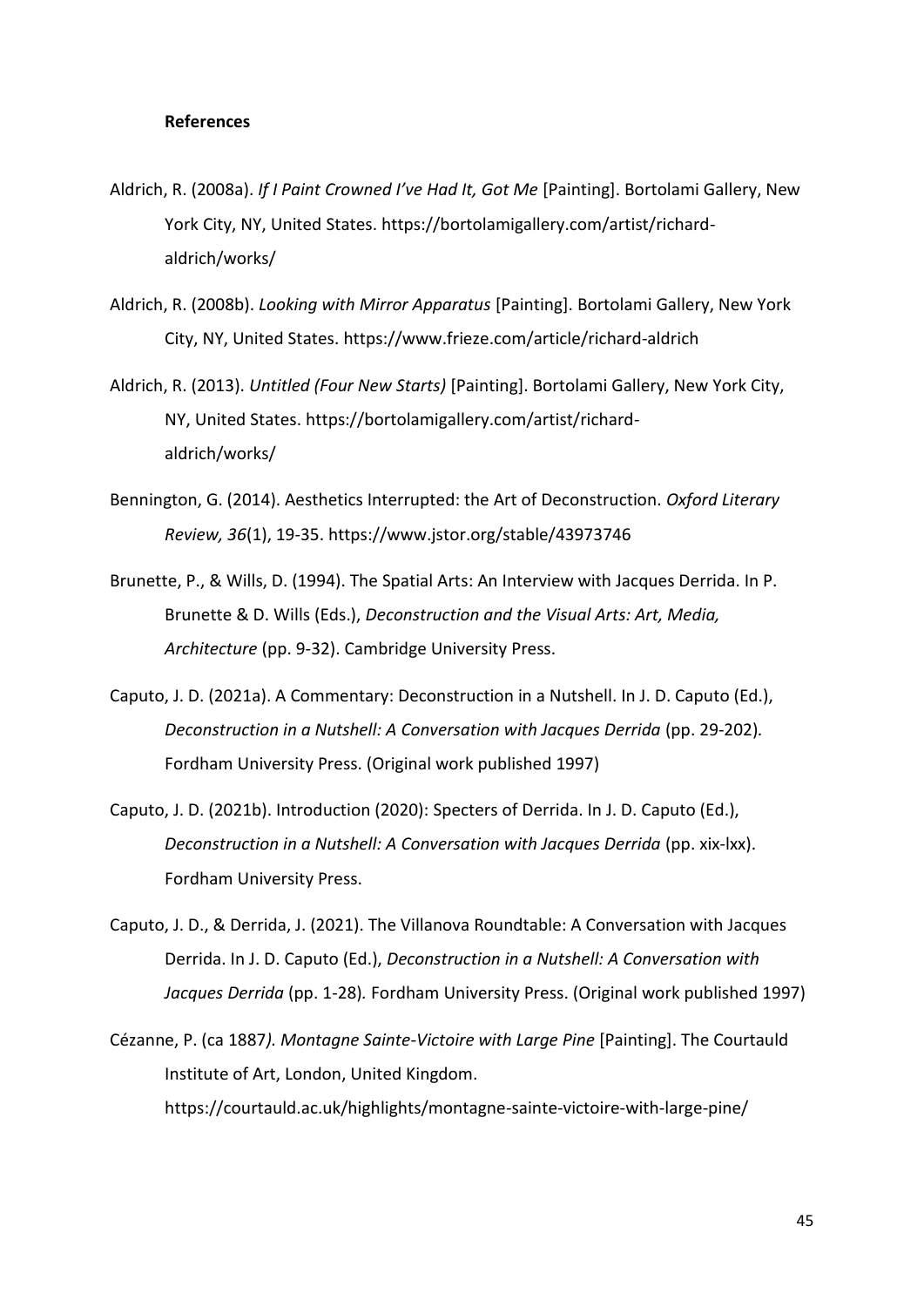**References**

Aldrich, R. (2008a). *If I Paint Crowned I've Had It, Got Me* [Painting]. Bortolami Gallery, New York City, NY, United States. https://bortolamigallery.com/artist/richard-aldrich/works/

Aldrich, R. (2008b). *Looking with Mirror Apparatus* [Painting]. Bortolami Gallery, New York City, NY, United States. https://www.frieze.com/article/richard-aldrich

Aldrich, R. (2013). *Untitled (Four New Starts)* [Painting]. Bortolami Gallery, New York City, NY, United States. https://bortolamigallery.com/artist/richard-aldrich/works/

Bennington, G. (2014). Aesthetics Interrupted: the Art of Deconstruction. *Oxford Literary Review, 36*(1), 19-35. https://www.jstor.org/stable/43973746

Brunette, P., & Wills, D. (1994). The Spatial Arts: An Interview with Jacques Derrida. In P. Brunette & D. Wills (Eds.), *Deconstruction and the Visual Arts: Art, Media, Architecture* (pp. 9-32). Cambridge University Press.

Caputo, J. D. (2021a). A Commentary: Deconstruction in a Nutshell. In J. D. Caputo (Ed.), *Deconstruction in a Nutshell: A Conversation with Jacques Derrida* (pp. 29-202). Fordham University Press. (Original work published 1997)

Caputo, J. D. (2021b). Introduction (2020): Specters of Derrida. In J. D. Caputo (Ed.), *Deconstruction in a Nutshell: A Conversation with Jacques Derrida* (pp. xix-lxx). Fordham University Press.

Caputo, J. D., & Derrida, J. (2021). The Villanova Roundtable: A Conversation with Jacques Derrida. In J. D. Caputo (Ed.), *Deconstruction in a Nutshell: A Conversation with Jacques Derrida* (pp. 1-28). Fordham University Press. (Original work published 1997)

Cézanne, P. (ca 1887*). Montagne Sainte-Victoire with Large Pine* [Painting]. The Courtauld Institute of Art, London, United Kingdom. https://courtauld.ac.uk/highlights/montagne-sainte-victoire-with-large-pine/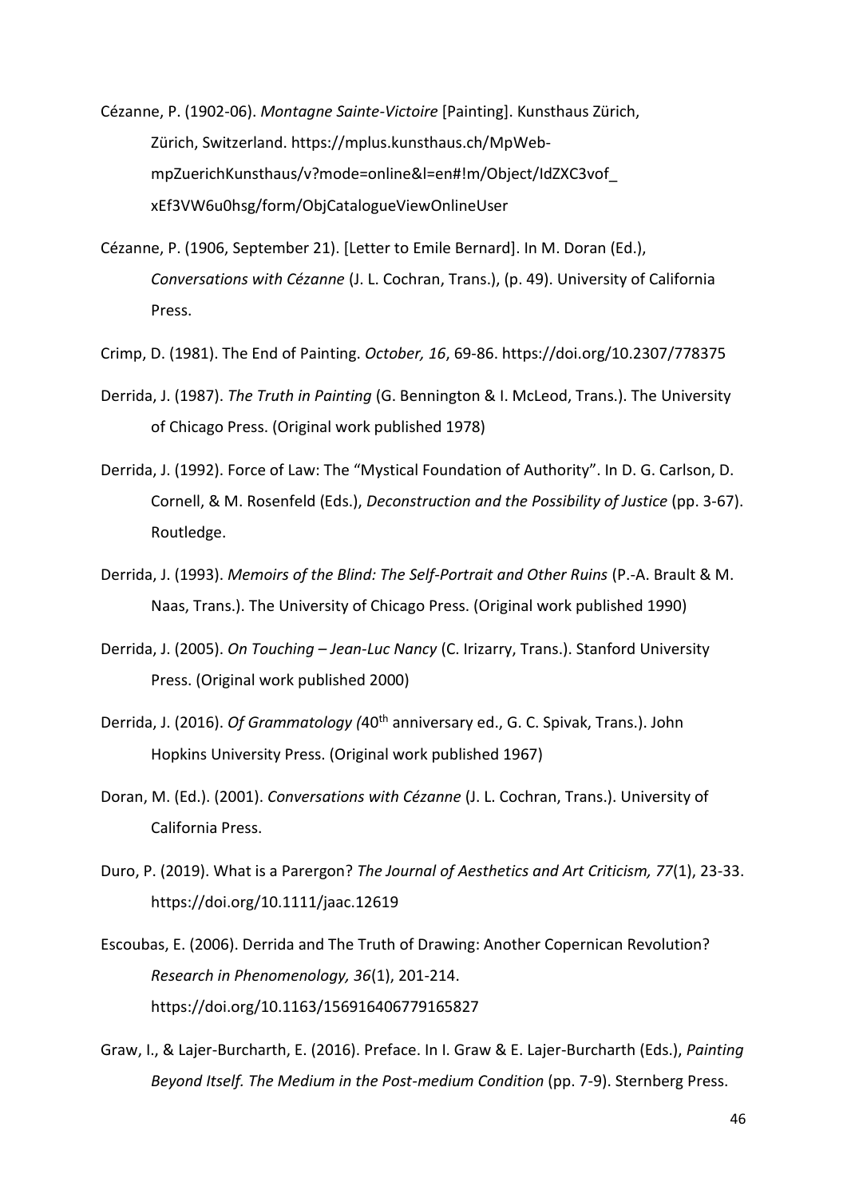Cézanne, P. (1902-06). *Montagne Sainte-Victoire* [Painting]. Kunsthaus Zürich, Zürich, Switzerland. https://mplus.kunsthaus.ch/MpWeb-mpZuerichKunsthaus/v?mode=online&l=en#!m/Object/IdZXC3vof_xEf3VW6u0hsg/form/ObjCatalogueViewOnlineUser

Cézanne, P. (1906, September 21). [Letter to Emile Bernard]. In M. Doran (Ed.), *Conversations with Cézanne* (J. L. Cochran, Trans.), (p. 49). University of California Press.

Crimp, D. (1981). The End of Painting. *October, 16*, 69-86. https://doi.org/10.2307/778375

Derrida, J. (1987). *The Truth in Painting* (G. Bennington & I. McLeod, Trans.). The University of Chicago Press. (Original work published 1978)

Derrida, J. (1992). Force of Law: The "Mystical Foundation of Authority". In D. G. Carlson, D. Cornell, & M. Rosenfeld (Eds.), *Deconstruction and the Possibility of Justice* (pp. 3-67). Routledge.

Derrida, J. (1993). *Memoirs of the Blind: The Self-Portrait and Other Ruins* (P.-A. Brault & M. Naas, Trans.). The University of Chicago Press. (Original work published 1990)

Derrida, J. (2005). *On Touching – Jean-Luc Nancy* (C. Irizarry, Trans.). Stanford University Press. (Original work published 2000)

Derrida, J. (2016). *Of Grammatology (*40th anniversary ed., G. C. Spivak, Trans.). John Hopkins University Press. (Original work published 1967)

Doran, M. (Ed.). (2001). *Conversations with Cézanne* (J. L. Cochran, Trans.). University of California Press.

Duro, P. (2019). What is a Parergon? *The Journal of Aesthetics and Art Criticism, 77*(1), 23-33. https://doi.org/10.1111/jaac.12619

Escoubas, E. (2006). Derrida and The Truth of Drawing: Another Copernican Revolution? *Research in Phenomenology, 36*(1), 201-214. https://doi.org/10.1163/156916406779165827

Graw, I., & Lajer-Burcharth, E. (2016). Preface. In I. Graw & E. Lajer-Burcharth (Eds.), *Painting Beyond Itself. The Medium in the Post-medium Condition* (pp. 7-9). Sternberg Press.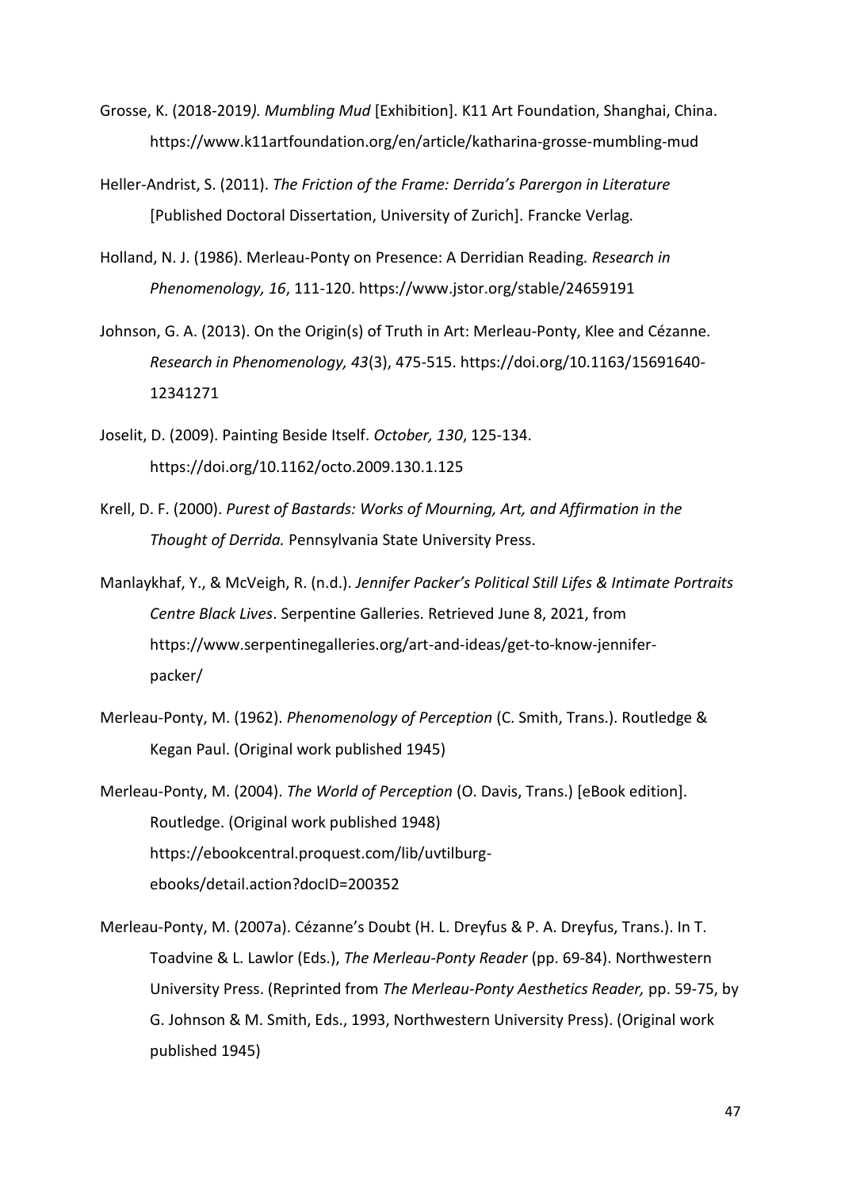Grosse, K. (2018-2019*). Mumbling Mud* [Exhibition]. K11 Art Foundation, Shanghai, China. https://www.k11artfoundation.org/en/article/katharina-grosse-mumbling-mud

Heller-Andrist, S. (2011). *The Friction of the Frame: Derrida's Parergon in Literature* [Published Doctoral Dissertation, University of Zurich]. Francke Verlag.

Holland, N. J. (1986). Merleau-Ponty on Presence: A Derridian Reading. *Research in Phenomenology, 16*, 111-120. https://www.jstor.org/stable/24659191

Johnson, G. A. (2013). On the Origin(s) of Truth in Art: Merleau-Ponty, Klee and Cézanne. *Research in Phenomenology, 43*(3), 475-515. https://doi.org/10.1163/15691640-12341271

Joselit, D. (2009). Painting Beside Itself. *October, 130*, 125-134. https://doi.org/10.1162/octo.2009.130.1.125

Krell, D. F. (2000). *Purest of Bastards: Works of Mourning, Art, and Affirmation in the Thought of Derrida.* Pennsylvania State University Press.

Manlaykhaf, Y., & McVeigh, R. (n.d.). *Jennifer Packer's Political Still Lifes & Intimate Portraits Centre Black Lives*. Serpentine Galleries. Retrieved June 8, 2021, from https://www.serpentinegalleries.org/art-and-ideas/get-to-know-jennifer-packer/

Merleau-Ponty, M. (1962). *Phenomenology of Perception* (C. Smith, Trans.). Routledge & Kegan Paul. (Original work published 1945)

Merleau-Ponty, M. (2004). *The World of Perception* (O. Davis, Trans.) [eBook edition]. Routledge. (Original work published 1948) https://ebookcentral.proquest.com/lib/uvtilburg-ebooks/detail.action?docID=200352

Merleau-Ponty, M. (2007a). Cézanne's Doubt (H. L. Dreyfus & P. A. Dreyfus, Trans.). In T. Toadvine & L. Lawlor (Eds.), *The Merleau-Ponty Reader* (pp. 69-84). Northwestern University Press. (Reprinted from *The Merleau-Ponty Aesthetics Reader,* pp. 59-75, by G. Johnson & M. Smith, Eds., 1993, Northwestern University Press). (Original work published 1945)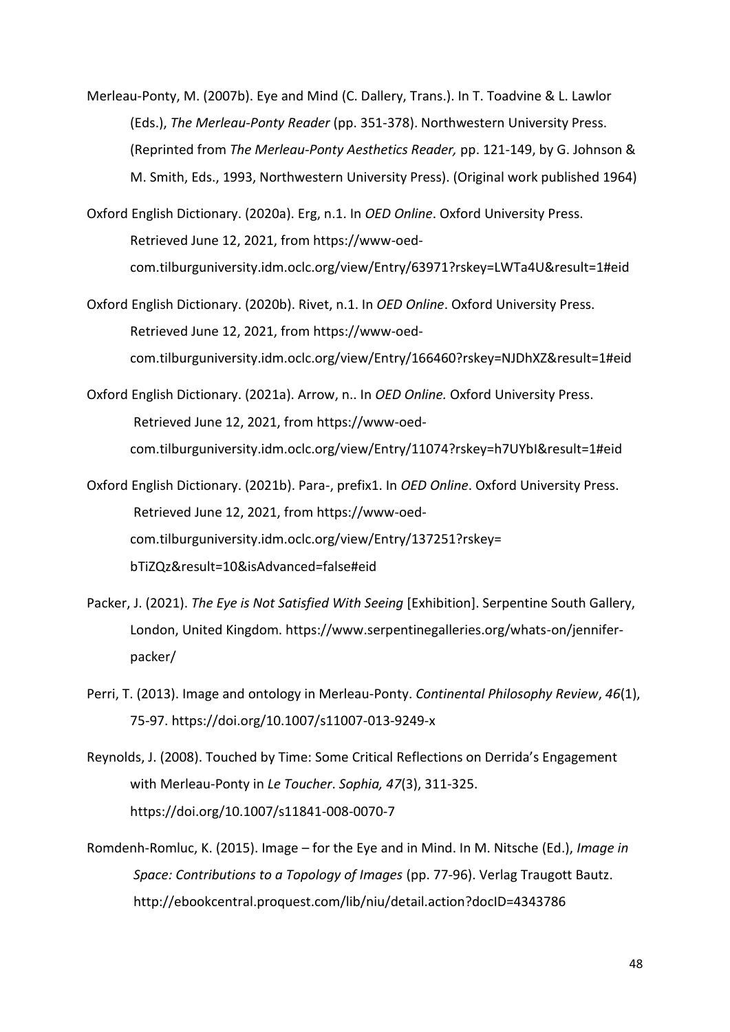Merleau-Ponty, M. (2007b). Eye and Mind (C. Dallery, Trans.). In T. Toadvine & L. Lawlor (Eds.), *The Merleau-Ponty Reader* (pp. 351-378). Northwestern University Press. (Reprinted from *The Merleau-Ponty Aesthetics Reader,* pp. 121-149, by G. Johnson & M. Smith, Eds., 1993, Northwestern University Press). (Original work published 1964)

Oxford English Dictionary. (2020a). Erg, n.1. In *OED Online*. Oxford University Press. Retrieved June 12, 2021, from https://www-oed-com.tilburguniversity.idm.oclc.org/view/Entry/63971?rskey=LWTa4U&result=1#eid

Oxford English Dictionary. (2020b). Rivet, n.1. In *OED Online*. Oxford University Press. Retrieved June 12, 2021, from https://www-oed-com.tilburguniversity.idm.oclc.org/view/Entry/166460?rskey=NJDhXZ&result=1#eid

Oxford English Dictionary. (2021a). Arrow, n.. In *OED Online.* Oxford University Press. Retrieved June 12, 2021, from https://www-oed-com.tilburguniversity.idm.oclc.org/view/Entry/11074?rskey=h7UYbI&result=1#eid

Oxford English Dictionary. (2021b). Para-, prefix1. In *OED Online*. Oxford University Press. Retrieved June 12, 2021, from https://www-oed-com.tilburguniversity.idm.oclc.org/view/Entry/137251?rskey=bTiZQz&result=10&isAdvanced=false#eid

Packer, J. (2021). *The Eye is Not Satisfied With Seeing* [Exhibition]. Serpentine South Gallery, London, United Kingdom. https://www.serpentinegalleries.org/whats-on/jennifer-packer/

Perri, T. (2013). Image and ontology in Merleau-Ponty. *Continental Philosophy Review*, *46*(1), 75-97. https://doi.org/10.1007/s11007-013-9249-x

Reynolds, J. (2008). Touched by Time: Some Critical Reflections on Derrida's Engagement with Merleau-Ponty in *Le Toucher*. *Sophia, 47*(3), 311-325. https://doi.org/10.1007/s11841-008-0070-7

Romdenh-Romluc, K. (2015). Image – for the Eye and in Mind. In M. Nitsche (Ed.), *Image in Space: Contributions to a Topology of Images* (pp. 77-96). Verlag Traugott Bautz. http://ebookcentral.proquest.com/lib/niu/detail.action?docID=4343786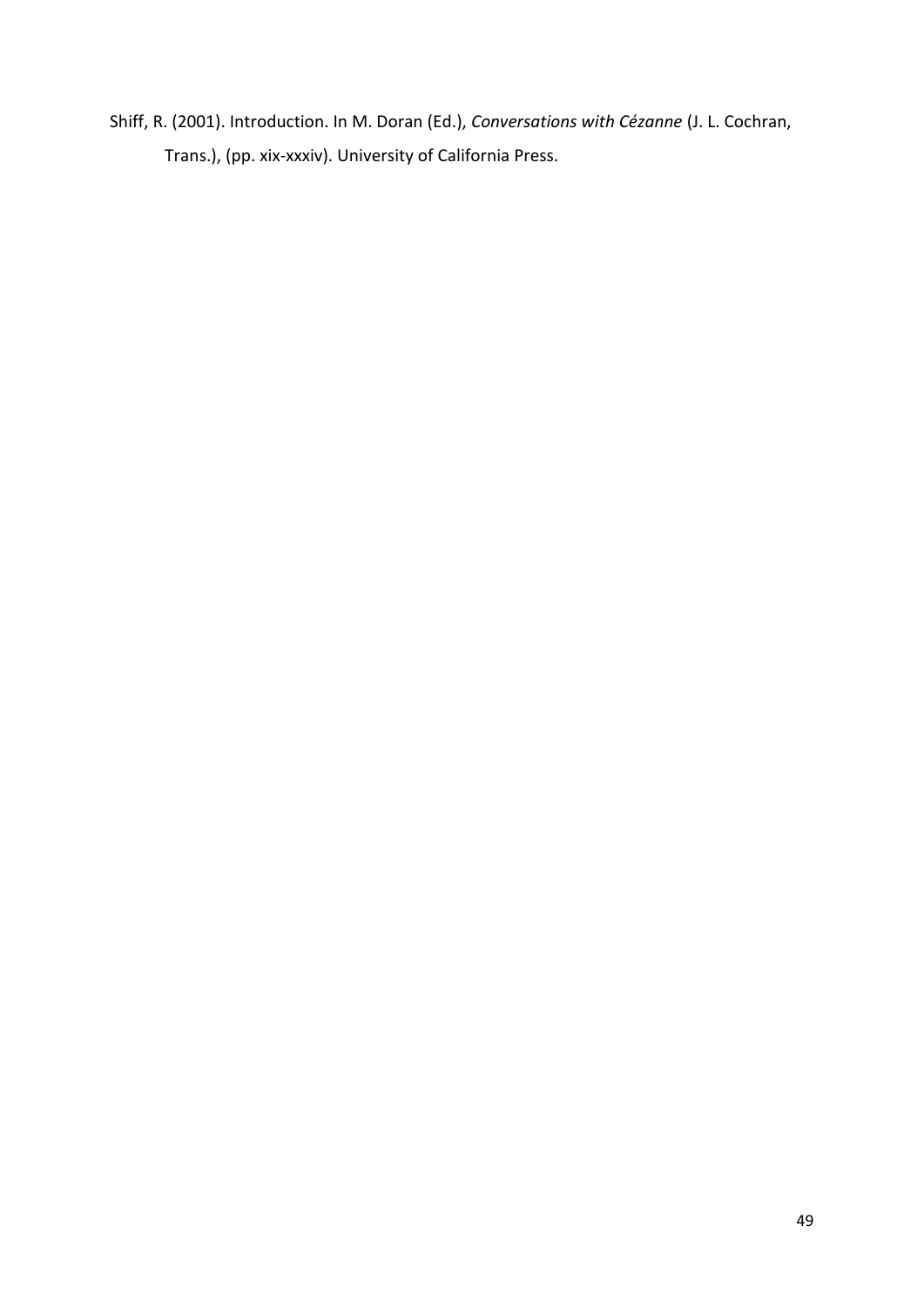Shiff, R. (2001). Introduction. In M. Doran (Ed.), *Conversations with Cézanne* (J. L. Cochran, Trans.), (pp. xix-xxxiv). University of California Press.